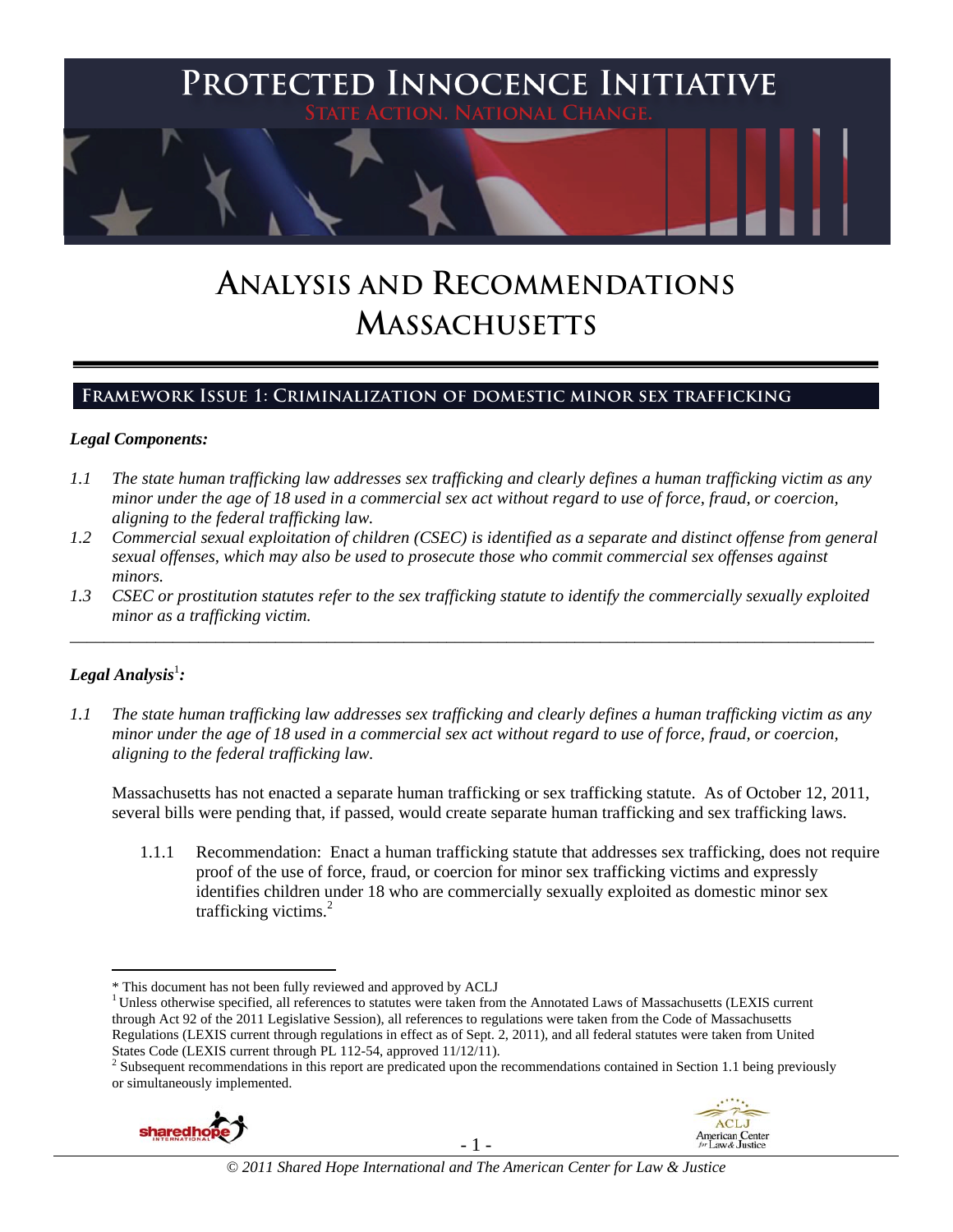# PROTECTED INNOCENCE INITIATIVE

STATE ACTION. NATIONAL CHANGE.

# ANALYSIS AND RECOMMENDATIONS MASSACHUSETTS

## FRAMEWORK ISSUE 1: CRIMINALIZATION OF DOMESTIC MINOR SEX TRAFFICKING

### *Legal Components:*

*1.1 The state human trafficking law addresses sex trafficking and clearly defines a human trafficking victim as any minor under the age of 18 used in a commercial sex act without regard to use of force, fraud, or coercion, aligning to the federal trafficking law.*

*1.2 Commercial sexual exploitation of children (CSEC) is identified as a separate and distinct offense from general sexual offenses, which may also be used to prosecute those who commit commercial sex offenses against minors.*

*1.3 CSEC or prostitution statutes refer to the sex trafficking statute to identify the commercially sexually exploited minor as a trafficking victim.*

---

### *Legal Analysis*[1]*:*

*1.1 The state human trafficking law addresses sex trafficking and clearly defines a human trafficking victim as any minor under the age of 18 used in a commercial sex act without regard to use of force, fraud, or coercion, aligning to the federal trafficking law.*

Massachusetts has not enacted a separate human trafficking or sex trafficking statute. As of October 12, 2011, several bills were pending that, if passed, would create separate human trafficking and sex trafficking laws.

1.1.1 Recommendation: Enact a human trafficking statute that addresses sex trafficking, does not require proof of the use of force, fraud, or coercion for minor sex trafficking victims and expressly identifies children under 18 who are commercially sexually exploited as domestic minor sex trafficking victims.[2]

---

\* This document has not been fully reviewed and approved by ACLJ

[1] Unless otherwise specified, all references to statutes were taken from the Annotated Laws of Massachusetts (LEXIS current through Act 92 of the 2011 Legislative Session), all references to regulations were taken from the Code of Massachusetts Regulations (LEXIS current through regulations in effect as of Sept. 2, 2011), and all federal statutes were taken from United States Code (LEXIS current through PL 112-54, approved 11/12/11).

[2] Subsequent recommendations in this report are predicated upon the recommendations contained in Section 1.1 being previously or simultaneously implemented.

*© 2011 Shared Hope International and The American Center for Law & Justice*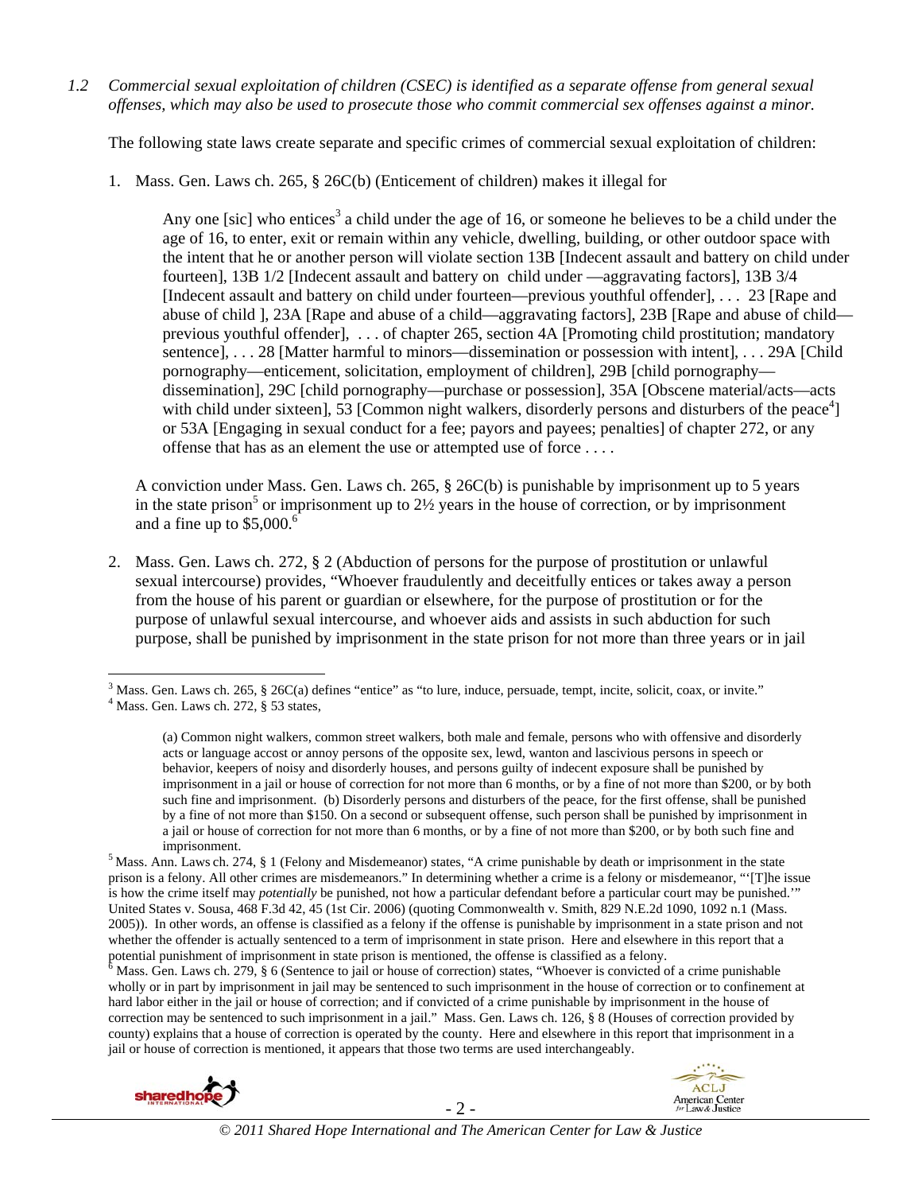*1.2 Commercial sexual exploitation of children (CSEC) is identified as a separate offense from general sexual offenses, which may also be used to prosecute those who commit commercial sex offenses against a minor.*

The following state laws create separate and specific crimes of commercial sexual exploitation of children:

1. Mass. Gen. Laws ch. 265, § 26C(b) (Enticement of children) makes it illegal for

   > Any one [sic] who entices[3] a child under the age of 16, or someone he believes to be a child under the age of 16, to enter, exit or remain within any vehicle, dwelling, building, or other outdoor space with the intent that he or another person will violate section 13B [Indecent assault and battery on child under fourteen], 13B 1/2 [Indecent assault and battery on child under —aggravating factors], 13B 3/4 [Indecent assault and battery on child under fourteen—previous youthful offender], . . . 23 [Rape and abuse of child ], 23A [Rape and abuse of a child—aggravating factors], 23B [Rape and abuse of child—previous youthful offender], . . . of chapter 265, section 4A [Promoting child prostitution; mandatory sentence], . . . 28 [Matter harmful to minors—dissemination or possession with intent], . . . 29A [Child pornography—enticement, solicitation, employment of children], 29B [child pornography—dissemination], 29C [child pornography—purchase or possession], 35A [Obscene material/acts—acts with child under sixteen], 53 [Common night walkers, disorderly persons and disturbers of the peace[4]] or 53A [Engaging in sexual conduct for a fee; payors and payees; penalties] of chapter 272, or any offense that has as an element the use or attempted use of force . . . .

   A conviction under Mass. Gen. Laws ch. 265, § 26C(b) is punishable by imprisonment up to 5 years in the state prison[5] or imprisonment up to 2½ years in the house of correction, or by imprisonment and a fine up to $5,000.[6]

2. Mass. Gen. Laws ch. 272, § 2 (Abduction of persons for the purpose of prostitution or unlawful sexual intercourse) provides, "Whoever fraudulently and deceitfully entices or takes away a person from the house of his parent or guardian or elsewhere, for the purpose of prostitution or for the purpose of unlawful sexual intercourse, and whoever aids and assists in such abduction for such purpose, shall be punished by imprisonment in the state prison for not more than three years or in jail

---

[3] Mass. Gen. Laws ch. 265, § 26C(a) defines "entice" as "to lure, induce, persuade, tempt, incite, solicit, coax, or invite."

[4] Mass. Gen. Laws ch. 272, § 53 states,

> (a) Common night walkers, common street walkers, both male and female, persons who with offensive and disorderly acts or language accost or annoy persons of the opposite sex, lewd, wanton and lascivious persons in speech or behavior, keepers of noisy and disorderly houses, and persons guilty of indecent exposure shall be punished by imprisonment in a jail or house of correction for not more than 6 months, or by a fine of not more than $200, or by both such fine and imprisonment. (b) Disorderly persons and disturbers of the peace, for the first offense, shall be punished by a fine of not more than $150. On a second or subsequent offense, such person shall be punished by imprisonment in a jail or house of correction for not more than 6 months, or by a fine of not more than $200, or by both such fine and imprisonment.

[5] Mass. Ann. Laws ch. 274, § 1 (Felony and Misdemeanor) states, "A crime punishable by death or imprisonment in the state prison is a felony. All other crimes are misdemeanors." In determining whether a crime is a felony or misdemeanor, "'[T]he issue is how the crime itself may *potentially* be punished, not how a particular defendant before a particular court may be punished.'" United States v. Sousa, 468 F.3d 42, 45 (1st Cir. 2006) (quoting Commonwealth v. Smith, 829 N.E.2d 1090, 1092 n.1 (Mass. 2005)). In other words, an offense is classified as a felony if the offense is punishable by imprisonment in a state prison and not whether the offender is actually sentenced to a term of imprisonment in state prison. Here and elsewhere in this report that a potential punishment of imprisonment in state prison is mentioned, the offense is classified as a felony.

[6] Mass. Gen. Laws ch. 279, § 6 (Sentence to jail or house of correction) states, "Whoever is convicted of a crime punishable wholly or in part by imprisonment in jail may be sentenced to such imprisonment in the house of correction or to confinement at hard labor either in the jail or house of correction; and if convicted of a crime punishable by imprisonment in the house of correction may be sentenced to such imprisonment in a jail." Mass. Gen. Laws ch. 126, § 8 (Houses of correction provided by county) explains that a house of correction is operated by the county. Here and elsewhere in this report that imprisonment in a jail or house of correction is mentioned, it appears that those two terms are used interchangeably.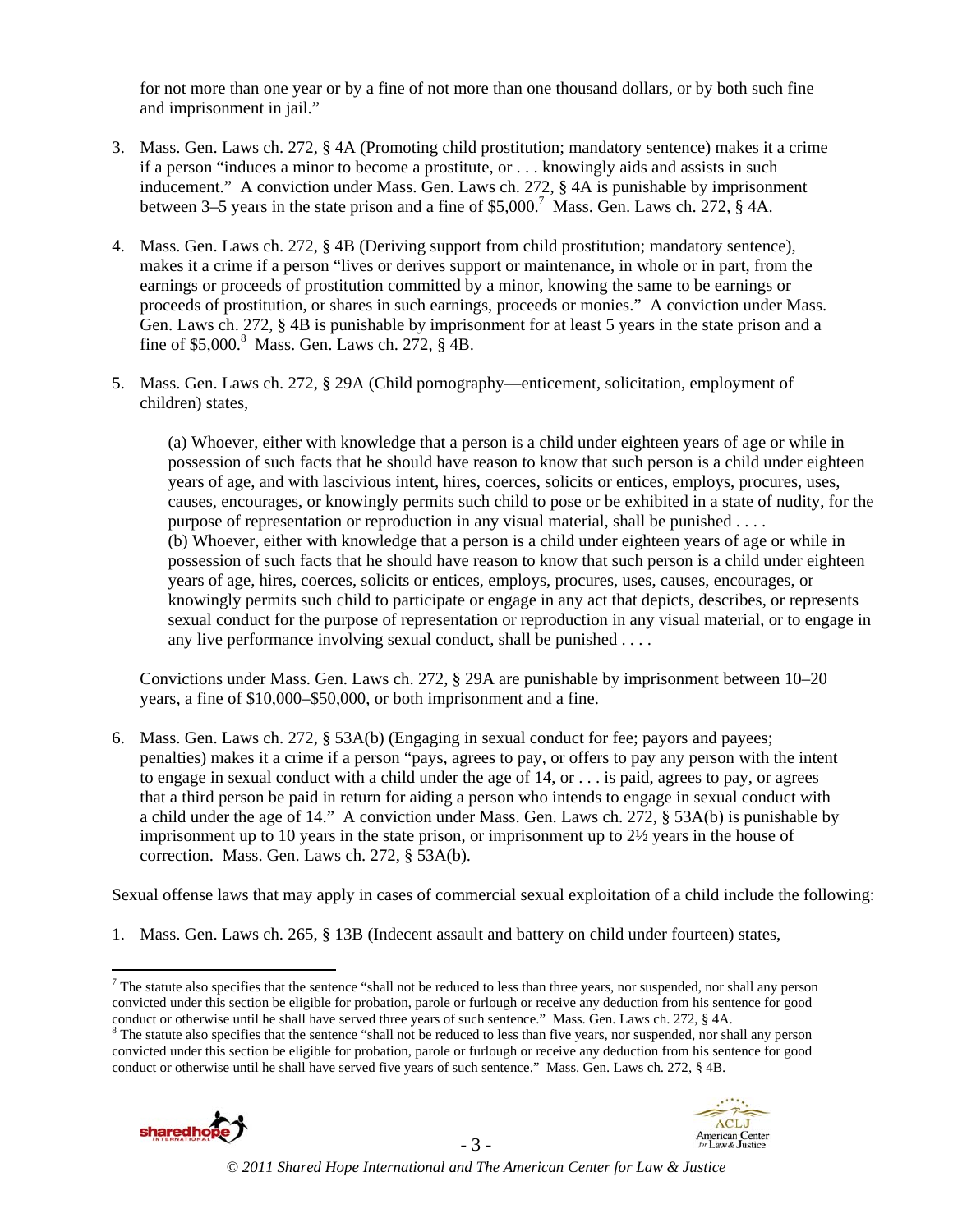for not more than one year or by a fine of not more than one thousand dollars, or by both such fine and imprisonment in jail."

3. Mass. Gen. Laws ch. 272, § 4A (Promoting child prostitution; mandatory sentence) makes it a crime if a person "induces a minor to become a prostitute, or . . . knowingly aids and assists in such inducement." A conviction under Mass. Gen. Laws ch. 272, § 4A is punishable by imprisonment between 3–5 years in the state prison and a fine of $5,000.[7] Mass. Gen. Laws ch. 272, § 4A.

4. Mass. Gen. Laws ch. 272, § 4B (Deriving support from child prostitution; mandatory sentence), makes it a crime if a person "lives or derives support or maintenance, in whole or in part, from the earnings or proceeds of prostitution committed by a minor, knowing the same to be earnings or proceeds of prostitution, or shares in such earnings, proceeds or monies." A conviction under Mass. Gen. Laws ch. 272, § 4B is punishable by imprisonment for at least 5 years in the state prison and a fine of $5,000.[8] Mass. Gen. Laws ch. 272, § 4B.

5. Mass. Gen. Laws ch. 272, § 29A (Child pornography—enticement, solicitation, employment of children) states,

   (a) Whoever, either with knowledge that a person is a child under eighteen years of age or while in possession of such facts that he should have reason to know that such person is a child under eighteen years of age, and with lascivious intent, hires, coerces, solicits or entices, employs, procures, uses, causes, encourages, or knowingly permits such child to pose or be exhibited in a state of nudity, for the purpose of representation or reproduction in any visual material, shall be punished . . . .
   (b) Whoever, either with knowledge that a person is a child under eighteen years of age or while in possession of such facts that he should have reason to know that such person is a child under eighteen years of age, hires, coerces, solicits or entices, employs, procures, uses, causes, encourages, or knowingly permits such child to participate or engage in any act that depicts, describes, or represents sexual conduct for the purpose of representation or reproduction in any visual material, or to engage in any live performance involving sexual conduct, shall be punished . . . .

   Convictions under Mass. Gen. Laws ch. 272, § 29A are punishable by imprisonment between 10–20 years, a fine of $10,000–$50,000, or both imprisonment and a fine.

6. Mass. Gen. Laws ch. 272, § 53A(b) (Engaging in sexual conduct for fee; payors and payees; penalties) makes it a crime if a person "pays, agrees to pay, or offers to pay any person with the intent to engage in sexual conduct with a child under the age of 14, or . . . is paid, agrees to pay, or agrees that a third person be paid in return for aiding a person who intends to engage in sexual conduct with a child under the age of 14." A conviction under Mass. Gen. Laws ch. 272, § 53A(b) is punishable by imprisonment up to 10 years in the state prison, or imprisonment up to 2½ years in the house of correction. Mass. Gen. Laws ch. 272, § 53A(b).

Sexual offense laws that may apply in cases of commercial sexual exploitation of a child include the following:

1. Mass. Gen. Laws ch. 265, § 13B (Indecent assault and battery on child under fourteen) states,

---

[7] The statute also specifies that the sentence "shall not be reduced to less than three years, nor suspended, nor shall any person convicted under this section be eligible for probation, parole or furlough or receive any deduction from his sentence for good conduct or otherwise until he shall have served three years of such sentence." Mass. Gen. Laws ch. 272, § 4A.

[8] The statute also specifies that the sentence "shall not be reduced to less than five years, nor suspended, nor shall any person convicted under this section be eligible for probation, parole or furlough or receive any deduction from his sentence for good conduct or otherwise until he shall have served five years of such sentence." Mass. Gen. Laws ch. 272, § 4B.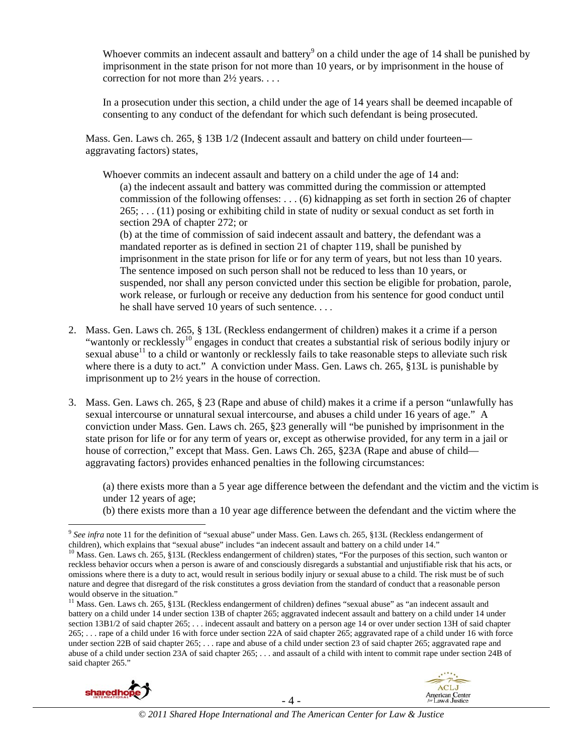> Whoever commits an indecent assault and battery[9] on a child under the age of 14 shall be punished by imprisonment in the state prison for not more than 10 years, or by imprisonment in the house of correction for not more than 2½ years. . . .
>
> In a prosecution under this section, a child under the age of 14 years shall be deemed incapable of consenting to any conduct of the defendant for which such defendant is being prosecuted.

Mass. Gen. Laws ch. 265, § 13B 1/2 (Indecent assault and battery on child under fourteen—aggravating factors) states,

> Whoever commits an indecent assault and battery on a child under the age of 14 and:
> (a) the indecent assault and battery was committed during the commission or attempted commission of the following offenses: . . . (6) kidnapping as set forth in section 26 of chapter 265; . . . (11) posing or exhibiting child in state of nudity or sexual conduct as set forth in section 29A of chapter 272; or
> (b) at the time of commission of said indecent assault and battery, the defendant was a mandated reporter as is defined in section 21 of chapter 119, shall be punished by imprisonment in the state prison for life or for any term of years, but not less than 10 years. The sentence imposed on such person shall not be reduced to less than 10 years, or suspended, nor shall any person convicted under this section be eligible for probation, parole, work release, or furlough or receive any deduction from his sentence for good conduct until he shall have served 10 years of such sentence. . . .

2. Mass. Gen. Laws ch. 265, § 13L (Reckless endangerment of children) makes it a crime if a person "wantonly or recklessly[10] engages in conduct that creates a substantial risk of serious bodily injury or sexual abuse[11] to a child or wantonly or recklessly fails to take reasonable steps to alleviate such risk where there is a duty to act." A conviction under Mass. Gen. Laws ch. 265, §13L is punishable by imprisonment up to 2½ years in the house of correction.

3. Mass. Gen. Laws ch. 265, § 23 (Rape and abuse of child) makes it a crime if a person "unlawfully has sexual intercourse or unnatural sexual intercourse, and abuses a child under 16 years of age." A conviction under Mass. Gen. Laws ch. 265, §23 generally will "be punished by imprisonment in the state prison for life or for any term of years or, except as otherwise provided, for any term in a jail or house of correction," except that Mass. Gen. Laws Ch. 265, §23A (Rape and abuse of child—aggravating factors) provides enhanced penalties in the following circumstances:

> (a) there exists more than a 5 year age difference between the defendant and the victim and the victim is under 12 years of age;
> (b) there exists more than a 10 year age difference between the defendant and the victim where the

---

[9] *See infra* note 11 for the definition of "sexual abuse" under Mass. Gen. Laws ch. 265, §13L (Reckless endangerment of children), which explains that "sexual abuse" includes "an indecent assault and battery on a child under 14."

[10] Mass. Gen. Laws ch. 265, §13L (Reckless endangerment of children) states, "For the purposes of this section, such wanton or reckless behavior occurs when a person is aware of and consciously disregards a substantial and unjustifiable risk that his acts, or omissions where there is a duty to act, would result in serious bodily injury or sexual abuse to a child. The risk must be of such nature and degree that disregard of the risk constitutes a gross deviation from the standard of conduct that a reasonable person would observe in the situation."

[11] Mass. Gen. Laws ch. 265, §13L (Reckless endangerment of children) defines "sexual abuse" as "an indecent assault and battery on a child under 14 under section 13B of chapter 265; aggravated indecent assault and battery on a child under 14 under section 13B1/2 of said chapter 265; . . . indecent assault and battery on a person age 14 or over under section 13H of said chapter 265; . . . rape of a child under 16 with force under section 22A of said chapter 265; aggravated rape of a child under 16 with force under section 22B of said chapter 265; . . . rape and abuse of a child under section 23 of said chapter 265; aggravated rape and abuse of a child under section 23A of said chapter 265; . . . and assault of a child with intent to commit rape under section 24B of said chapter 265."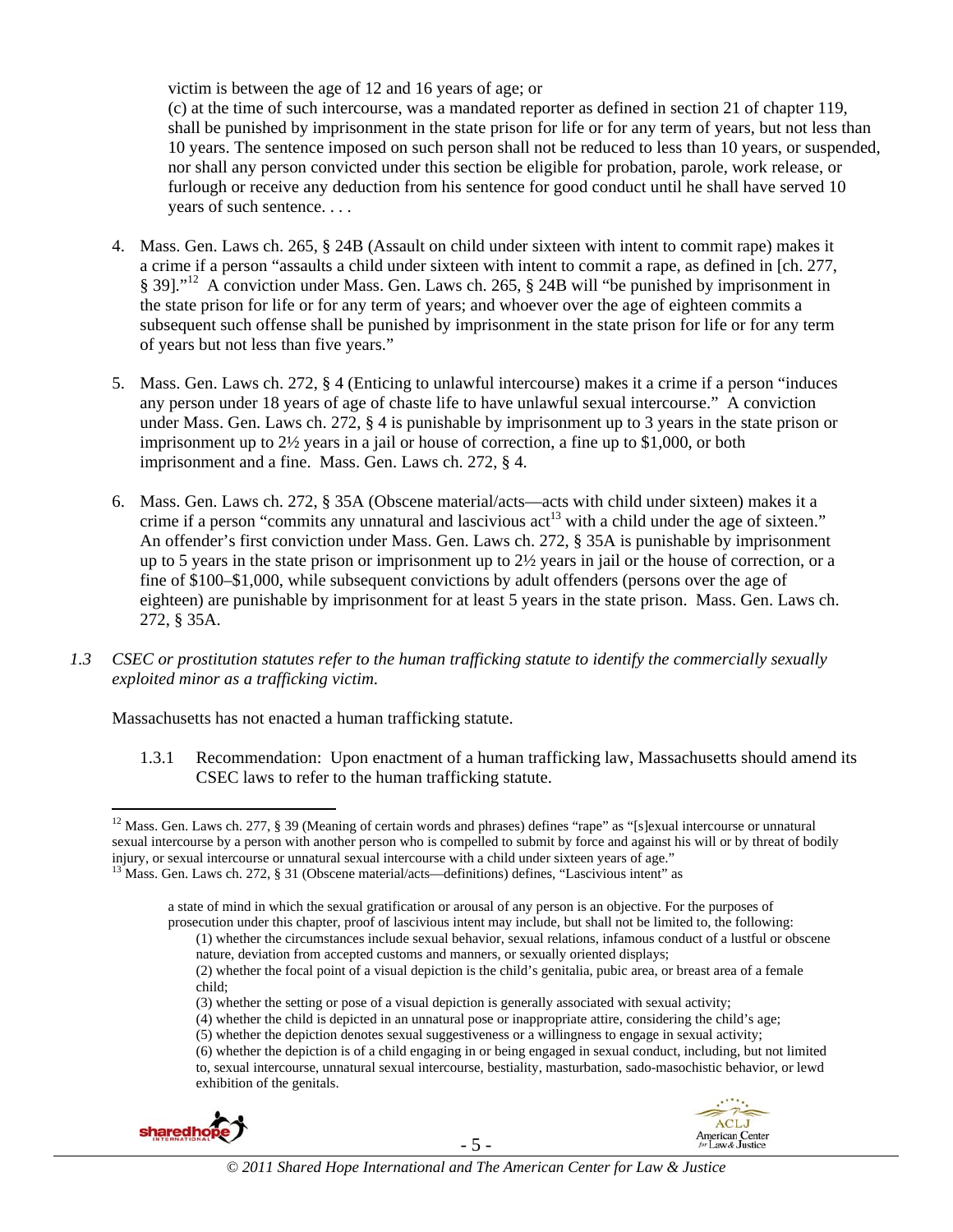victim is between the age of 12 and 16 years of age; or

(c) at the time of such intercourse, was a mandated reporter as defined in section 21 of chapter 119, shall be punished by imprisonment in the state prison for life or for any term of years, but not less than 10 years. The sentence imposed on such person shall not be reduced to less than 10 years, or suspended, nor shall any person convicted under this section be eligible for probation, parole, work release, or furlough or receive any deduction from his sentence for good conduct until he shall have served 10 years of such sentence. . . .

4. Mass. Gen. Laws ch. 265, § 24B (Assault on child under sixteen with intent to commit rape) makes it a crime if a person "assaults a child under sixteen with intent to commit a rape, as defined in [ch. 277, § 39]."[12] A conviction under Mass. Gen. Laws ch. 265, § 24B will "be punished by imprisonment in the state prison for life or for any term of years; and whoever over the age of eighteen commits a subsequent such offense shall be punished by imprisonment in the state prison for life or for any term of years but not less than five years."

5. Mass. Gen. Laws ch. 272, § 4 (Enticing to unlawful intercourse) makes it a crime if a person "induces any person under 18 years of age of chaste life to have unlawful sexual intercourse." A conviction under Mass. Gen. Laws ch. 272, § 4 is punishable by imprisonment up to 3 years in the state prison or imprisonment up to 2½ years in a jail or house of correction, a fine up to $1,000, or both imprisonment and a fine. Mass. Gen. Laws ch. 272, § 4.

6. Mass. Gen. Laws ch. 272, § 35A (Obscene material/acts—acts with child under sixteen) makes it a crime if a person "commits any unnatural and lascivious act[13] with a child under the age of sixteen." An offender's first conviction under Mass. Gen. Laws ch. 272, § 35A is punishable by imprisonment up to 5 years in the state prison or imprisonment up to 2½ years in jail or the house of correction, or a fine of $100–$1,000, while subsequent convictions by adult offenders (persons over the age of eighteen) are punishable by imprisonment for at least 5 years in the state prison. Mass. Gen. Laws ch. 272, § 35A.

*1.3 CSEC or prostitution statutes refer to the human trafficking statute to identify the commercially sexually exploited minor as a trafficking victim.*

Massachusetts has not enacted a human trafficking statute.

1.3.1 Recommendation: Upon enactment of a human trafficking law, Massachusetts should amend its CSEC laws to refer to the human trafficking statute.

---

[12] Mass. Gen. Laws ch. 277, § 39 (Meaning of certain words and phrases) defines "rape" as "[s]exual intercourse or unnatural sexual intercourse by a person with another person who is compelled to submit by force and against his will or by threat of bodily injury, or sexual intercourse or unnatural sexual intercourse with a child under sixteen years of age."

[13] Mass. Gen. Laws ch. 272, § 31 (Obscene material/acts—definitions) defines, "Lascivious intent" as

> a state of mind in which the sexual gratification or arousal of any person is an objective. For the purposes of prosecution under this chapter, proof of lascivious intent may include, but shall not be limited to, the following:
> (1) whether the circumstances include sexual behavior, sexual relations, infamous conduct of a lustful or obscene nature, deviation from accepted customs and manners, or sexually oriented displays;
> (2) whether the focal point of a visual depiction is the child's genitalia, pubic area, or breast area of a female child;
> (3) whether the setting or pose of a visual depiction is generally associated with sexual activity;
> (4) whether the child is depicted in an unnatural pose or inappropriate attire, considering the child's age;
> (5) whether the depiction denotes sexual suggestiveness or a willingness to engage in sexual activity;
> (6) whether the depiction is of a child engaging in or being engaged in sexual conduct, including, but not limited to, sexual intercourse, unnatural sexual intercourse, bestiality, masturbation, sado-masochistic behavior, or lewd exhibition of the genitals.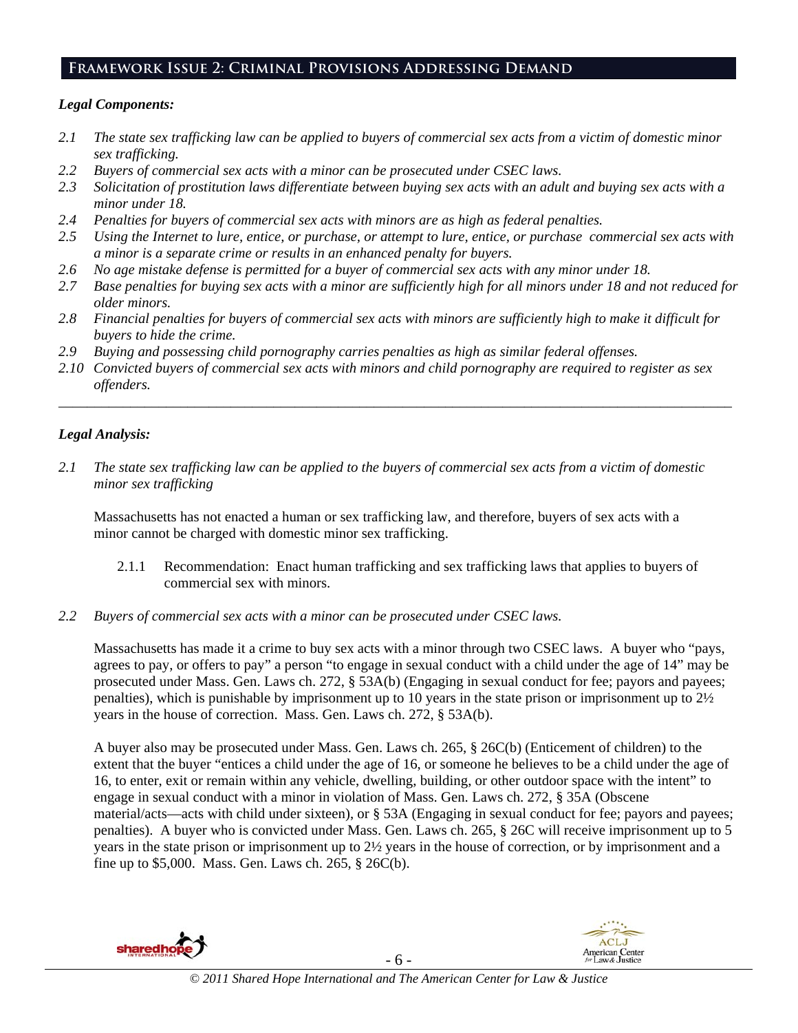## Framework Issue 2: Criminal Provisions Addressing Demand

### *Legal Components:*

*2.1 The state sex trafficking law can be applied to buyers of commercial sex acts from a victim of domestic minor sex trafficking.*

*2.2 Buyers of commercial sex acts with a minor can be prosecuted under CSEC laws.*

*2.3 Solicitation of prostitution laws differentiate between buying sex acts with an adult and buying sex acts with a minor under 18.*

*2.4 Penalties for buyers of commercial sex acts with minors are as high as federal penalties.*

*2.5 Using the Internet to lure, entice, or purchase, or attempt to lure, entice, or purchase commercial sex acts with a minor is a separate crime or results in an enhanced penalty for buyers.*

*2.6 No age mistake defense is permitted for a buyer of commercial sex acts with any minor under 18.*

*2.7 Base penalties for buying sex acts with a minor are sufficiently high for all minors under 18 and not reduced for older minors.*

*2.8 Financial penalties for buyers of commercial sex acts with minors are sufficiently high to make it difficult for buyers to hide the crime.*

*2.9 Buying and possessing child pornography carries penalties as high as similar federal offenses.*

*2.10 Convicted buyers of commercial sex acts with minors and child pornography are required to register as sex offenders.*

---

### *Legal Analysis:*

*2.1 The state sex trafficking law can be applied to the buyers of commercial sex acts from a victim of domestic minor sex trafficking*

Massachusetts has not enacted a human or sex trafficking law, and therefore, buyers of sex acts with a minor cannot be charged with domestic minor sex trafficking.

2.1.1 Recommendation: Enact human trafficking and sex trafficking laws that applies to buyers of commercial sex with minors.

*2.2 Buyers of commercial sex acts with a minor can be prosecuted under CSEC laws.*

Massachusetts has made it a crime to buy sex acts with a minor through two CSEC laws. A buyer who "pays, agrees to pay, or offers to pay" a person "to engage in sexual conduct with a child under the age of 14" may be prosecuted under Mass. Gen. Laws ch. 272, § 53A(b) (Engaging in sexual conduct for fee; payors and payees; penalties), which is punishable by imprisonment up to 10 years in the state prison or imprisonment up to 2½ years in the house of correction. Mass. Gen. Laws ch. 272, § 53A(b).

A buyer also may be prosecuted under Mass. Gen. Laws ch. 265, § 26C(b) (Enticement of children) to the extent that the buyer "entices a child under the age of 16, or someone he believes to be a child under the age of 16, to enter, exit or remain within any vehicle, dwelling, building, or other outdoor space with the intent" to engage in sexual conduct with a minor in violation of Mass. Gen. Laws ch. 272, § 35A (Obscene material/acts—acts with child under sixteen), or § 53A (Engaging in sexual conduct for fee; payors and payees; penalties). A buyer who is convicted under Mass. Gen. Laws ch. 265, § 26C will receive imprisonment up to 5 years in the state prison or imprisonment up to 2½ years in the house of correction, or by imprisonment and a fine up to $5,000. Mass. Gen. Laws ch. 265, § 26C(b).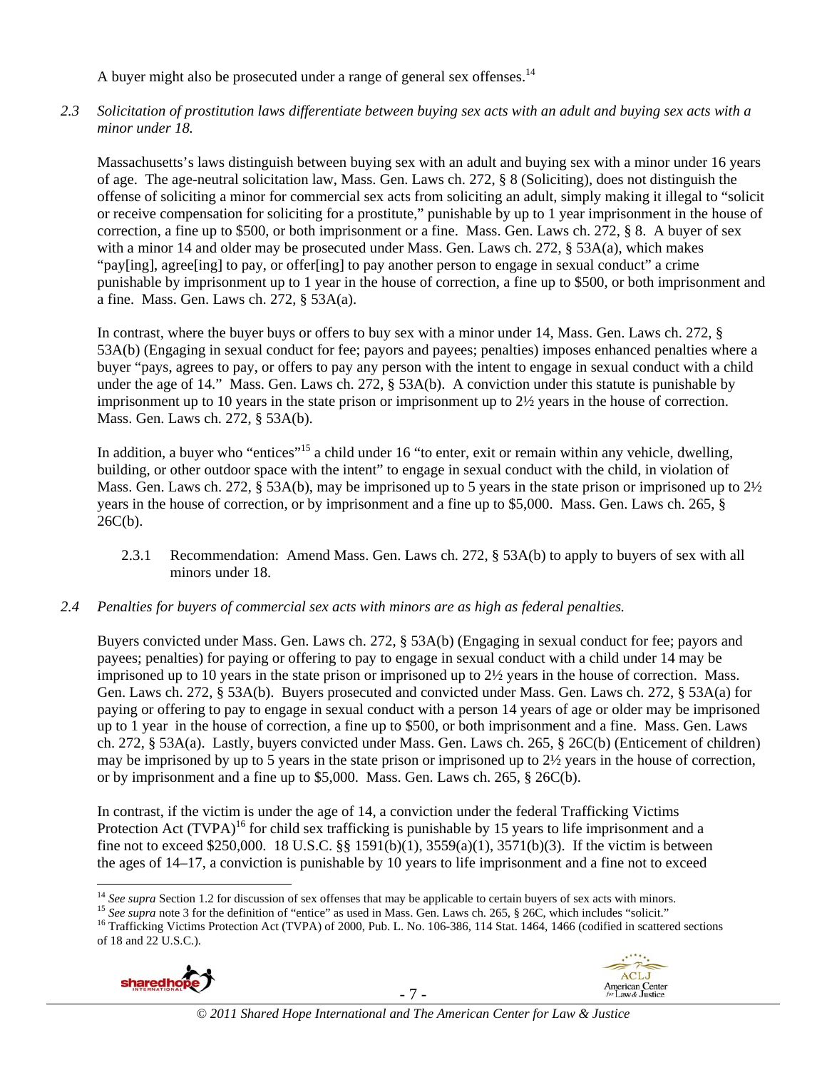A buyer might also be prosecuted under a range of general sex offenses.[14]

*2.3 Solicitation of prostitution laws differentiate between buying sex acts with an adult and buying sex acts with a minor under 18.*

Massachusetts's laws distinguish between buying sex with an adult and buying sex with a minor under 16 years of age. The age-neutral solicitation law, Mass. Gen. Laws ch. 272, § 8 (Soliciting), does not distinguish the offense of soliciting a minor for commercial sex acts from soliciting an adult, simply making it illegal to "solicit or receive compensation for soliciting for a prostitute," punishable by up to 1 year imprisonment in the house of correction, a fine up to $500, or both imprisonment or a fine. Mass. Gen. Laws ch. 272, § 8. A buyer of sex with a minor 14 and older may be prosecuted under Mass. Gen. Laws ch. 272, § 53A(a), which makes "pay[ing], agree[ing] to pay, or offer[ing] to pay another person to engage in sexual conduct" a crime punishable by imprisonment up to 1 year in the house of correction, a fine up to $500, or both imprisonment and a fine. Mass. Gen. Laws ch. 272, § 53A(a).

In contrast, where the buyer buys or offers to buy sex with a minor under 14, Mass. Gen. Laws ch. 272, § 53A(b) (Engaging in sexual conduct for fee; payors and payees; penalties) imposes enhanced penalties where a buyer "pays, agrees to pay, or offers to pay any person with the intent to engage in sexual conduct with a child under the age of 14." Mass. Gen. Laws ch. 272, § 53A(b). A conviction under this statute is punishable by imprisonment up to 10 years in the state prison or imprisonment up to 2½ years in the house of correction. Mass. Gen. Laws ch. 272, § 53A(b).

In addition, a buyer who "entices"[15] a child under 16 "to enter, exit or remain within any vehicle, dwelling, building, or other outdoor space with the intent" to engage in sexual conduct with the child, in violation of Mass. Gen. Laws ch. 272, § 53A(b), may be imprisoned up to 5 years in the state prison or imprisoned up to 2½ years in the house of correction, or by imprisonment and a fine up to $5,000. Mass. Gen. Laws ch. 265, § 26C(b).

2.3.1 Recommendation: Amend Mass. Gen. Laws ch. 272, § 53A(b) to apply to buyers of sex with all minors under 18.

*2.4 Penalties for buyers of commercial sex acts with minors are as high as federal penalties.*

Buyers convicted under Mass. Gen. Laws ch. 272, § 53A(b) (Engaging in sexual conduct for fee; payors and payees; penalties) for paying or offering to pay to engage in sexual conduct with a child under 14 may be imprisoned up to 10 years in the state prison or imprisoned up to 2½ years in the house of correction. Mass. Gen. Laws ch. 272, § 53A(b). Buyers prosecuted and convicted under Mass. Gen. Laws ch. 272, § 53A(a) for paying or offering to pay to engage in sexual conduct with a person 14 years of age or older may be imprisoned up to 1 year in the house of correction, a fine up to $500, or both imprisonment and a fine. Mass. Gen. Laws ch. 272, § 53A(a). Lastly, buyers convicted under Mass. Gen. Laws ch. 265, § 26C(b) (Enticement of children) may be imprisoned by up to 5 years in the state prison or imprisoned up to 2½ years in the house of correction, or by imprisonment and a fine up to $5,000. Mass. Gen. Laws ch. 265, § 26C(b).

In contrast, if the victim is under the age of 14, a conviction under the federal Trafficking Victims Protection Act (TVPA)[16] for child sex trafficking is punishable by 15 years to life imprisonment and a fine not to exceed $250,000. 18 U.S.C. §§ 1591(b)(1), 3559(a)(1), 3571(b)(3). If the victim is between the ages of 14–17, a conviction is punishable by 10 years to life imprisonment and a fine not to exceed

---

[14] *See supra* Section 1.2 for discussion of sex offenses that may be applicable to certain buyers of sex acts with minors.

[15] *See supra* note 3 for the definition of "entice" as used in Mass. Gen. Laws ch. 265, § 26C, which includes "solicit."

[16] Trafficking Victims Protection Act (TVPA) of 2000, Pub. L. No. 106-386, 114 Stat. 1464, 1466 (codified in scattered sections of 18 and 22 U.S.C.).

© 2011 Shared Hope International and The American Center for Law & Justice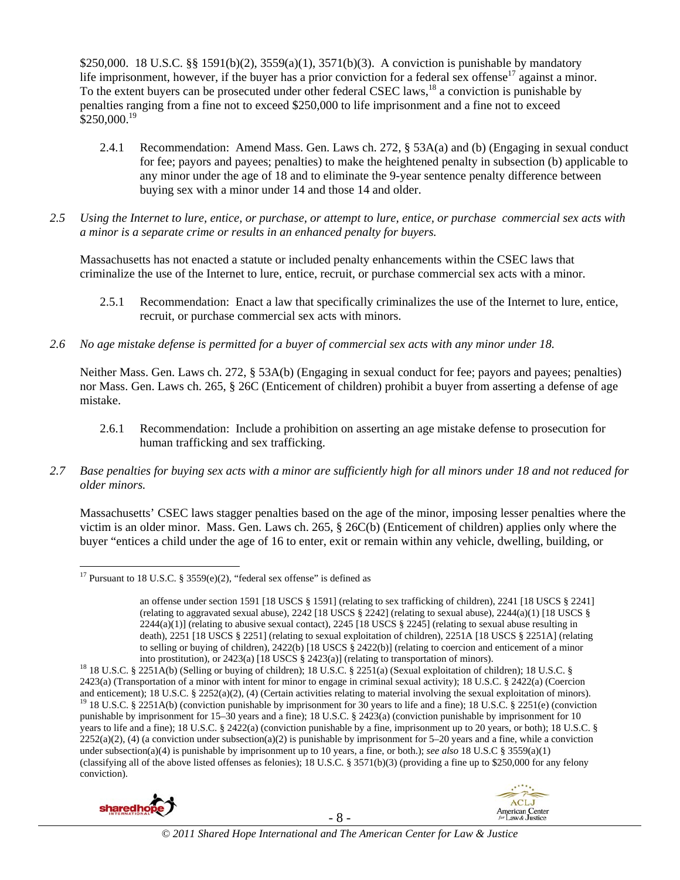$250,000. 18 U.S.C. §§ 1591(b)(2), 3559(a)(1), 3571(b)(3). A conviction is punishable by mandatory life imprisonment, however, if the buyer has a prior conviction for a federal sex offense[17] against a minor. To the extent buyers can be prosecuted under other federal CSEC laws,[18] a conviction is punishable by penalties ranging from a fine not to exceed $250,000 to life imprisonment and a fine not to exceed $250,000.[19]

2.4.1 Recommendation: Amend Mass. Gen. Laws ch. 272, § 53A(a) and (b) (Engaging in sexual conduct for fee; payors and payees; penalties) to make the heightened penalty in subsection (b) applicable to any minor under the age of 18 and to eliminate the 9-year sentence penalty difference between buying sex with a minor under 14 and those 14 and older.

*2.5 Using the Internet to lure, entice, or purchase, or attempt to lure, entice, or purchase commercial sex acts with a minor is a separate crime or results in an enhanced penalty for buyers.*

Massachusetts has not enacted a statute or included penalty enhancements within the CSEC laws that criminalize the use of the Internet to lure, entice, recruit, or purchase commercial sex acts with a minor.

2.5.1 Recommendation: Enact a law that specifically criminalizes the use of the Internet to lure, entice, recruit, or purchase commercial sex acts with minors.

*2.6 No age mistake defense is permitted for a buyer of commercial sex acts with any minor under 18.*

Neither Mass. Gen. Laws ch. 272, § 53A(b) (Engaging in sexual conduct for fee; payors and payees; penalties) nor Mass. Gen. Laws ch. 265, § 26C (Enticement of children) prohibit a buyer from asserting a defense of age mistake.

2.6.1 Recommendation: Include a prohibition on asserting an age mistake defense to prosecution for human trafficking and sex trafficking.

*2.7 Base penalties for buying sex acts with a minor are sufficiently high for all minors under 18 and not reduced for older minors.*

Massachusetts' CSEC laws stagger penalties based on the age of the minor, imposing lesser penalties where the victim is an older minor. Mass. Gen. Laws ch. 265, § 26C(b) (Enticement of children) applies only where the buyer "entices a child under the age of 16 to enter, exit or remain within any vehicle, dwelling, building, or

---

[17] Pursuant to 18 U.S.C. § 3559(e)(2), "federal sex offense" is defined as

> an offense under section 1591 [18 USCS § 1591] (relating to sex trafficking of children), 2241 [18 USCS § 2241] (relating to aggravated sexual abuse), 2242 [18 USCS § 2242] (relating to sexual abuse), 2244(a)(1) [18 USCS § 2244(a)(1)] (relating to abusive sexual contact), 2245 [18 USCS § 2245] (relating to sexual abuse resulting in death), 2251 [18 USCS § 2251] (relating to sexual exploitation of children), 2251A [18 USCS § 2251A] (relating to selling or buying of children), 2422(b) [18 USCS § 2422(b)] (relating to coercion and enticement of a minor into prostitution), or 2423(a) [18 USCS § 2423(a)] (relating to transportation of minors).

[18] 18 U.S.C. § 2251A(b) (Selling or buying of children); 18 U.S.C. § 2251(a) (Sexual exploitation of children); 18 U.S.C. § 2423(a) (Transportation of a minor with intent for minor to engage in criminal sexual activity); 18 U.S.C. § 2422(a) (Coercion and enticement); 18 U.S.C. § 2252(a)(2), (4) (Certain activities relating to material involving the sexual exploitation of minors).

[19] 18 U.S.C. § 2251A(b) (conviction punishable by imprisonment for 30 years to life and a fine); 18 U.S.C. § 2251(e) (conviction punishable by imprisonment for 15–30 years and a fine); 18 U.S.C. § 2423(a) (conviction punishable by imprisonment for 10 years to life and a fine); 18 U.S.C. § 2422(a) (conviction punishable by a fine, imprisonment up to 20 years, or both); 18 U.S.C. § 2252(a)(2), (4) (a conviction under subsection(a)(2) is punishable by imprisonment for 5–20 years and a fine, while a conviction under subsection(a)(4) is punishable by imprisonment up to 10 years, a fine, or both.); *see also* 18 U.S.C § 3559(a)(1) (classifying all of the above listed offenses as felonies); 18 U.S.C. § 3571(b)(3) (providing a fine up to $250,000 for any felony conviction).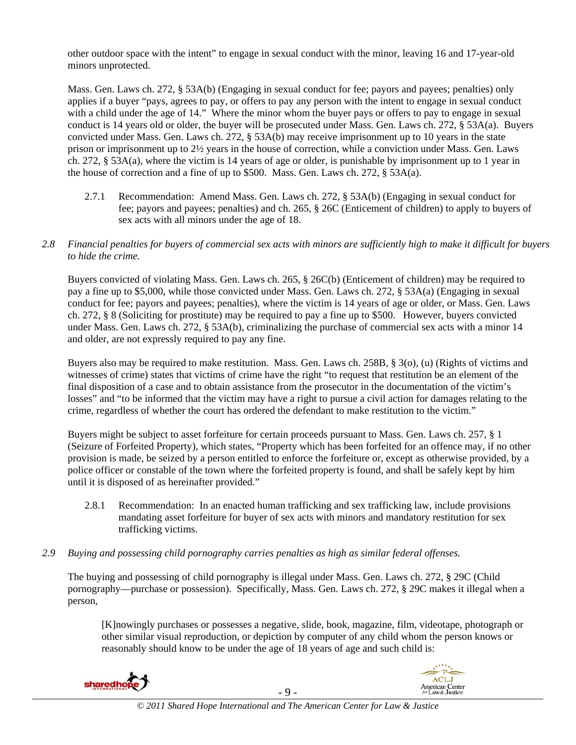other outdoor space with the intent" to engage in sexual conduct with the minor, leaving 16 and 17-year-old minors unprotected.

Mass. Gen. Laws ch. 272, § 53A(b) (Engaging in sexual conduct for fee; payors and payees; penalties) only applies if a buyer "pays, agrees to pay, or offers to pay any person with the intent to engage in sexual conduct with a child under the age of 14." Where the minor whom the buyer pays or offers to pay to engage in sexual conduct is 14 years old or older, the buyer will be prosecuted under Mass. Gen. Laws ch. 272, § 53A(a). Buyers convicted under Mass. Gen. Laws ch. 272, § 53A(b) may receive imprisonment up to 10 years in the state prison or imprisonment up to 2½ years in the house of correction, while a conviction under Mass. Gen. Laws ch. 272, § 53A(a), where the victim is 14 years of age or older, is punishable by imprisonment up to 1 year in the house of correction and a fine of up to $500. Mass. Gen. Laws ch. 272, § 53A(a).

2.7.1 Recommendation: Amend Mass. Gen. Laws ch. 272, § 53A(b) (Engaging in sexual conduct for fee; payors and payees; penalties) and ch. 265, § 26C (Enticement of children) to apply to buyers of sex acts with all minors under the age of 18.

*2.8 Financial penalties for buyers of commercial sex acts with minors are sufficiently high to make it difficult for buyers to hide the crime.*

Buyers convicted of violating Mass. Gen. Laws ch. 265, § 26C(b) (Enticement of children) may be required to pay a fine up to $5,000, while those convicted under Mass. Gen. Laws ch. 272, § 53A(a) (Engaging in sexual conduct for fee; payors and payees; penalties), where the victim is 14 years of age or older, or Mass. Gen. Laws ch. 272, § 8 (Soliciting for prostitute) may be required to pay a fine up to $500. However, buyers convicted under Mass. Gen. Laws ch. 272, § 53A(b), criminalizing the purchase of commercial sex acts with a minor 14 and older, are not expressly required to pay any fine.

Buyers also may be required to make restitution. Mass. Gen. Laws ch. 258B, § 3(o), (u) (Rights of victims and witnesses of crime) states that victims of crime have the right "to request that restitution be an element of the final disposition of a case and to obtain assistance from the prosecutor in the documentation of the victim's losses" and "to be informed that the victim may have a right to pursue a civil action for damages relating to the crime, regardless of whether the court has ordered the defendant to make restitution to the victim."

Buyers might be subject to asset forfeiture for certain proceeds pursuant to Mass. Gen. Laws ch. 257, § 1 (Seizure of Forfeited Property), which states, "Property which has been forfeited for an offence may, if no other provision is made, be seized by a person entitled to enforce the forfeiture or, except as otherwise provided, by a police officer or constable of the town where the forfeited property is found, and shall be safely kept by him until it is disposed of as hereinafter provided."

2.8.1 Recommendation: In an enacted human trafficking and sex trafficking law, include provisions mandating asset forfeiture for buyer of sex acts with minors and mandatory restitution for sex trafficking victims.

*2.9 Buying and possessing child pornography carries penalties as high as similar federal offenses.*

The buying and possessing of child pornography is illegal under Mass. Gen. Laws ch. 272, § 29C (Child pornography—purchase or possession). Specifically, Mass. Gen. Laws ch. 272, § 29C makes it illegal when a person,

> [K]nowingly purchases or possesses a negative, slide, book, magazine, film, videotape, photograph or other similar visual reproduction, or depiction by computer of any child whom the person knows or reasonably should know to be under the age of 18 years of age and such child is: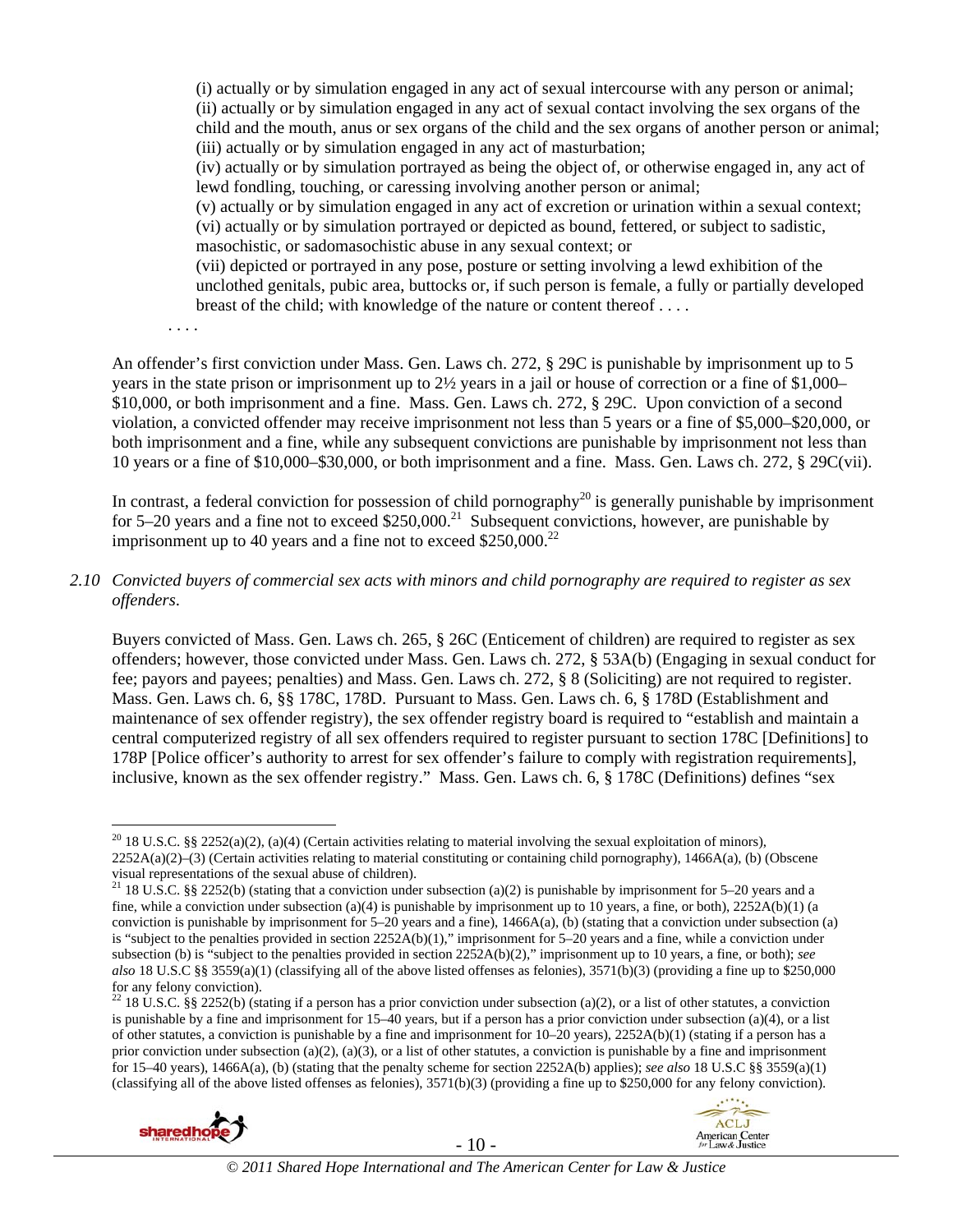(i) actually or by simulation engaged in any act of sexual intercourse with any person or animal;
(ii) actually or by simulation engaged in any act of sexual contact involving the sex organs of the child and the mouth, anus or sex organs of the child and the sex organs of another person or animal;
(iii) actually or by simulation engaged in any act of masturbation;
(iv) actually or by simulation portrayed as being the object of, or otherwise engaged in, any act of lewd fondling, touching, or caressing involving another person or animal;
(v) actually or by simulation engaged in any act of excretion or urination within a sexual context;
(vi) actually or by simulation portrayed or depicted as bound, fettered, or subject to sadistic, masochistic, or sadomasochistic abuse in any sexual context; or
(vii) depicted or portrayed in any pose, posture or setting involving a lewd exhibition of the unclothed genitals, pubic area, buttocks or, if such person is female, a fully or partially developed breast of the child; with knowledge of the nature or content thereof . . . .

. . . .

An offender's first conviction under Mass. Gen. Laws ch. 272, § 29C is punishable by imprisonment up to 5 years in the state prison or imprisonment up to 2½ years in a jail or house of correction or a fine of $1,000–$10,000, or both imprisonment and a fine. Mass. Gen. Laws ch. 272, § 29C. Upon conviction of a second violation, a convicted offender may receive imprisonment not less than 5 years or a fine of $5,000–$20,000, or both imprisonment and a fine, while any subsequent convictions are punishable by imprisonment not less than 10 years or a fine of $10,000–$30,000, or both imprisonment and a fine. Mass. Gen. Laws ch. 272, § 29C(vii).

In contrast, a federal conviction for possession of child pornography[20] is generally punishable by imprisonment for 5–20 years and a fine not to exceed $250,000.[21] Subsequent convictions, however, are punishable by imprisonment up to 40 years and a fine not to exceed $250,000.[22]

*2.10 Convicted buyers of commercial sex acts with minors and child pornography are required to register as sex offenders.*

Buyers convicted of Mass. Gen. Laws ch. 265, § 26C (Enticement of children) are required to register as sex offenders; however, those convicted under Mass. Gen. Laws ch. 272, § 53A(b) (Engaging in sexual conduct for fee; payors and payees; penalties) and Mass. Gen. Laws ch. 272, § 8 (Soliciting) are not required to register. Mass. Gen. Laws ch. 6, §§ 178C, 178D. Pursuant to Mass. Gen. Laws ch. 6, § 178D (Establishment and maintenance of sex offender registry), the sex offender registry board is required to "establish and maintain a central computerized registry of all sex offenders required to register pursuant to section 178C [Definitions] to 178P [Police officer's authority to arrest for sex offender's failure to comply with registration requirements], inclusive, known as the sex offender registry." Mass. Gen. Laws ch. 6, § 178C (Definitions) defines "sex

---

[20] 18 U.S.C. §§ 2252(a)(2), (a)(4) (Certain activities relating to material involving the sexual exploitation of minors), 2252A(a)(2)–(3) (Certain activities relating to material constituting or containing child pornography), 1466A(a), (b) (Obscene visual representations of the sexual abuse of children).

[21] 18 U.S.C. §§ 2252(b) (stating that a conviction under subsection (a)(2) is punishable by imprisonment for 5–20 years and a fine, while a conviction under subsection (a)(4) is punishable by imprisonment up to 10 years, a fine, or both), 2252A(b)(1) (a conviction is punishable by imprisonment for 5–20 years and a fine), 1466A(a), (b) (stating that a conviction under subsection (a) is "subject to the penalties provided in section 2252A(b)(1)," imprisonment for 5–20 years and a fine, while a conviction under subsection (b) is "subject to the penalties provided in section 2252A(b)(2)," imprisonment up to 10 years, a fine, or both); *see also* 18 U.S.C §§ 3559(a)(1) (classifying all of the above listed offenses as felonies), 3571(b)(3) (providing a fine up to $250,000 for any felony conviction).

[22] 18 U.S.C. §§ 2252(b) (stating if a person has a prior conviction under subsection (a)(2), or a list of other statutes, a conviction is punishable by a fine and imprisonment for 15–40 years, but if a person has a prior conviction under subsection (a)(4), or a list of other statutes, a conviction is punishable by a fine and imprisonment for 10–20 years), 2252A(b)(1) (stating if a person has a prior conviction under subsection (a)(2), (a)(3), or a list of other statutes, a conviction is punishable by a fine and imprisonment for 15–40 years), 1466A(a), (b) (stating that the penalty scheme for section 2252A(b) applies); *see also* 18 U.S.C §§ 3559(a)(1) (classifying all of the above listed offenses as felonies), 3571(b)(3) (providing a fine up to $250,000 for any felony conviction).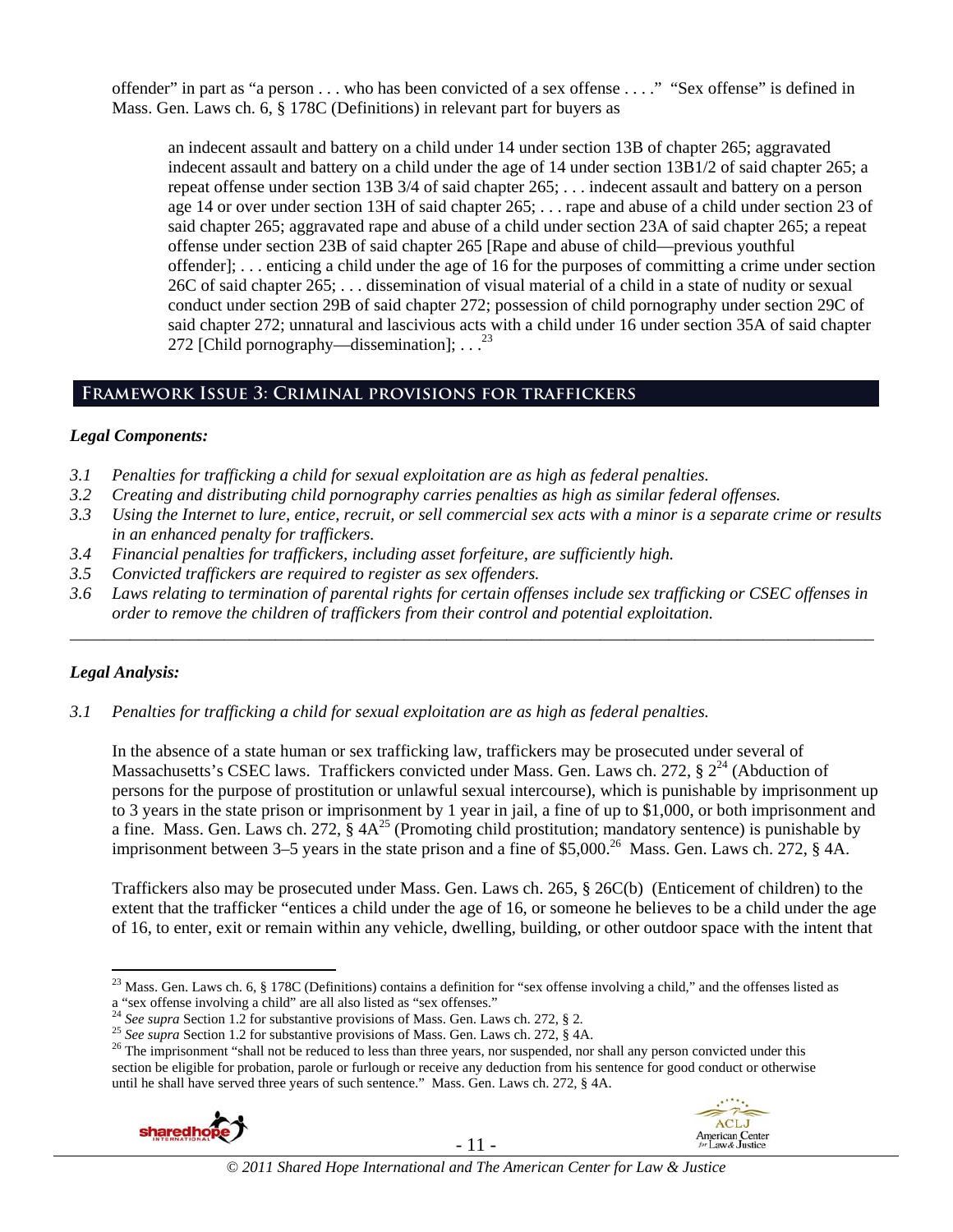offender" in part as "a person . . . who has been convicted of a sex offense . . . ." "Sex offense" is defined in Mass. Gen. Laws ch. 6, § 178C (Definitions) in relevant part for buyers as

> an indecent assault and battery on a child under 14 under section 13B of chapter 265; aggravated indecent assault and battery on a child under the age of 14 under section 13B1/2 of said chapter 265; a repeat offense under section 13B 3/4 of said chapter 265; . . . indecent assault and battery on a person age 14 or over under section 13H of said chapter 265; . . . rape and abuse of a child under section 23 of said chapter 265; aggravated rape and abuse of a child under section 23A of said chapter 265; a repeat offense under section 23B of said chapter 265 [Rape and abuse of child—previous youthful offender]; . . . enticing a child under the age of 16 for the purposes of committing a crime under section 26C of said chapter 265; . . . dissemination of visual material of a child in a state of nudity or sexual conduct under section 29B of said chapter 272; possession of child pornography under section 29C of said chapter 272; unnatural and lascivious acts with a child under 16 under section 35A of said chapter 272 [Child pornography—dissemination]; . . .[23]

## Framework Issue 3: Criminal provisions for traffickers

### *Legal Components:*

*3.1 Penalties for trafficking a child for sexual exploitation are as high as federal penalties.*
*3.2 Creating and distributing child pornography carries penalties as high as similar federal offenses.*
*3.3 Using the Internet to lure, entice, recruit, or sell commercial sex acts with a minor is a separate crime or results in an enhanced penalty for traffickers.*
*3.4 Financial penalties for traffickers, including asset forfeiture, are sufficiently high.*
*3.5 Convicted traffickers are required to register as sex offenders.*
*3.6 Laws relating to termination of parental rights for certain offenses include sex trafficking or CSEC offenses in order to remove the children of traffickers from their control and potential exploitation.*

---

### *Legal Analysis:*

*3.1 Penalties for trafficking a child for sexual exploitation are as high as federal penalties.*

In the absence of a state human or sex trafficking law, traffickers may be prosecuted under several of Massachusetts's CSEC laws. Traffickers convicted under Mass. Gen. Laws ch. 272, § 2[24] (Abduction of persons for the purpose of prostitution or unlawful sexual intercourse), which is punishable by imprisonment up to 3 years in the state prison or imprisonment by 1 year in jail, a fine of up to $1,000, or both imprisonment and a fine. Mass. Gen. Laws ch. 272, § 4A[25] (Promoting child prostitution; mandatory sentence) is punishable by imprisonment between 3–5 years in the state prison and a fine of $5,000.[26] Mass. Gen. Laws ch. 272, § 4A.

Traffickers also may be prosecuted under Mass. Gen. Laws ch. 265, § 26C(b) (Enticement of children) to the extent that the trafficker "entices a child under the age of 16, or someone he believes to be a child under the age of 16, to enter, exit or remain within any vehicle, dwelling, building, or other outdoor space with the intent that

---

[23] Mass. Gen. Laws ch. 6, § 178C (Definitions) contains a definition for "sex offense involving a child," and the offenses listed as a "sex offense involving a child" are all also listed as "sex offenses."
[24] *See supra* Section 1.2 for substantive provisions of Mass. Gen. Laws ch. 272, § 2.
[25] *See supra* Section 1.2 for substantive provisions of Mass. Gen. Laws ch. 272, § 4A.
[26] The imprisonment "shall not be reduced to less than three years, nor suspended, nor shall any person convicted under this section be eligible for probation, parole or furlough or receive any deduction from his sentence for good conduct or otherwise until he shall have served three years of such sentence." Mass. Gen. Laws ch. 272, § 4A.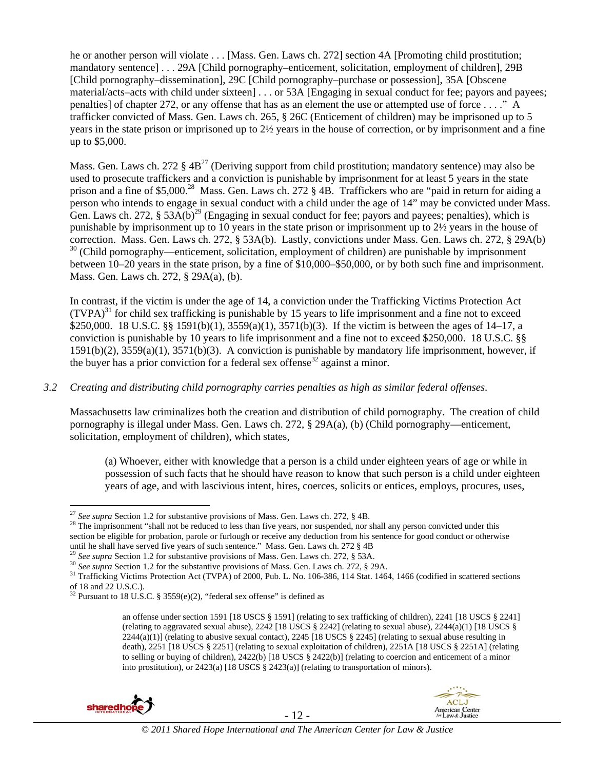he or another person will violate . . . [Mass. Gen. Laws ch. 272] section 4A [Promoting child prostitution; mandatory sentence] . . . 29A [Child pornography–enticement, solicitation, employment of children], 29B [Child pornography–dissemination], 29C [Child pornography–purchase or possession], 35A [Obscene material/acts–acts with child under sixteen] . . . or 53A [Engaging in sexual conduct for fee; payors and payees; penalties] of chapter 272, or any offense that has as an element the use or attempted use of force . . . ." A trafficker convicted of Mass. Gen. Laws ch. 265, § 26C (Enticement of children) may be imprisoned up to 5 years in the state prison or imprisoned up to 2½ years in the house of correction, or by imprisonment and a fine up to $5,000.

Mass. Gen. Laws ch. 272 § 4B[27] (Deriving support from child prostitution; mandatory sentence) may also be used to prosecute traffickers and a conviction is punishable by imprisonment for at least 5 years in the state prison and a fine of $5,000.[28] Mass. Gen. Laws ch. 272 § 4B. Traffickers who are "paid in return for aiding a person who intends to engage in sexual conduct with a child under the age of 14" may be convicted under Mass. Gen. Laws ch. 272, § 53A(b)[29] (Engaging in sexual conduct for fee; payors and payees; penalties), which is punishable by imprisonment up to 10 years in the state prison or imprisonment up to 2½ years in the house of correction. Mass. Gen. Laws ch. 272, § 53A(b). Lastly, convictions under Mass. Gen. Laws ch. 272, § 29A(b) [30] (Child pornography—enticement, solicitation, employment of children) are punishable by imprisonment between 10–20 years in the state prison, by a fine of $10,000–$50,000, or by both such fine and imprisonment. Mass. Gen. Laws ch. 272, § 29A(a), (b).

In contrast, if the victim is under the age of 14, a conviction under the Trafficking Victims Protection Act (TVPA)[31] for child sex trafficking is punishable by 15 years to life imprisonment and a fine not to exceed $250,000. 18 U.S.C. §§ 1591(b)(1), 3559(a)(1), 3571(b)(3). If the victim is between the ages of 14–17, a conviction is punishable by 10 years to life imprisonment and a fine not to exceed $250,000. 18 U.S.C. §§ 1591(b)(2), 3559(a)(1), 3571(b)(3). A conviction is punishable by mandatory life imprisonment, however, if the buyer has a prior conviction for a federal sex offense[32] against a minor.

*3.2 Creating and distributing child pornography carries penalties as high as similar federal offenses.*

Massachusetts law criminalizes both the creation and distribution of child pornography. The creation of child pornography is illegal under Mass. Gen. Laws ch. 272, § 29A(a), (b) (Child pornography—enticement, solicitation, employment of children), which states,

> (a) Whoever, either with knowledge that a person is a child under eighteen years of age or while in possession of such facts that he should have reason to know that such person is a child under eighteen years of age, and with lascivious intent, hires, coerces, solicits or entices, employs, procures, uses,

---

[27] *See supra* Section 1.2 for substantive provisions of Mass. Gen. Laws ch. 272, § 4B.

[28] The imprisonment "shall not be reduced to less than five years, nor suspended, nor shall any person convicted under this section be eligible for probation, parole or furlough or receive any deduction from his sentence for good conduct or otherwise until he shall have served five years of such sentence." Mass. Gen. Laws ch. 272 § 4B

[29] *See supra* Section 1.2 for substantive provisions of Mass. Gen. Laws ch. 272, § 53A.

[30] *See supra* Section 1.2 for the substantive provisions of Mass. Gen. Laws ch. 272, § 29A.

[31] Trafficking Victims Protection Act (TVPA) of 2000, Pub. L. No. 106-386, 114 Stat. 1464, 1466 (codified in scattered sections of 18 and 22 U.S.C.).

[32] Pursuant to 18 U.S.C. § 3559(e)(2), "federal sex offense" is defined as

> an offense under section 1591 [18 USCS § 1591] (relating to sex trafficking of children), 2241 [18 USCS § 2241] (relating to aggravated sexual abuse), 2242 [18 USCS § 2242] (relating to sexual abuse), 2244(a)(1) [18 USCS § 2244(a)(1)] (relating to abusive sexual contact), 2245 [18 USCS § 2245] (relating to sexual abuse resulting in death), 2251 [18 USCS § 2251] (relating to sexual exploitation of children), 2251A [18 USCS § 2251A] (relating to selling or buying of children), 2422(b) [18 USCS § 2422(b)] (relating to coercion and enticement of a minor into prostitution), or 2423(a) [18 USCS § 2423(a)] (relating to transportation of minors).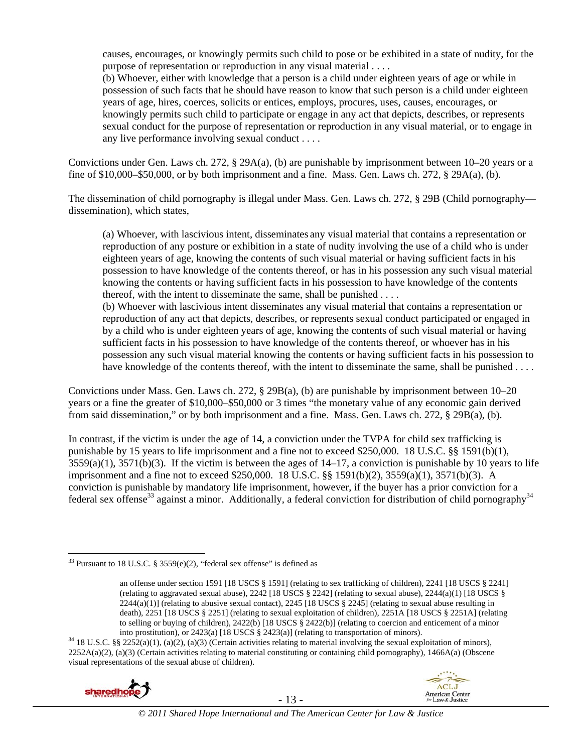> causes, encourages, or knowingly permits such child to pose or be exhibited in a state of nudity, for the purpose of representation or reproduction in any visual material . . . .
> (b) Whoever, either with knowledge that a person is a child under eighteen years of age or while in possession of such facts that he should have reason to know that such person is a child under eighteen years of age, hires, coerces, solicits or entices, employs, procures, uses, causes, encourages, or knowingly permits such child to participate or engage in any act that depicts, describes, or represents sexual conduct for the purpose of representation or reproduction in any visual material, or to engage in any live performance involving sexual conduct . . . .

Convictions under Gen. Laws ch. 272, § 29A(a), (b) are punishable by imprisonment between 10–20 years or a fine of $10,000–$50,000, or by both imprisonment and a fine. Mass. Gen. Laws ch. 272, § 29A(a), (b).

The dissemination of child pornography is illegal under Mass. Gen. Laws ch. 272, § 29B (Child pornography—dissemination), which states,

> (a) Whoever, with lascivious intent, disseminates any visual material that contains a representation or reproduction of any posture or exhibition in a state of nudity involving the use of a child who is under eighteen years of age, knowing the contents of such visual material or having sufficient facts in his possession to have knowledge of the contents thereof, or has in his possession any such visual material knowing the contents or having sufficient facts in his possession to have knowledge of the contents thereof, with the intent to disseminate the same, shall be punished . . . .
> (b) Whoever with lascivious intent disseminates any visual material that contains a representation or reproduction of any act that depicts, describes, or represents sexual conduct participated or engaged in by a child who is under eighteen years of age, knowing the contents of such visual material or having sufficient facts in his possession to have knowledge of the contents thereof, or whoever has in his possession any such visual material knowing the contents or having sufficient facts in his possession to have knowledge of the contents thereof, with the intent to disseminate the same, shall be punished . . . .

Convictions under Mass. Gen. Laws ch. 272, § 29B(a), (b) are punishable by imprisonment between 10–20 years or a fine the greater of $10,000–$50,000 or 3 times "the monetary value of any economic gain derived from said dissemination," or by both imprisonment and a fine. Mass. Gen. Laws ch. 272, § 29B(a), (b).

In contrast, if the victim is under the age of 14, a conviction under the TVPA for child sex trafficking is punishable by 15 years to life imprisonment and a fine not to exceed $250,000. 18 U.S.C. §§ 1591(b)(1), 3559(a)(1), 3571(b)(3). If the victim is between the ages of 14–17, a conviction is punishable by 10 years to life imprisonment and a fine not to exceed $250,000. 18 U.S.C. §§ 1591(b)(2), 3559(a)(1), 3571(b)(3). A conviction is punishable by mandatory life imprisonment, however, if the buyer has a prior conviction for a federal sex offense[33] against a minor. Additionally, a federal conviction for distribution of child pornography[34]

---

[33] Pursuant to 18 U.S.C. § 3559(e)(2), "federal sex offense" is defined as

> an offense under section 1591 [18 USCS § 1591] (relating to sex trafficking of children), 2241 [18 USCS § 2241] (relating to aggravated sexual abuse), 2242 [18 USCS § 2242] (relating to sexual abuse), 2244(a)(1) [18 USCS § 2244(a)(1)] (relating to abusive sexual contact), 2245 [18 USCS § 2245] (relating to sexual abuse resulting in death), 2251 [18 USCS § 2251] (relating to sexual exploitation of children), 2251A [18 USCS § 2251A] (relating to selling or buying of children), 2422(b) [18 USCS § 2422(b)] (relating to coercion and enticement of a minor into prostitution), or 2423(a) [18 USCS § 2423(a)] (relating to transportation of minors).

[34] 18 U.S.C. §§ 2252(a)(1), (a)(2), (a)(3) (Certain activities relating to material involving the sexual exploitation of minors), 2252A(a)(2), (a)(3) (Certain activities relating to material constituting or containing child pornography), 1466A(a) (Obscene visual representations of the sexual abuse of children).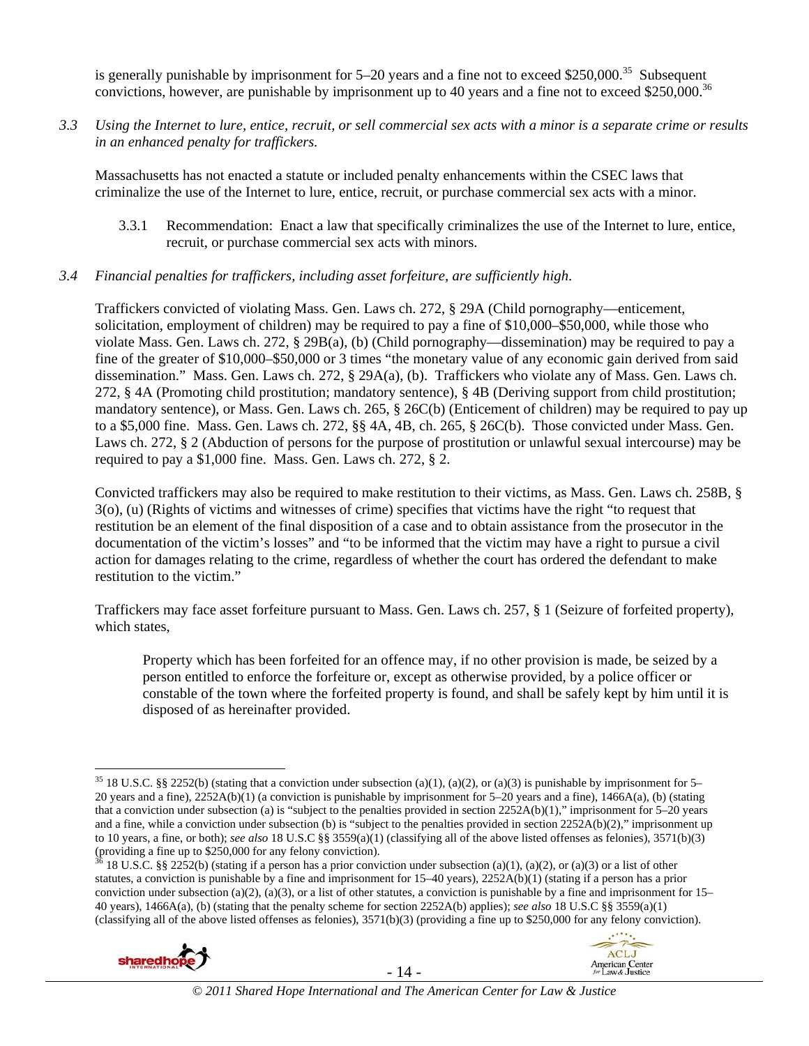is generally punishable by imprisonment for 5–20 years and a fine not to exceed $250,000.[35] Subsequent convictions, however, are punishable by imprisonment up to 40 years and a fine not to exceed $250,000.[36]

*3.3 Using the Internet to lure, entice, recruit, or sell commercial sex acts with a minor is a separate crime or results in an enhanced penalty for traffickers.*

Massachusetts has not enacted a statute or included penalty enhancements within the CSEC laws that criminalize the use of the Internet to lure, entice, recruit, or purchase commercial sex acts with a minor.

3.3.1 Recommendation: Enact a law that specifically criminalizes the use of the Internet to lure, entice, recruit, or purchase commercial sex acts with minors.

*3.4 Financial penalties for traffickers, including asset forfeiture, are sufficiently high.*

Traffickers convicted of violating Mass. Gen. Laws ch. 272, § 29A (Child pornography—enticement, solicitation, employment of children) may be required to pay a fine of $10,000–$50,000, while those who violate Mass. Gen. Laws ch. 272, § 29B(a), (b) (Child pornography—dissemination) may be required to pay a fine of the greater of $10,000–$50,000 or 3 times "the monetary value of any economic gain derived from said dissemination." Mass. Gen. Laws ch. 272, § 29A(a), (b). Traffickers who violate any of Mass. Gen. Laws ch. 272, § 4A (Promoting child prostitution; mandatory sentence), § 4B (Deriving support from child prostitution; mandatory sentence), or Mass. Gen. Laws ch. 265, § 26C(b) (Enticement of children) may be required to pay up to a $5,000 fine. Mass. Gen. Laws ch. 272, §§ 4A, 4B, ch. 265, § 26C(b). Those convicted under Mass. Gen. Laws ch. 272, § 2 (Abduction of persons for the purpose of prostitution or unlawful sexual intercourse) may be required to pay a $1,000 fine. Mass. Gen. Laws ch. 272, § 2.

Convicted traffickers may also be required to make restitution to their victims, as Mass. Gen. Laws ch. 258B, § 3(o), (u) (Rights of victims and witnesses of crime) specifies that victims have the right "to request that restitution be an element of the final disposition of a case and to obtain assistance from the prosecutor in the documentation of the victim's losses" and "to be informed that the victim may have a right to pursue a civil action for damages relating to the crime, regardless of whether the court has ordered the defendant to make restitution to the victim."

Traffickers may face asset forfeiture pursuant to Mass. Gen. Laws ch. 257, § 1 (Seizure of forfeited property), which states,

> Property which has been forfeited for an offence may, if no other provision is made, be seized by a person entitled to enforce the forfeiture or, except as otherwise provided, by a police officer or constable of the town where the forfeited property is found, and shall be safely kept by him until it is disposed of as hereinafter provided.

---

[35] 18 U.S.C. §§ 2252(b) (stating that a conviction under subsection (a)(1), (a)(2), or (a)(3) is punishable by imprisonment for 5–20 years and a fine), 2252A(b)(1) (a conviction is punishable by imprisonment for 5–20 years and a fine), 1466A(a), (b) (stating that a conviction under subsection (a) is "subject to the penalties provided in section 2252A(b)(1)," imprisonment for 5–20 years and a fine, while a conviction under subsection (b) is "subject to the penalties provided in section 2252A(b)(2)," imprisonment up to 10 years, a fine, or both); *see also* 18 U.S.C §§ 3559(a)(1) (classifying all of the above listed offenses as felonies), 3571(b)(3) (providing a fine up to $250,000 for any felony conviction).

[36] 18 U.S.C. §§ 2252(b) (stating if a person has a prior conviction under subsection (a)(1), (a)(2), or (a)(3) or a list of other statutes, a conviction is punishable by a fine and imprisonment for 15–40 years), 2252A(b)(1) (stating if a person has a prior conviction under subsection (a)(2), (a)(3), or a list of other statutes, a conviction is punishable by a fine and imprisonment for 15–40 years), 1466A(a), (b) (stating that the penalty scheme for section 2252A(b) applies); *see also* 18 U.S.C §§ 3559(a)(1) (classifying all of the above listed offenses as felonies), 3571(b)(3) (providing a fine up to $250,000 for any felony conviction).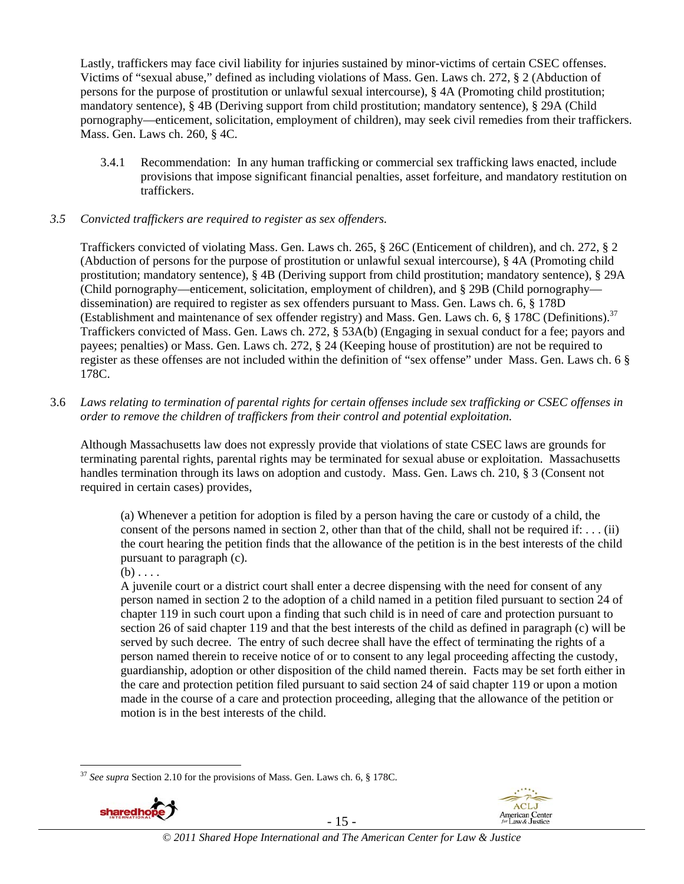Lastly, traffickers may face civil liability for injuries sustained by minor-victims of certain CSEC offenses. Victims of "sexual abuse," defined as including violations of Mass. Gen. Laws ch. 272, § 2 (Abduction of persons for the purpose of prostitution or unlawful sexual intercourse), § 4A (Promoting child prostitution; mandatory sentence), § 4B (Deriving support from child prostitution; mandatory sentence), § 29A (Child pornography—enticement, solicitation, employment of children), may seek civil remedies from their traffickers. Mass. Gen. Laws ch. 260, § 4C.

3.4.1 Recommendation: In any human trafficking or commercial sex trafficking laws enacted, include provisions that impose significant financial penalties, asset forfeiture, and mandatory restitution on traffickers.

*3.5 Convicted traffickers are required to register as sex offenders.*

Traffickers convicted of violating Mass. Gen. Laws ch. 265, § 26C (Enticement of children), and ch. 272, § 2 (Abduction of persons for the purpose of prostitution or unlawful sexual intercourse), § 4A (Promoting child prostitution; mandatory sentence), § 4B (Deriving support from child prostitution; mandatory sentence), § 29A (Child pornography—enticement, solicitation, employment of children), and § 29B (Child pornography—dissemination) are required to register as sex offenders pursuant to Mass. Gen. Laws ch. 6, § 178D (Establishment and maintenance of sex offender registry) and Mass. Gen. Laws ch. 6, § 178C (Definitions).[37] Traffickers convicted of Mass. Gen. Laws ch. 272, § 53A(b) (Engaging in sexual conduct for a fee; payors and payees; penalties) or Mass. Gen. Laws ch. 272, § 24 (Keeping house of prostitution) are not be required to register as these offenses are not included within the definition of "sex offense" under Mass. Gen. Laws ch. 6 § 178C.

3.6 *Laws relating to termination of parental rights for certain offenses include sex trafficking or CSEC offenses in order to remove the children of traffickers from their control and potential exploitation.*

Although Massachusetts law does not expressly provide that violations of state CSEC laws are grounds for terminating parental rights, parental rights may be terminated for sexual abuse or exploitation. Massachusetts handles termination through its laws on adoption and custody. Mass. Gen. Laws ch. 210, § 3 (Consent not required in certain cases) provides,

> (a) Whenever a petition for adoption is filed by a person having the care or custody of a child, the consent of the persons named in section 2, other than that of the child, shall not be required if: . . . (ii) the court hearing the petition finds that the allowance of the petition is in the best interests of the child pursuant to paragraph (c).
>
> (b) . . . .
>
> A juvenile court or a district court shall enter a decree dispensing with the need for consent of any person named in section 2 to the adoption of a child named in a petition filed pursuant to section 24 of chapter 119 in such court upon a finding that such child is in need of care and protection pursuant to section 26 of said chapter 119 and that the best interests of the child as defined in paragraph (c) will be served by such decree. The entry of such decree shall have the effect of terminating the rights of a person named therein to receive notice of or to consent to any legal proceeding affecting the custody, guardianship, adoption or other disposition of the child named therein. Facts may be set forth either in the care and protection petition filed pursuant to said section 24 of said chapter 119 or upon a motion made in the course of a care and protection proceeding, alleging that the allowance of the petition or motion is in the best interests of the child.

---

[37] *See supra* Section 2.10 for the provisions of Mass. Gen. Laws ch. 6, § 178C.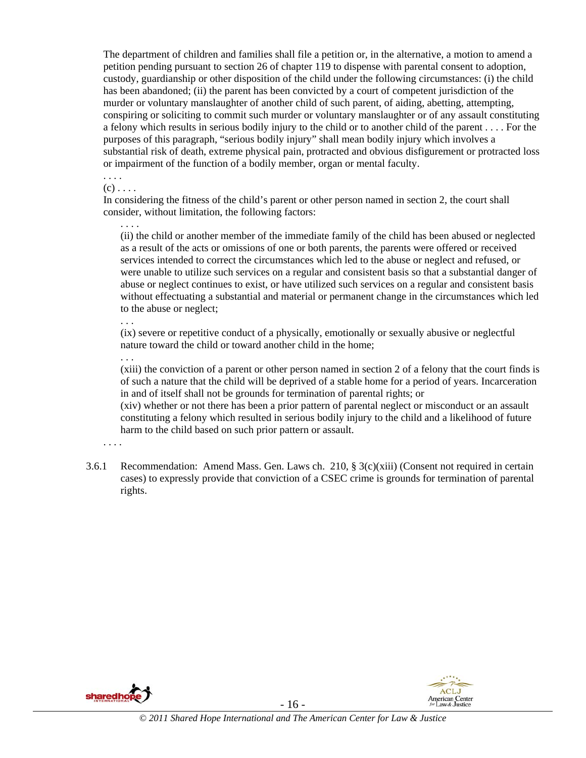The department of children and families shall file a petition or, in the alternative, a motion to amend a petition pending pursuant to section 26 of chapter 119 to dispense with parental consent to adoption, custody, guardianship or other disposition of the child under the following circumstances: (i) the child has been abandoned; (ii) the parent has been convicted by a court of competent jurisdiction of the murder or voluntary manslaughter of another child of such parent, of aiding, abetting, attempting, conspiring or soliciting to commit such murder or voluntary manslaughter or of any assault constituting a felony which results in serious bodily injury to the child or to another child of the parent . . . . For the purposes of this paragraph, "serious bodily injury" shall mean bodily injury which involves a substantial risk of death, extreme physical pain, protracted and obvious disfigurement or protracted loss or impairment of the function of a bodily member, organ or mental faculty.

. . . .

(c) . . . .

In considering the fitness of the child's parent or other person named in section 2, the court shall consider, without limitation, the following factors:

. . . .

(ii) the child or another member of the immediate family of the child has been abused or neglected as a result of the acts or omissions of one or both parents, the parents were offered or received services intended to correct the circumstances which led to the abuse or neglect and refused, or were unable to utilize such services on a regular and consistent basis so that a substantial danger of abuse or neglect continues to exist, or have utilized such services on a regular and consistent basis without effectuating a substantial and material or permanent change in the circumstances which led to the abuse or neglect;

. . .

(ix) severe or repetitive conduct of a physically, emotionally or sexually abusive or neglectful nature toward the child or toward another child in the home;

. . .

(xiii) the conviction of a parent or other person named in section 2 of a felony that the court finds is of such a nature that the child will be deprived of a stable home for a period of years. Incarceration in and of itself shall not be grounds for termination of parental rights; or

(xiv) whether or not there has been a prior pattern of parental neglect or misconduct or an assault constituting a felony which resulted in serious bodily injury to the child and a likelihood of future harm to the child based on such prior pattern or assault.

. . . .

3.6.1 Recommendation: Amend Mass. Gen. Laws ch. 210, § 3(c)(xiii) (Consent not required in certain cases) to expressly provide that conviction of a CSEC crime is grounds for termination of parental rights.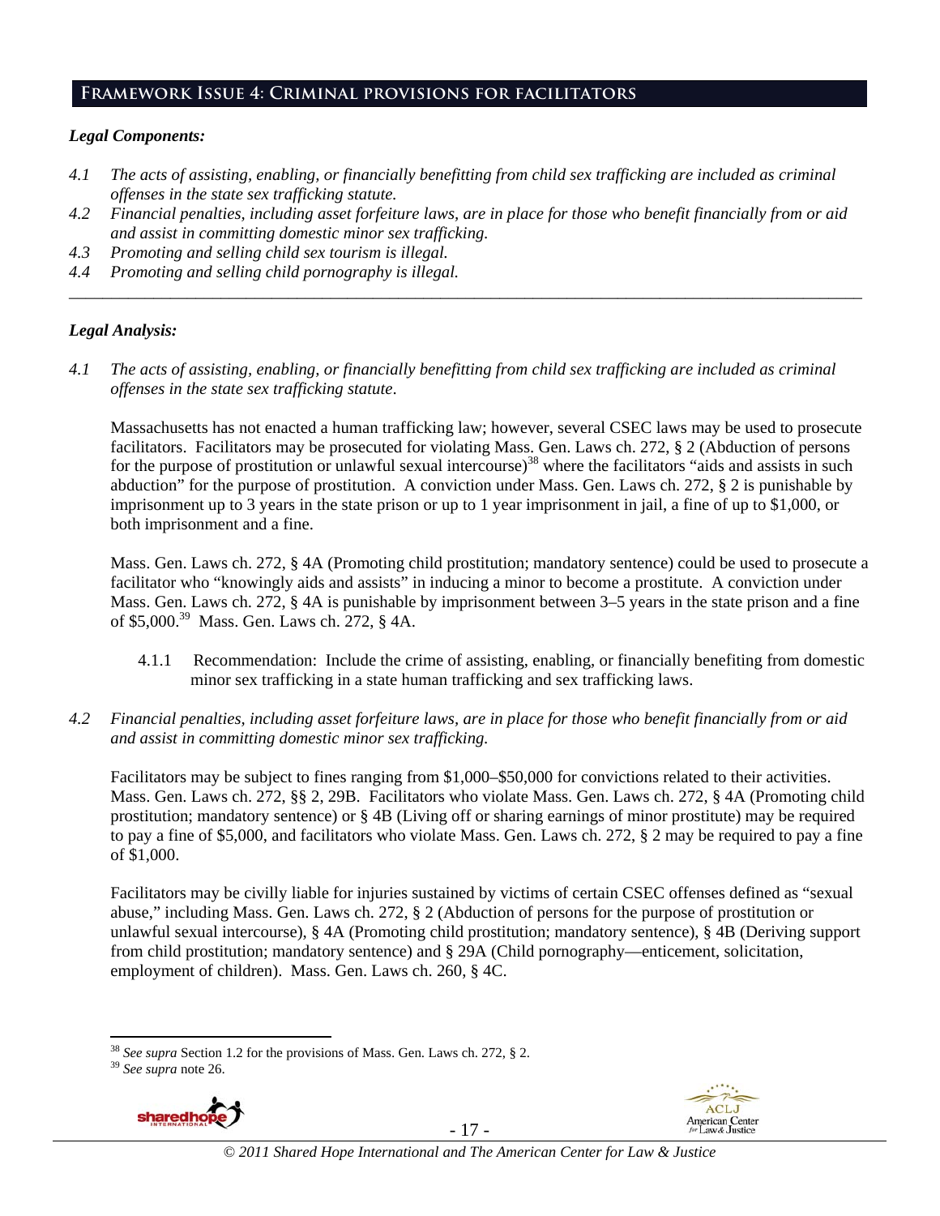## Framework Issue 4: Criminal provisions for facilitators

### *Legal Components:*

*4.1 The acts of assisting, enabling, or financially benefitting from child sex trafficking are included as criminal offenses in the state sex trafficking statute.*

*4.2 Financial penalties, including asset forfeiture laws, are in place for those who benefit financially from or aid and assist in committing domestic minor sex trafficking.*

*4.3 Promoting and selling child sex tourism is illegal.*

*4.4 Promoting and selling child pornography is illegal.*

---

### *Legal Analysis:*

*4.1 The acts of assisting, enabling, or financially benefitting from child sex trafficking are included as criminal offenses in the state sex trafficking statute.*

Massachusetts has not enacted a human trafficking law; however, several CSEC laws may be used to prosecute facilitators. Facilitators may be prosecuted for violating Mass. Gen. Laws ch. 272, § 2 (Abduction of persons for the purpose of prostitution or unlawful sexual intercourse)[38] where the facilitators "aids and assists in such abduction" for the purpose of prostitution. A conviction under Mass. Gen. Laws ch. 272, § 2 is punishable by imprisonment up to 3 years in the state prison or up to 1 year imprisonment in jail, a fine of up to $1,000, or both imprisonment and a fine.

Mass. Gen. Laws ch. 272, § 4A (Promoting child prostitution; mandatory sentence) could be used to prosecute a facilitator who "knowingly aids and assists" in inducing a minor to become a prostitute. A conviction under Mass. Gen. Laws ch. 272, § 4A is punishable by imprisonment between 3–5 years in the state prison and a fine of $5,000.[39] Mass. Gen. Laws ch. 272, § 4A.

4.1.1 Recommendation: Include the crime of assisting, enabling, or financially benefiting from domestic minor sex trafficking in a state human trafficking and sex trafficking laws.

*4.2 Financial penalties, including asset forfeiture laws, are in place for those who benefit financially from or aid and assist in committing domestic minor sex trafficking.*

Facilitators may be subject to fines ranging from $1,000–$50,000 for convictions related to their activities. Mass. Gen. Laws ch. 272, §§ 2, 29B. Facilitators who violate Mass. Gen. Laws ch. 272, § 4A (Promoting child prostitution; mandatory sentence) or § 4B (Living off or sharing earnings of minor prostitute) may be required to pay a fine of $5,000, and facilitators who violate Mass. Gen. Laws ch. 272, § 2 may be required to pay a fine of $1,000.

Facilitators may be civilly liable for injuries sustained by victims of certain CSEC offenses defined as "sexual abuse," including Mass. Gen. Laws ch. 272, § 2 (Abduction of persons for the purpose of prostitution or unlawful sexual intercourse), § 4A (Promoting child prostitution; mandatory sentence), § 4B (Deriving support from child prostitution; mandatory sentence) and § 29A (Child pornography—enticement, solicitation, employment of children). Mass. Gen. Laws ch. 260, § 4C.

---

[38] *See supra* Section 1.2 for the provisions of Mass. Gen. Laws ch. 272, § 2.

[39] *See supra* note 26.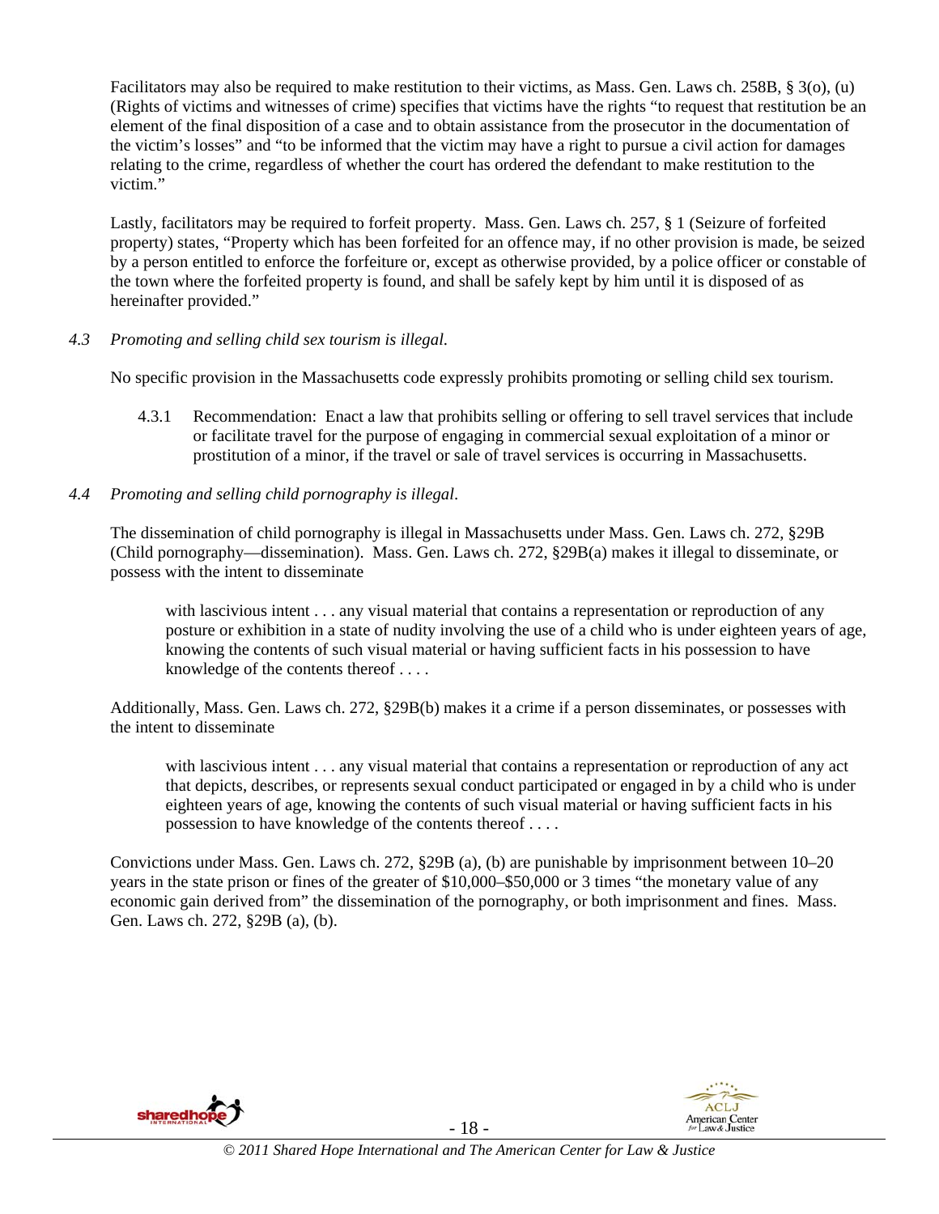Facilitators may also be required to make restitution to their victims, as Mass. Gen. Laws ch. 258B, § 3(o), (u) (Rights of victims and witnesses of crime) specifies that victims have the rights "to request that restitution be an element of the final disposition of a case and to obtain assistance from the prosecutor in the documentation of the victim's losses" and "to be informed that the victim may have a right to pursue a civil action for damages relating to the crime, regardless of whether the court has ordered the defendant to make restitution to the victim."

Lastly, facilitators may be required to forfeit property. Mass. Gen. Laws ch. 257, § 1 (Seizure of forfeited property) states, "Property which has been forfeited for an offence may, if no other provision is made, be seized by a person entitled to enforce the forfeiture or, except as otherwise provided, by a police officer or constable of the town where the forfeited property is found, and shall be safely kept by him until it is disposed of as hereinafter provided."

*4.3 Promoting and selling child sex tourism is illegal.*

No specific provision in the Massachusetts code expressly prohibits promoting or selling child sex tourism.

4.3.1 Recommendation: Enact a law that prohibits selling or offering to sell travel services that include or facilitate travel for the purpose of engaging in commercial sexual exploitation of a minor or prostitution of a minor, if the travel or sale of travel services is occurring in Massachusetts.

*4.4 Promoting and selling child pornography is illegal.*

The dissemination of child pornography is illegal in Massachusetts under Mass. Gen. Laws ch. 272, §29B (Child pornography—dissemination). Mass. Gen. Laws ch. 272, §29B(a) makes it illegal to disseminate, or possess with the intent to disseminate

> with lascivious intent . . . any visual material that contains a representation or reproduction of any posture or exhibition in a state of nudity involving the use of a child who is under eighteen years of age, knowing the contents of such visual material or having sufficient facts in his possession to have knowledge of the contents thereof . . . .

Additionally, Mass. Gen. Laws ch. 272, §29B(b) makes it a crime if a person disseminates, or possesses with the intent to disseminate

> with lascivious intent . . . any visual material that contains a representation or reproduction of any act that depicts, describes, or represents sexual conduct participated or engaged in by a child who is under eighteen years of age, knowing the contents of such visual material or having sufficient facts in his possession to have knowledge of the contents thereof . . . .

Convictions under Mass. Gen. Laws ch. 272, §29B (a), (b) are punishable by imprisonment between 10–20 years in the state prison or fines of the greater of $10,000–$50,000 or 3 times "the monetary value of any economic gain derived from" the dissemination of the pornography, or both imprisonment and fines. Mass. Gen. Laws ch. 272, §29B (a), (b).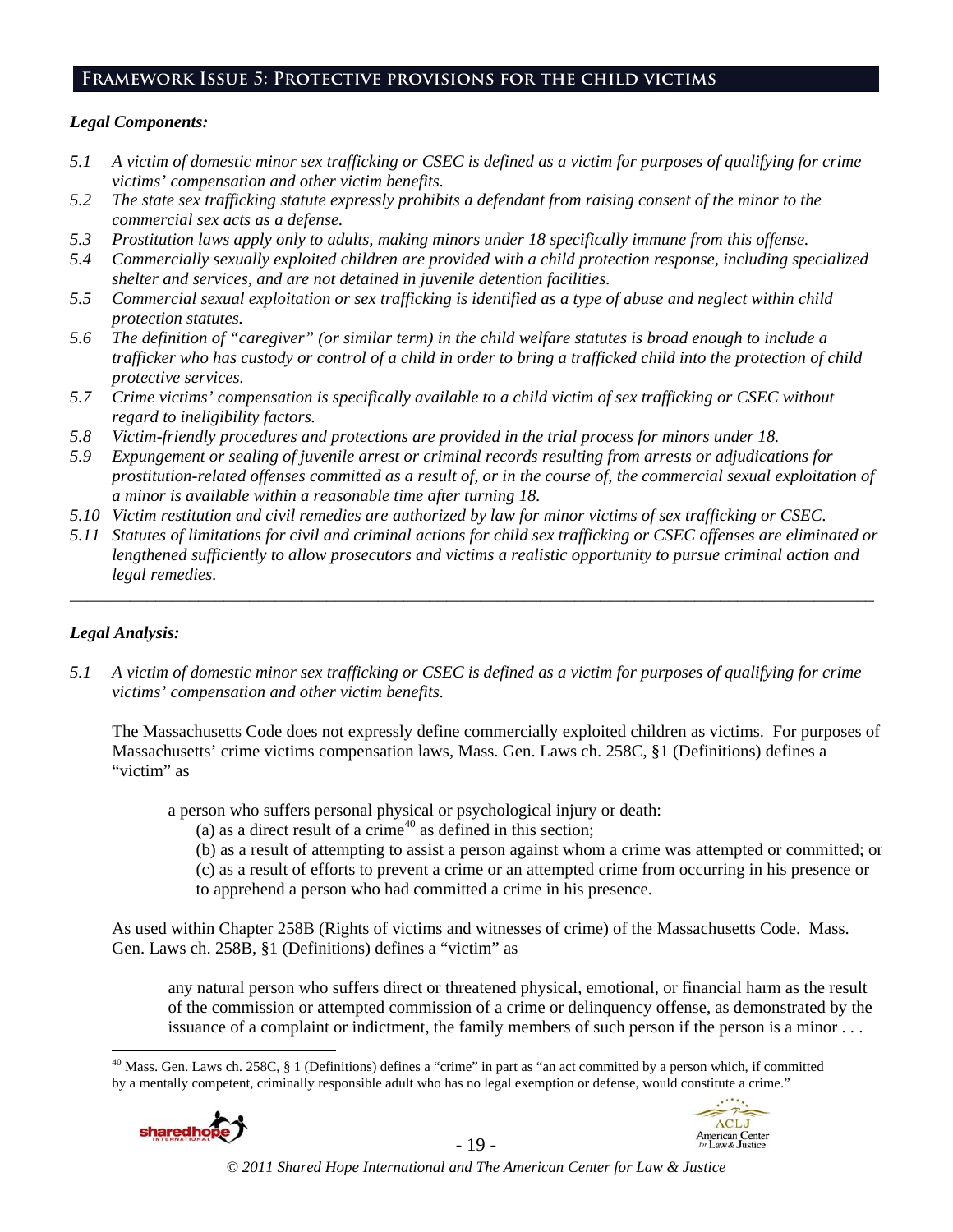## Framework Issue 5: Protective provisions for the child victims

***Legal Components:***

- *5.1 A victim of domestic minor sex trafficking or CSEC is defined as a victim for purposes of qualifying for crime victims' compensation and other victim benefits.*
- *5.2 The state sex trafficking statute expressly prohibits a defendant from raising consent of the minor to the commercial sex acts as a defense.*
- *5.3 Prostitution laws apply only to adults, making minors under 18 specifically immune from this offense.*
- *5.4 Commercially sexually exploited children are provided with a child protection response, including specialized shelter and services, and are not detained in juvenile detention facilities.*
- *5.5 Commercial sexual exploitation or sex trafficking is identified as a type of abuse and neglect within child protection statutes.*
- *5.6 The definition of "caregiver" (or similar term) in the child welfare statutes is broad enough to include a trafficker who has custody or control of a child in order to bring a trafficked child into the protection of child protective services.*
- *5.7 Crime victims' compensation is specifically available to a child victim of sex trafficking or CSEC without regard to ineligibility factors.*
- *5.8 Victim-friendly procedures and protections are provided in the trial process for minors under 18.*
- *5.9 Expungement or sealing of juvenile arrest or criminal records resulting from arrests or adjudications for prostitution-related offenses committed as a result of, or in the course of, the commercial sexual exploitation of a minor is available within a reasonable time after turning 18.*
- *5.10 Victim restitution and civil remedies are authorized by law for minor victims of sex trafficking or CSEC.*
- *5.11 Statutes of limitations for civil and criminal actions for child sex trafficking or CSEC offenses are eliminated or lengthened sufficiently to allow prosecutors and victims a realistic opportunity to pursue criminal action and legal remedies.*

---

***Legal Analysis:***

*5.1 A victim of domestic minor sex trafficking or CSEC is defined as a victim for purposes of qualifying for crime victims' compensation and other victim benefits.*

The Massachusetts Code does not expressly define commercially exploited children as victims. For purposes of Massachusetts' crime victims compensation laws, Mass. Gen. Laws ch. 258C, §1 (Definitions) defines a "victim" as

> a person who suffers personal physical or psychological injury or death:
> (a) as a direct result of a crime[40] as defined in this section;
> (b) as a result of attempting to assist a person against whom a crime was attempted or committed; or
> (c) as a result of efforts to prevent a crime or an attempted crime from occurring in his presence or to apprehend a person who had committed a crime in his presence.

As used within Chapter 258B (Rights of victims and witnesses of crime) of the Massachusetts Code. Mass. Gen. Laws ch. 258B, §1 (Definitions) defines a "victim" as

> any natural person who suffers direct or threatened physical, emotional, or financial harm as the result of the commission or attempted commission of a crime or delinquency offense, as demonstrated by the issuance of a complaint or indictment, the family members of such person if the person is a minor . . .

[40] Mass. Gen. Laws ch. 258C, § 1 (Definitions) defines a "crime" in part as "an act committed by a person which, if committed by a mentally competent, criminally responsible adult who has no legal exemption or defense, would constitute a crime."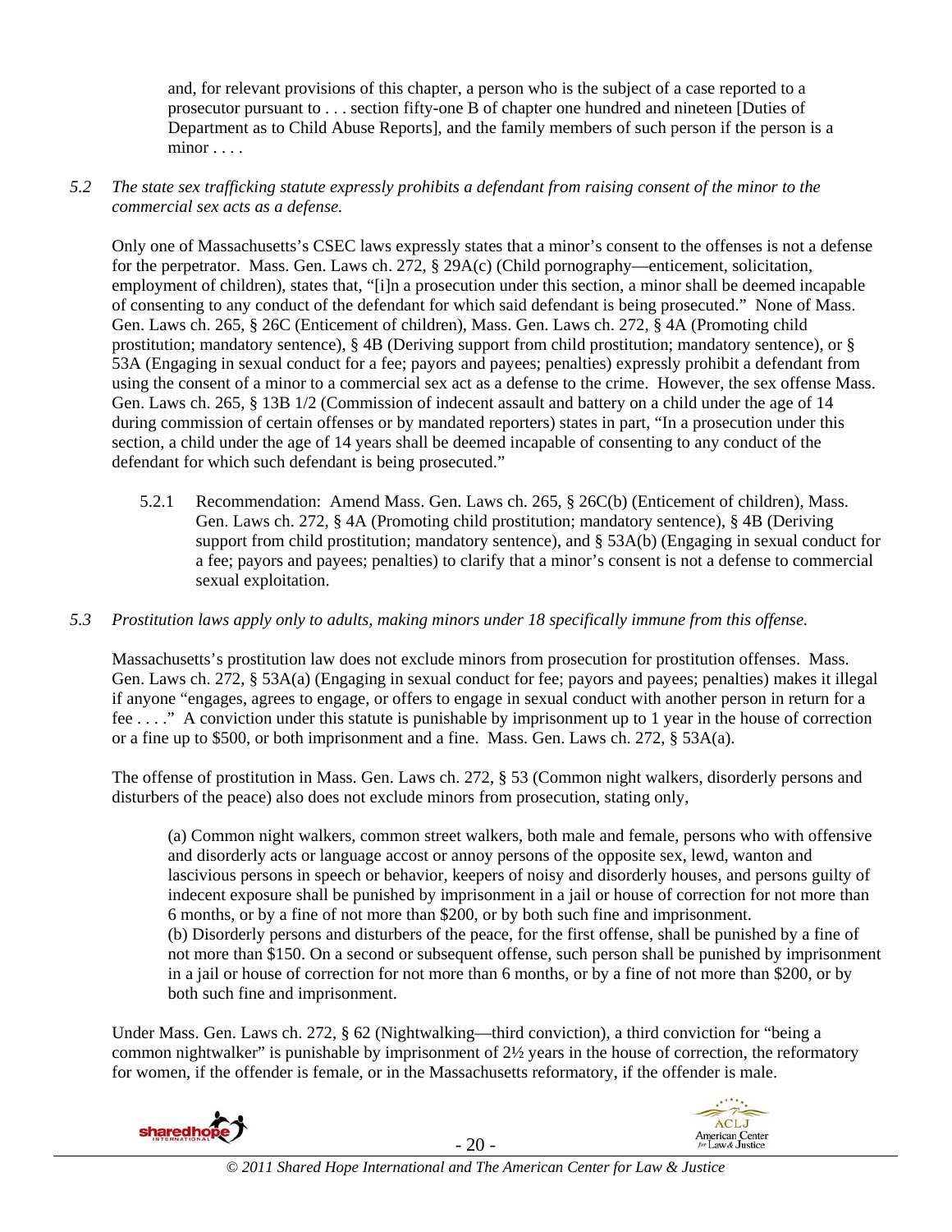and, for relevant provisions of this chapter, a person who is the subject of a case reported to a prosecutor pursuant to . . . section fifty-one B of chapter one hundred and nineteen [Duties of Department as to Child Abuse Reports], and the family members of such person if the person is a minor . . . .

*5.2 The state sex trafficking statute expressly prohibits a defendant from raising consent of the minor to the commercial sex acts as a defense.*

Only one of Massachusetts's CSEC laws expressly states that a minor's consent to the offenses is not a defense for the perpetrator. Mass. Gen. Laws ch. 272, § 29A(c) (Child pornography—enticement, solicitation, employment of children), states that, "[i]n a prosecution under this section, a minor shall be deemed incapable of consenting to any conduct of the defendant for which said defendant is being prosecuted." None of Mass. Gen. Laws ch. 265, § 26C (Enticement of children), Mass. Gen. Laws ch. 272, § 4A (Promoting child prostitution; mandatory sentence), § 4B (Deriving support from child prostitution; mandatory sentence), or § 53A (Engaging in sexual conduct for a fee; payors and payees; penalties) expressly prohibit a defendant from using the consent of a minor to a commercial sex act as a defense to the crime. However, the sex offense Mass. Gen. Laws ch. 265, § 13B 1/2 (Commission of indecent assault and battery on a child under the age of 14 during commission of certain offenses or by mandated reporters) states in part, "In a prosecution under this section, a child under the age of 14 years shall be deemed incapable of consenting to any conduct of the defendant for which such defendant is being prosecuted."

5.2.1 Recommendation: Amend Mass. Gen. Laws ch. 265, § 26C(b) (Enticement of children), Mass. Gen. Laws ch. 272, § 4A (Promoting child prostitution; mandatory sentence), § 4B (Deriving support from child prostitution; mandatory sentence), and § 53A(b) (Engaging in sexual conduct for a fee; payors and payees; penalties) to clarify that a minor's consent is not a defense to commercial sexual exploitation.

*5.3 Prostitution laws apply only to adults, making minors under 18 specifically immune from this offense.*

Massachusetts's prostitution law does not exclude minors from prosecution for prostitution offenses. Mass. Gen. Laws ch. 272, § 53A(a) (Engaging in sexual conduct for fee; payors and payees; penalties) makes it illegal if anyone "engages, agrees to engage, or offers to engage in sexual conduct with another person in return for a fee . . . ." A conviction under this statute is punishable by imprisonment up to 1 year in the house of correction or a fine up to $500, or both imprisonment and a fine. Mass. Gen. Laws ch. 272, § 53A(a).

The offense of prostitution in Mass. Gen. Laws ch. 272, § 53 (Common night walkers, disorderly persons and disturbers of the peace) also does not exclude minors from prosecution, stating only,

> (a) Common night walkers, common street walkers, both male and female, persons who with offensive and disorderly acts or language accost or annoy persons of the opposite sex, lewd, wanton and lascivious persons in speech or behavior, keepers of noisy and disorderly houses, and persons guilty of indecent exposure shall be punished by imprisonment in a jail or house of correction for not more than 6 months, or by a fine of not more than $200, or by both such fine and imprisonment.
> (b) Disorderly persons and disturbers of the peace, for the first offense, shall be punished by a fine of not more than $150. On a second or subsequent offense, such person shall be punished by imprisonment in a jail or house of correction for not more than 6 months, or by a fine of not more than $200, or by both such fine and imprisonment.

Under Mass. Gen. Laws ch. 272, § 62 (Nightwalking—third conviction), a third conviction for "being a common nightwalker" is punishable by imprisonment of 2½ years in the house of correction, the reformatory for women, if the offender is female, or in the Massachusetts reformatory, if the offender is male.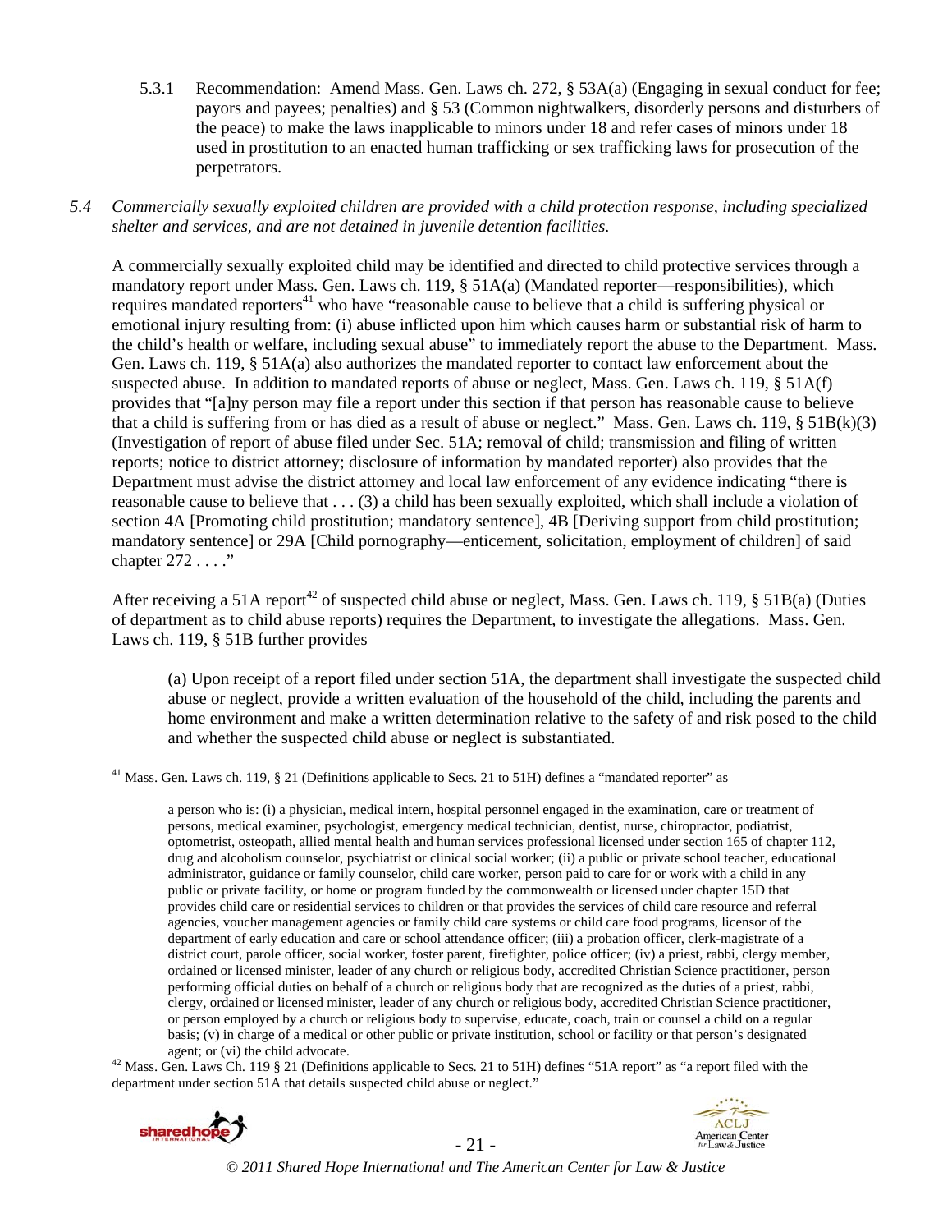5.3.1 Recommendation: Amend Mass. Gen. Laws ch. 272, § 53A(a) (Engaging in sexual conduct for fee; payors and payees; penalties) and § 53 (Common nightwalkers, disorderly persons and disturbers of the peace) to make the laws inapplicable to minors under 18 and refer cases of minors under 18 used in prostitution to an enacted human trafficking or sex trafficking laws for prosecution of the perpetrators.

*5.4 Commercially sexually exploited children are provided with a child protection response, including specialized shelter and services, and are not detained in juvenile detention facilities.*

A commercially sexually exploited child may be identified and directed to child protective services through a mandatory report under Mass. Gen. Laws ch. 119, § 51A(a) (Mandated reporter—responsibilities), which requires mandated reporters[41] who have "reasonable cause to believe that a child is suffering physical or emotional injury resulting from: (i) abuse inflicted upon him which causes harm or substantial risk of harm to the child's health or welfare, including sexual abuse" to immediately report the abuse to the Department. Mass. Gen. Laws ch. 119, § 51A(a) also authorizes the mandated reporter to contact law enforcement about the suspected abuse. In addition to mandated reports of abuse or neglect, Mass. Gen. Laws ch. 119, § 51A(f) provides that "[a]ny person may file a report under this section if that person has reasonable cause to believe that a child is suffering from or has died as a result of abuse or neglect." Mass. Gen. Laws ch. 119, § 51B(k)(3) (Investigation of report of abuse filed under Sec. 51A; removal of child; transmission and filing of written reports; notice to district attorney; disclosure of information by mandated reporter) also provides that the Department must advise the district attorney and local law enforcement of any evidence indicating "there is reasonable cause to believe that . . . (3) a child has been sexually exploited, which shall include a violation of section 4A [Promoting child prostitution; mandatory sentence], 4B [Deriving support from child prostitution; mandatory sentence] or 29A [Child pornography—enticement, solicitation, employment of children] of said chapter 272 . . . ."

After receiving a 51A report[42] of suspected child abuse or neglect, Mass. Gen. Laws ch. 119, § 51B(a) (Duties of department as to child abuse reports) requires the Department, to investigate the allegations. Mass. Gen. Laws ch. 119, § 51B further provides

> (a) Upon receipt of a report filed under section 51A, the department shall investigate the suspected child abuse or neglect, provide a written evaluation of the household of the child, including the parents and home environment and make a written determination relative to the safety of and risk posed to the child and whether the suspected child abuse or neglect is substantiated.

---

[41] Mass. Gen. Laws ch. 119, § 21 (Definitions applicable to Secs. 21 to 51H) defines a "mandated reporter" as

> a person who is: (i) a physician, medical intern, hospital personnel engaged in the examination, care or treatment of persons, medical examiner, psychologist, emergency medical technician, dentist, nurse, chiropractor, podiatrist, optometrist, osteopath, allied mental health and human services professional licensed under section 165 of chapter 112, drug and alcoholism counselor, psychiatrist or clinical social worker; (ii) a public or private school teacher, educational administrator, guidance or family counselor, child care worker, person paid to care for or work with a child in any public or private facility, or home or program funded by the commonwealth or licensed under chapter 15D that provides child care or residential services to children or that provides the services of child care resource and referral agencies, voucher management agencies or family child care systems or child care food programs, licensor of the department of early education and care or school attendance officer; (iii) a probation officer, clerk-magistrate of a district court, parole officer, social worker, foster parent, firefighter, police officer; (iv) a priest, rabbi, clergy member, ordained or licensed minister, leader of any church or religious body, accredited Christian Science practitioner, person performing official duties on behalf of a church or religious body that are recognized as the duties of a priest, rabbi, clergy, ordained or licensed minister, leader of any church or religious body, accredited Christian Science practitioner, or person employed by a church or religious body to supervise, educate, coach, train or counsel a child on a regular basis; (v) in charge of a medical or other public or private institution, school or facility or that person's designated agent; or (vi) the child advocate.

[42] Mass. Gen. Laws Ch. 119 § 21 (Definitions applicable to Secs. 21 to 51H) defines "51A report" as "a report filed with the department under section 51A that details suspected child abuse or neglect."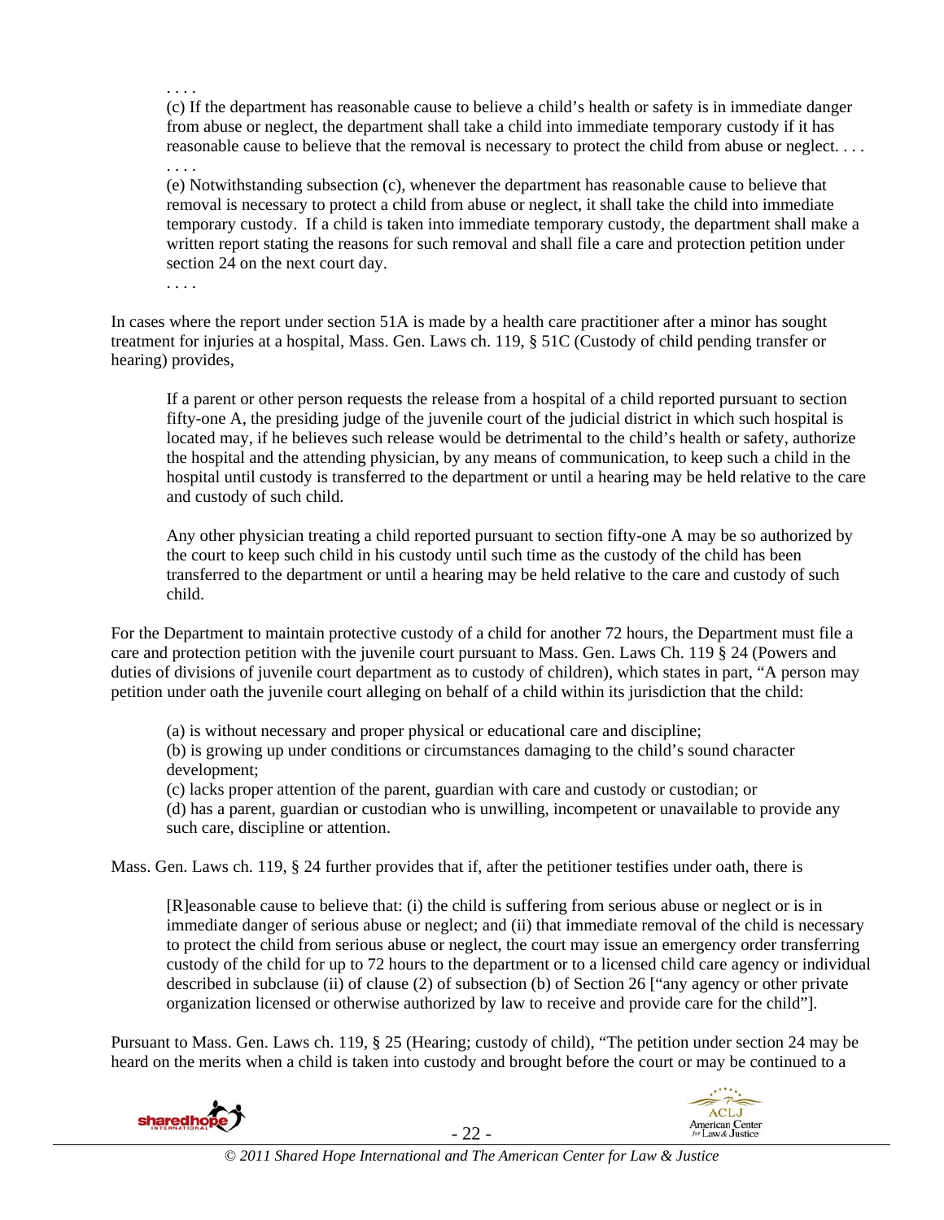> . . . .
>
> (c) If the department has reasonable cause to believe a child's health or safety is in immediate danger from abuse or neglect, the department shall take a child into immediate temporary custody if it has reasonable cause to believe that the removal is necessary to protect the child from abuse or neglect. . . .
>
> . . . .
>
> (e) Notwithstanding subsection (c), whenever the department has reasonable cause to believe that removal is necessary to protect a child from abuse or neglect, it shall take the child into immediate temporary custody. If a child is taken into immediate temporary custody, the department shall make a written report stating the reasons for such removal and shall file a care and protection petition under section 24 on the next court day.
>
> . . . .

In cases where the report under section 51A is made by a health care practitioner after a minor has sought treatment for injuries at a hospital, Mass. Gen. Laws ch. 119, § 51C (Custody of child pending transfer or hearing) provides,

> If a parent or other person requests the release from a hospital of a child reported pursuant to section fifty-one A, the presiding judge of the juvenile court of the judicial district in which such hospital is located may, if he believes such release would be detrimental to the child's health or safety, authorize the hospital and the attending physician, by any means of communication, to keep such a child in the hospital until custody is transferred to the department or until a hearing may be held relative to the care and custody of such child.
>
> Any other physician treating a child reported pursuant to section fifty-one A may be so authorized by the court to keep such child in his custody until such time as the custody of the child has been transferred to the department or until a hearing may be held relative to the care and custody of such child.

For the Department to maintain protective custody of a child for another 72 hours, the Department must file a care and protection petition with the juvenile court pursuant to Mass. Gen. Laws Ch. 119 § 24 (Powers and duties of divisions of juvenile court department as to custody of children), which states in part, "A person may petition under oath the juvenile court alleging on behalf of a child within its jurisdiction that the child:

> (a) is without necessary and proper physical or educational care and discipline;
> (b) is growing up under conditions or circumstances damaging to the child's sound character development;
> (c) lacks proper attention of the parent, guardian with care and custody or custodian; or
> (d) has a parent, guardian or custodian who is unwilling, incompetent or unavailable to provide any such care, discipline or attention.

Mass. Gen. Laws ch. 119, § 24 further provides that if, after the petitioner testifies under oath, there is

> [R]easonable cause to believe that: (i) the child is suffering from serious abuse or neglect or is in immediate danger of serious abuse or neglect; and (ii) that immediate removal of the child is necessary to protect the child from serious abuse or neglect, the court may issue an emergency order transferring custody of the child for up to 72 hours to the department or to a licensed child care agency or individual described in subclause (ii) of clause (2) of subsection (b) of Section 26 ["any agency or other private organization licensed or otherwise authorized by law to receive and provide care for the child"].

Pursuant to Mass. Gen. Laws ch. 119, § 25 (Hearing; custody of child), "The petition under section 24 may be heard on the merits when a child is taken into custody and brought before the court or may be continued to a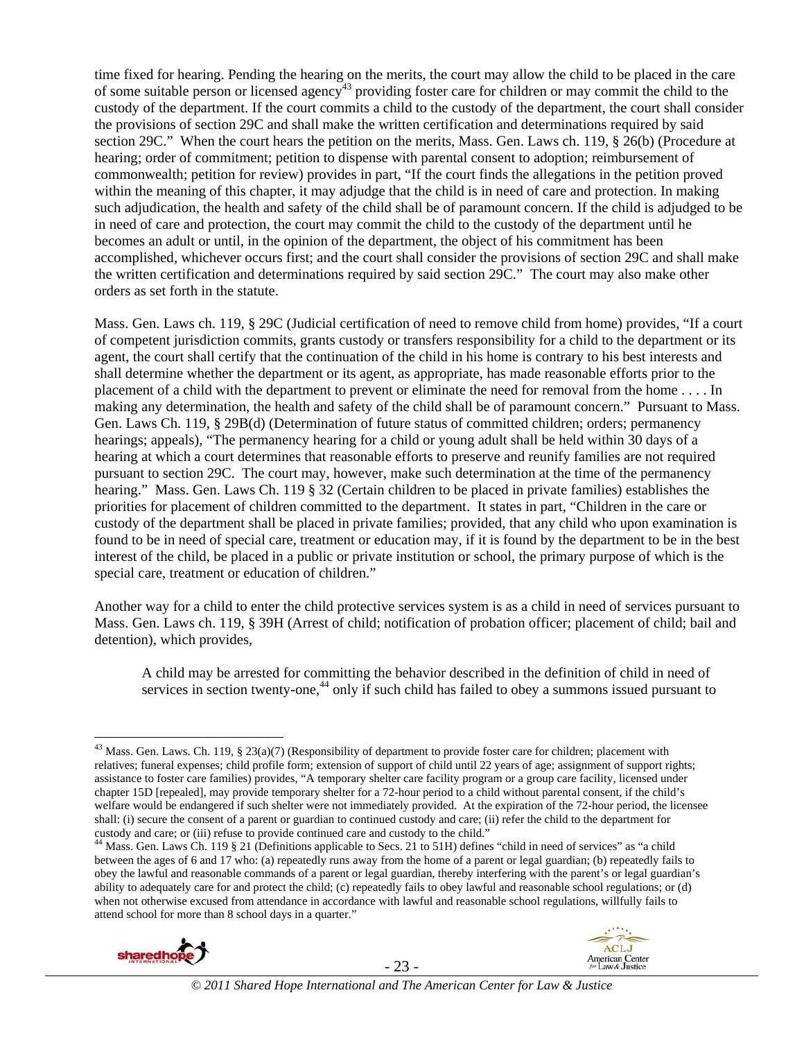time fixed for hearing. Pending the hearing on the merits, the court may allow the child to be placed in the care of some suitable person or licensed agency[43] providing foster care for children or may commit the child to the custody of the department. If the court commits a child to the custody of the department, the court shall consider the provisions of section 29C and shall make the written certification and determinations required by said section 29C." When the court hears the petition on the merits, Mass. Gen. Laws ch. 119, § 26(b) (Procedure at hearing; order of commitment; petition to dispense with parental consent to adoption; reimbursement of commonwealth; petition for review) provides in part, "If the court finds the allegations in the petition proved within the meaning of this chapter, it may adjudge that the child is in need of care and protection. In making such adjudication, the health and safety of the child shall be of paramount concern. If the child is adjudged to be in need of care and protection, the court may commit the child to the custody of the department until he becomes an adult or until, in the opinion of the department, the object of his commitment has been accomplished, whichever occurs first; and the court shall consider the provisions of section 29C and shall make the written certification and determinations required by said section 29C." The court may also make other orders as set forth in the statute.

Mass. Gen. Laws ch. 119, § 29C (Judicial certification of need to remove child from home) provides, "If a court of competent jurisdiction commits, grants custody or transfers responsibility for a child to the department or its agent, the court shall certify that the continuation of the child in his home is contrary to his best interests and shall determine whether the department or its agent, as appropriate, has made reasonable efforts prior to the placement of a child with the department to prevent or eliminate the need for removal from the home . . . . In making any determination, the health and safety of the child shall be of paramount concern." Pursuant to Mass. Gen. Laws Ch. 119, § 29B(d) (Determination of future status of committed children; orders; permanency hearings; appeals), "The permanency hearing for a child or young adult shall be held within 30 days of a hearing at which a court determines that reasonable efforts to preserve and reunify families are not required pursuant to section 29C. The court may, however, make such determination at the time of the permanency hearing." Mass. Gen. Laws Ch. 119 § 32 (Certain children to be placed in private families) establishes the priorities for placement of children committed to the department. It states in part, "Children in the care or custody of the department shall be placed in private families; provided, that any child who upon examination is found to be in need of special care, treatment or education may, if it is found by the department to be in the best interest of the child, be placed in a public or private institution or school, the primary purpose of which is the special care, treatment or education of children."

Another way for a child to enter the child protective services system is as a child in need of services pursuant to Mass. Gen. Laws ch. 119, § 39H (Arrest of child; notification of probation officer; placement of child; bail and detention), which provides,

> A child may be arrested for committing the behavior described in the definition of child in need of services in section twenty-one,[44] only if such child has failed to obey a summons issued pursuant to

---

[43] Mass. Gen. Laws. Ch. 119, § 23(a)(7) (Responsibility of department to provide foster care for children; placement with relatives; funeral expenses; child profile form; extension of support of child until 22 years of age; assignment of support rights; assistance to foster care families) provides, "A temporary shelter care facility program or a group care facility, licensed under chapter 15D [repealed], may provide temporary shelter for a 72-hour period to a child without parental consent, if the child's welfare would be endangered if such shelter were not immediately provided. At the expiration of the 72-hour period, the licensee shall: (i) secure the consent of a parent or guardian to continued custody and care; (ii) refer the child to the department for custody and care; or (iii) refuse to provide continued care and custody to the child."

[44] Mass. Gen. Laws Ch. 119 § 21 (Definitions applicable to Secs. 21 to 51H) defines "child in need of services" as "a child between the ages of 6 and 17 who: (a) repeatedly runs away from the home of a parent or legal guardian; (b) repeatedly fails to obey the lawful and reasonable commands of a parent or legal guardian, thereby interfering with the parent's or legal guardian's ability to adequately care for and protect the child; (c) repeatedly fails to obey lawful and reasonable school regulations; or (d) when not otherwise excused from attendance in accordance with lawful and reasonable school regulations, willfully fails to attend school for more than 8 school days in a quarter."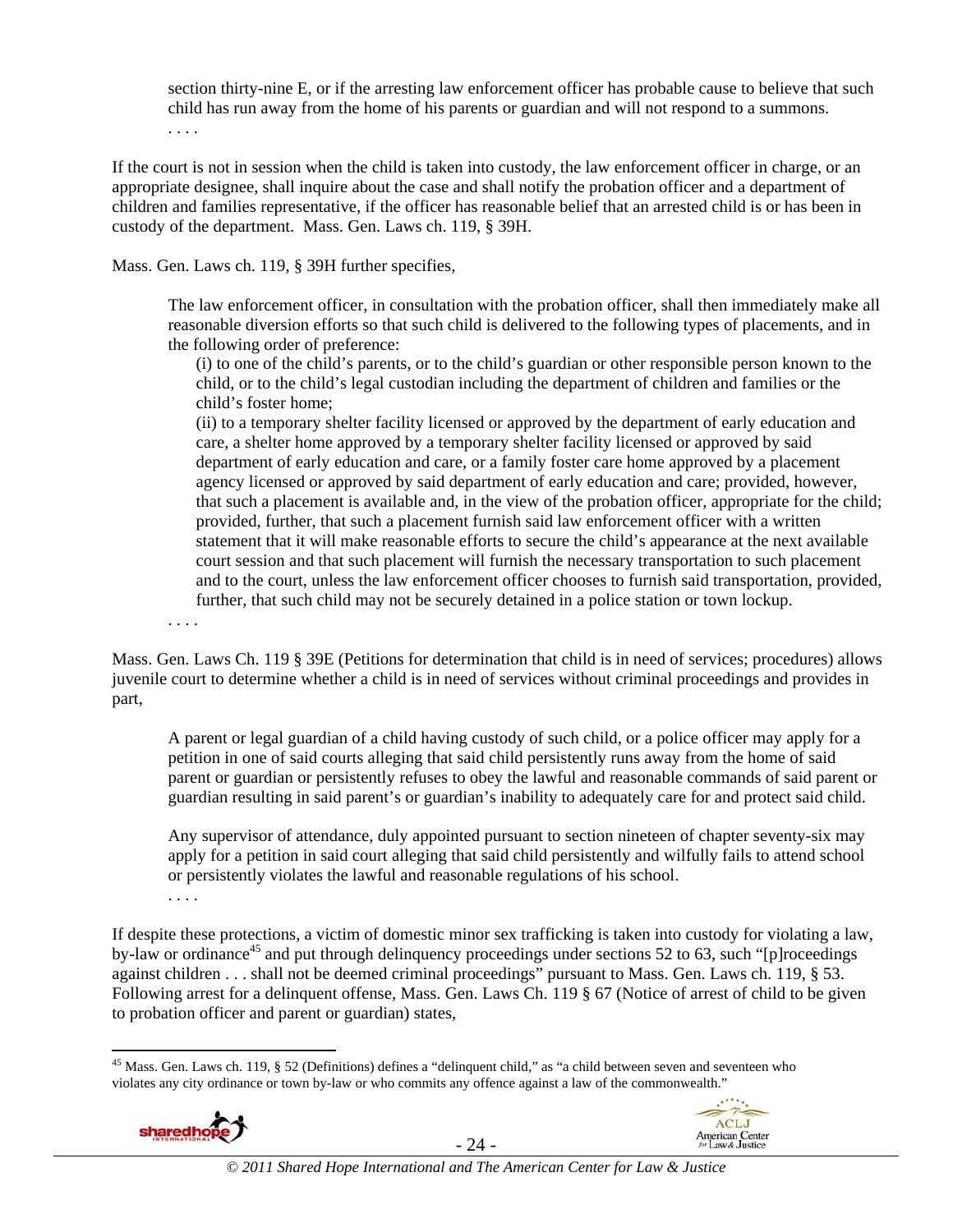> section thirty-nine E, or if the arresting law enforcement officer has probable cause to believe that such child has run away from the home of his parents or guardian and will not respond to a summons.
> . . . .

If the court is not in session when the child is taken into custody, the law enforcement officer in charge, or an appropriate designee, shall inquire about the case and shall notify the probation officer and a department of children and families representative, if the officer has reasonable belief that an arrested child is or has been in custody of the department. Mass. Gen. Laws ch. 119, § 39H.

Mass. Gen. Laws ch. 119, § 39H further specifies,

> The law enforcement officer, in consultation with the probation officer, shall then immediately make all reasonable diversion efforts so that such child is delivered to the following types of placements, and in the following order of preference:
>
> (i) to one of the child's parents, or to the child's guardian or other responsible person known to the child, or to the child's legal custodian including the department of children and families or the child's foster home;
>
> (ii) to a temporary shelter facility licensed or approved by the department of early education and care, a shelter home approved by a temporary shelter facility licensed or approved by said department of early education and care, or a family foster care home approved by a placement agency licensed or approved by said department of early education and care; provided, however, that such a placement is available and, in the view of the probation officer, appropriate for the child; provided, further, that such a placement furnish said law enforcement officer with a written statement that it will make reasonable efforts to secure the child's appearance at the next available court session and that such placement will furnish the necessary transportation to such placement and to the court, unless the law enforcement officer chooses to furnish said transportation, provided, further, that such child may not be securely detained in a police station or town lockup.
> . . . .

Mass. Gen. Laws Ch. 119 § 39E (Petitions for determination that child is in need of services; procedures) allows juvenile court to determine whether a child is in need of services without criminal proceedings and provides in part,

> A parent or legal guardian of a child having custody of such child, or a police officer may apply for a petition in one of said courts alleging that said child persistently runs away from the home of said parent or guardian or persistently refuses to obey the lawful and reasonable commands of said parent or guardian resulting in said parent's or guardian's inability to adequately care for and protect said child.
>
> Any supervisor of attendance, duly appointed pursuant to section nineteen of chapter seventy-six may apply for a petition in said court alleging that said child persistently and wilfully fails to attend school or persistently violates the lawful and reasonable regulations of his school.
> . . . .

If despite these protections, a victim of domestic minor sex trafficking is taken into custody for violating a law, by-law or ordinance[45] and put through delinquency proceedings under sections 52 to 63, such "[p]roceedings against children . . . shall not be deemed criminal proceedings" pursuant to Mass. Gen. Laws ch. 119, § 53. Following arrest for a delinquent offense, Mass. Gen. Laws Ch. 119 § 67 (Notice of arrest of child to be given to probation officer and parent or guardian) states,

[45] Mass. Gen. Laws ch. 119, § 52 (Definitions) defines a "delinquent child," as "a child between seven and seventeen who violates any city ordinance or town by-law or who commits any offence against a law of the commonwealth."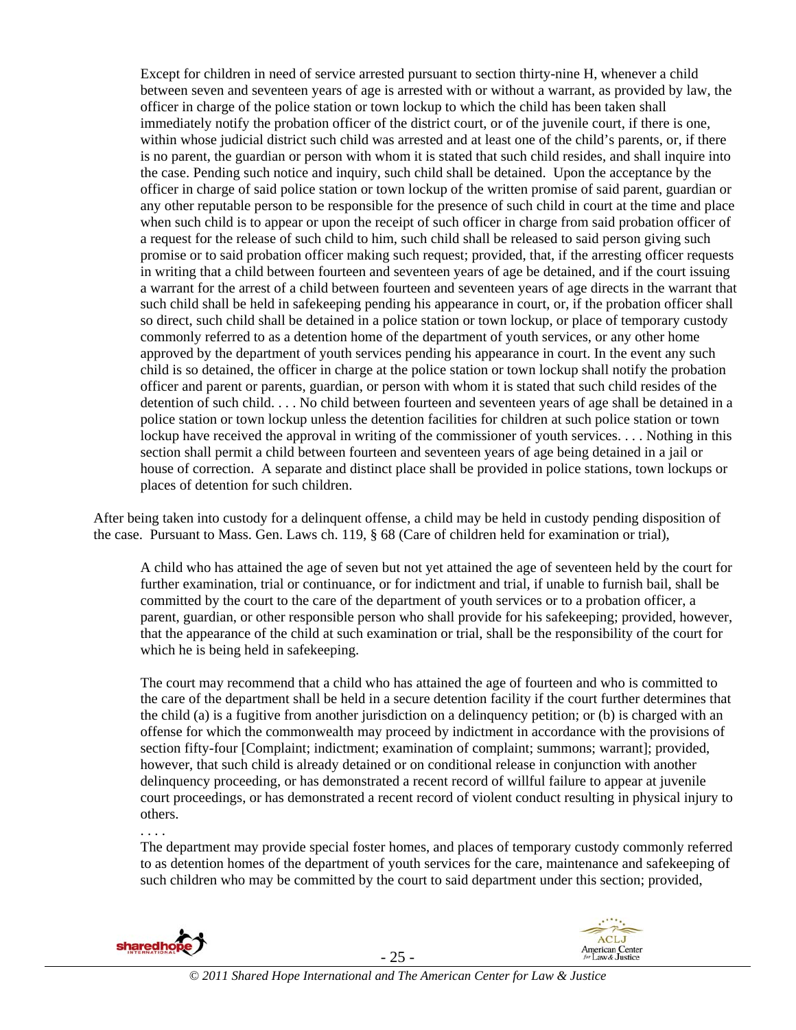> Except for children in need of service arrested pursuant to section thirty-nine H, whenever a child between seven and seventeen years of age is arrested with or without a warrant, as provided by law, the officer in charge of the police station or town lockup to which the child has been taken shall immediately notify the probation officer of the district court, or of the juvenile court, if there is one, within whose judicial district such child was arrested and at least one of the child's parents, or, if there is no parent, the guardian or person with whom it is stated that such child resides, and shall inquire into the case. Pending such notice and inquiry, such child shall be detained. Upon the acceptance by the officer in charge of said police station or town lockup of the written promise of said parent, guardian or any other reputable person to be responsible for the presence of such child in court at the time and place when such child is to appear or upon the receipt of such officer in charge from said probation officer of a request for the release of such child to him, such child shall be released to said person giving such promise or to said probation officer making such request; provided, that, if the arresting officer requests in writing that a child between fourteen and seventeen years of age be detained, and if the court issuing a warrant for the arrest of a child between fourteen and seventeen years of age directs in the warrant that such child shall be held in safekeeping pending his appearance in court, or, if the probation officer shall so direct, such child shall be detained in a police station or town lockup, or place of temporary custody commonly referred to as a detention home of the department of youth services, or any other home approved by the department of youth services pending his appearance in court. In the event any such child is so detained, the officer in charge at the police station or town lockup shall notify the probation officer and parent or parents, guardian, or person with whom it is stated that such child resides of the detention of such child. . . . No child between fourteen and seventeen years of age shall be detained in a police station or town lockup unless the detention facilities for children at such police station or town lockup have received the approval in writing of the commissioner of youth services. . . . Nothing in this section shall permit a child between fourteen and seventeen years of age being detained in a jail or house of correction. A separate and distinct place shall be provided in police stations, town lockups or places of detention for such children.

After being taken into custody for a delinquent offense, a child may be held in custody pending disposition of the case. Pursuant to Mass. Gen. Laws ch. 119, § 68 (Care of children held for examination or trial),

> A child who has attained the age of seven but not yet attained the age of seventeen held by the court for further examination, trial or continuance, or for indictment and trial, if unable to furnish bail, shall be committed by the court to the care of the department of youth services or to a probation officer, a parent, guardian, or other responsible person who shall provide for his safekeeping; provided, however, that the appearance of the child at such examination or trial, shall be the responsibility of the court for which he is being held in safekeeping.
>
> The court may recommend that a child who has attained the age of fourteen and who is committed to the care of the department shall be held in a secure detention facility if the court further determines that the child (a) is a fugitive from another jurisdiction on a delinquency petition; or (b) is charged with an offense for which the commonwealth may proceed by indictment in accordance with the provisions of section fifty-four [Complaint; indictment; examination of complaint; summons; warrant]; provided, however, that such child is already detained or on conditional release in conjunction with another delinquency proceeding, or has demonstrated a recent record of willful failure to appear at juvenile court proceedings, or has demonstrated a recent record of violent conduct resulting in physical injury to others.
>
> . . . .
>
> The department may provide special foster homes, and places of temporary custody commonly referred to as detention homes of the department of youth services for the care, maintenance and safekeeping of such children who may be committed by the court to said department under this section; provided,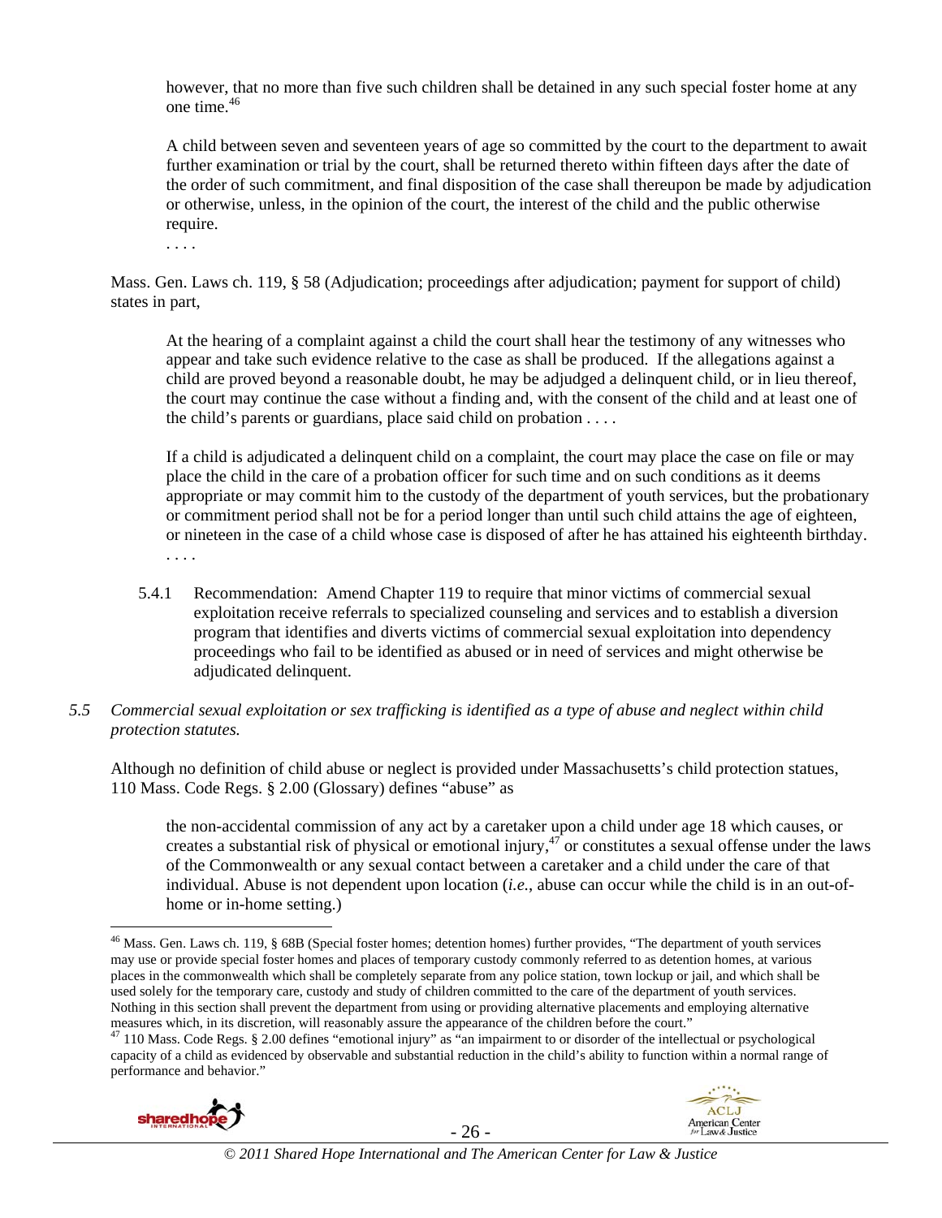however, that no more than five such children shall be detained in any such special foster home at any one time.[46]

A child between seven and seventeen years of age so committed by the court to the department to await further examination or trial by the court, shall be returned thereto within fifteen days after the date of the order of such commitment, and final disposition of the case shall thereupon be made by adjudication or otherwise, unless, in the opinion of the court, the interest of the child and the public otherwise require.

. . . .

Mass. Gen. Laws ch. 119, § 58 (Adjudication; proceedings after adjudication; payment for support of child) states in part,

At the hearing of a complaint against a child the court shall hear the testimony of any witnesses who appear and take such evidence relative to the case as shall be produced. If the allegations against a child are proved beyond a reasonable doubt, he may be adjudged a delinquent child, or in lieu thereof, the court may continue the case without a finding and, with the consent of the child and at least one of the child's parents or guardians, place said child on probation . . . .

If a child is adjudicated a delinquent child on a complaint, the court may place the case on file or may place the child in the care of a probation officer for such time and on such conditions as it deems appropriate or may commit him to the custody of the department of youth services, but the probationary or commitment period shall not be for a period longer than until such child attains the age of eighteen, or nineteen in the case of a child whose case is disposed of after he has attained his eighteenth birthday.

. . . .

5.4.1 Recommendation: Amend Chapter 119 to require that minor victims of commercial sexual exploitation receive referrals to specialized counseling and services and to establish a diversion program that identifies and diverts victims of commercial sexual exploitation into dependency proceedings who fail to be identified as abused or in need of services and might otherwise be adjudicated delinquent.

*5.5 Commercial sexual exploitation or sex trafficking is identified as a type of abuse and neglect within child protection statutes.*

Although no definition of child abuse or neglect is provided under Massachusetts's child protection statues, 110 Mass. Code Regs. § 2.00 (Glossary) defines "abuse" as

the non-accidental commission of any act by a caretaker upon a child under age 18 which causes, or creates a substantial risk of physical or emotional injury,[47] or constitutes a sexual offense under the laws of the Commonwealth or any sexual contact between a caretaker and a child under the care of that individual. Abuse is not dependent upon location (*i.e.*, abuse can occur while the child is in an out-of-home or in-home setting.)

---

[46] Mass. Gen. Laws ch. 119, § 68B (Special foster homes; detention homes) further provides, "The department of youth services may use or provide special foster homes and places of temporary custody commonly referred to as detention homes, at various places in the commonwealth which shall be completely separate from any police station, town lockup or jail, and which shall be used solely for the temporary care, custody and study of children committed to the care of the department of youth services. Nothing in this section shall prevent the department from using or providing alternative placements and employing alternative measures which, in its discretion, will reasonably assure the appearance of the children before the court."

[47] 110 Mass. Code Regs. § 2.00 defines "emotional injury" as "an impairment to or disorder of the intellectual or psychological capacity of a child as evidenced by observable and substantial reduction in the child's ability to function within a normal range of performance and behavior."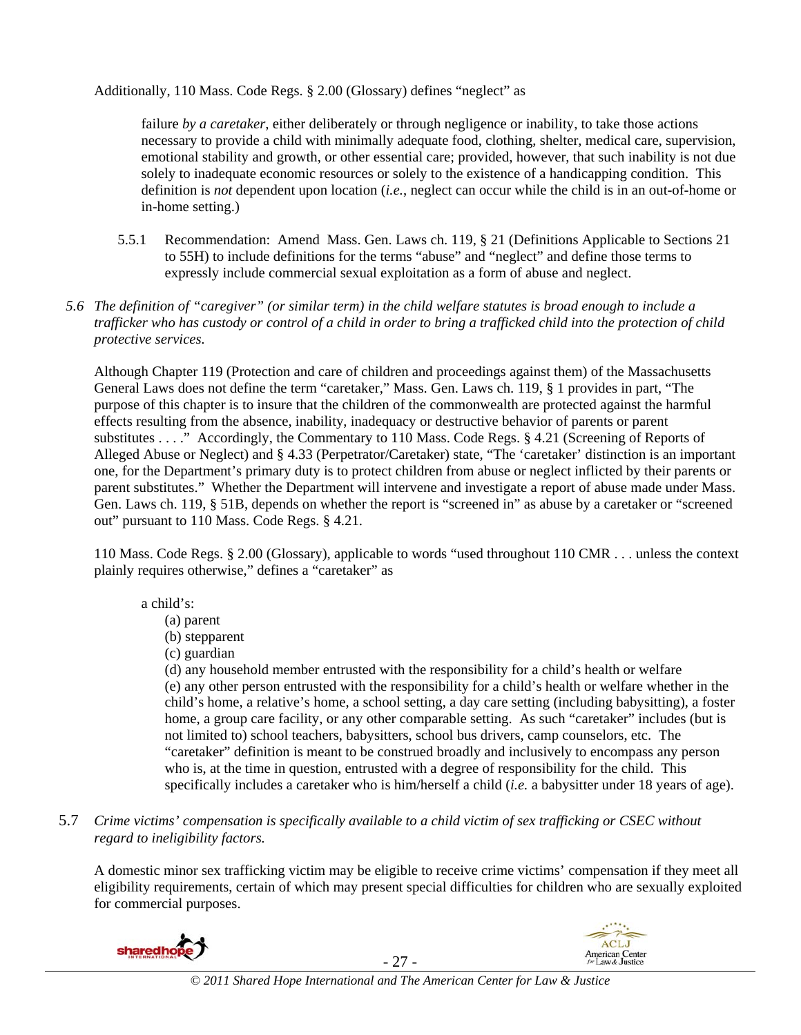Additionally, 110 Mass. Code Regs. § 2.00 (Glossary) defines "neglect" as

> failure *by a caretaker*, either deliberately or through negligence or inability, to take those actions necessary to provide a child with minimally adequate food, clothing, shelter, medical care, supervision, emotional stability and growth, or other essential care; provided, however, that such inability is not due solely to inadequate economic resources or solely to the existence of a handicapping condition. This definition is *not* dependent upon location (*i.e.*, neglect can occur while the child is in an out-of-home or in-home setting.)

5.5.1 Recommendation: Amend Mass. Gen. Laws ch. 119, § 21 (Definitions Applicable to Sections 21 to 55H) to include definitions for the terms "abuse" and "neglect" and define those terms to expressly include commercial sexual exploitation as a form of abuse and neglect.

*5.6 The definition of "caregiver" (or similar term) in the child welfare statutes is broad enough to include a trafficker who has custody or control of a child in order to bring a trafficked child into the protection of child protective services.*

Although Chapter 119 (Protection and care of children and proceedings against them) of the Massachusetts General Laws does not define the term "caretaker," Mass. Gen. Laws ch. 119, § 1 provides in part, "The purpose of this chapter is to insure that the children of the commonwealth are protected against the harmful effects resulting from the absence, inability, inadequacy or destructive behavior of parents or parent substitutes . . . ." Accordingly, the Commentary to 110 Mass. Code Regs. § 4.21 (Screening of Reports of Alleged Abuse or Neglect) and § 4.33 (Perpetrator/Caretaker) state, "The 'caretaker' distinction is an important one, for the Department's primary duty is to protect children from abuse or neglect inflicted by their parents or parent substitutes." Whether the Department will intervene and investigate a report of abuse made under Mass. Gen. Laws ch. 119, § 51B, depends on whether the report is "screened in" as abuse by a caretaker or "screened out" pursuant to 110 Mass. Code Regs. § 4.21.

110 Mass. Code Regs. § 2.00 (Glossary), applicable to words "used throughout 110 CMR . . . unless the context plainly requires otherwise," defines a "caretaker" as

> a child's:
> (a) parent
> (b) stepparent
> (c) guardian
> (d) any household member entrusted with the responsibility for a child's health or welfare
> (e) any other person entrusted with the responsibility for a child's health or welfare whether in the child's home, a relative's home, a school setting, a day care setting (including babysitting), a foster home, a group care facility, or any other comparable setting. As such "caretaker" includes (but is not limited to) school teachers, babysitters, school bus drivers, camp counselors, etc. The "caretaker" definition is meant to be construed broadly and inclusively to encompass any person who is, at the time in question, entrusted with a degree of responsibility for the child. This specifically includes a caretaker who is him/herself a child (*i.e.* a babysitter under 18 years of age).

5.7 *Crime victims' compensation is specifically available to a child victim of sex trafficking or CSEC without regard to ineligibility factors.*

A domestic minor sex trafficking victim may be eligible to receive crime victims' compensation if they meet all eligibility requirements, certain of which may present special difficulties for children who are sexually exploited for commercial purposes.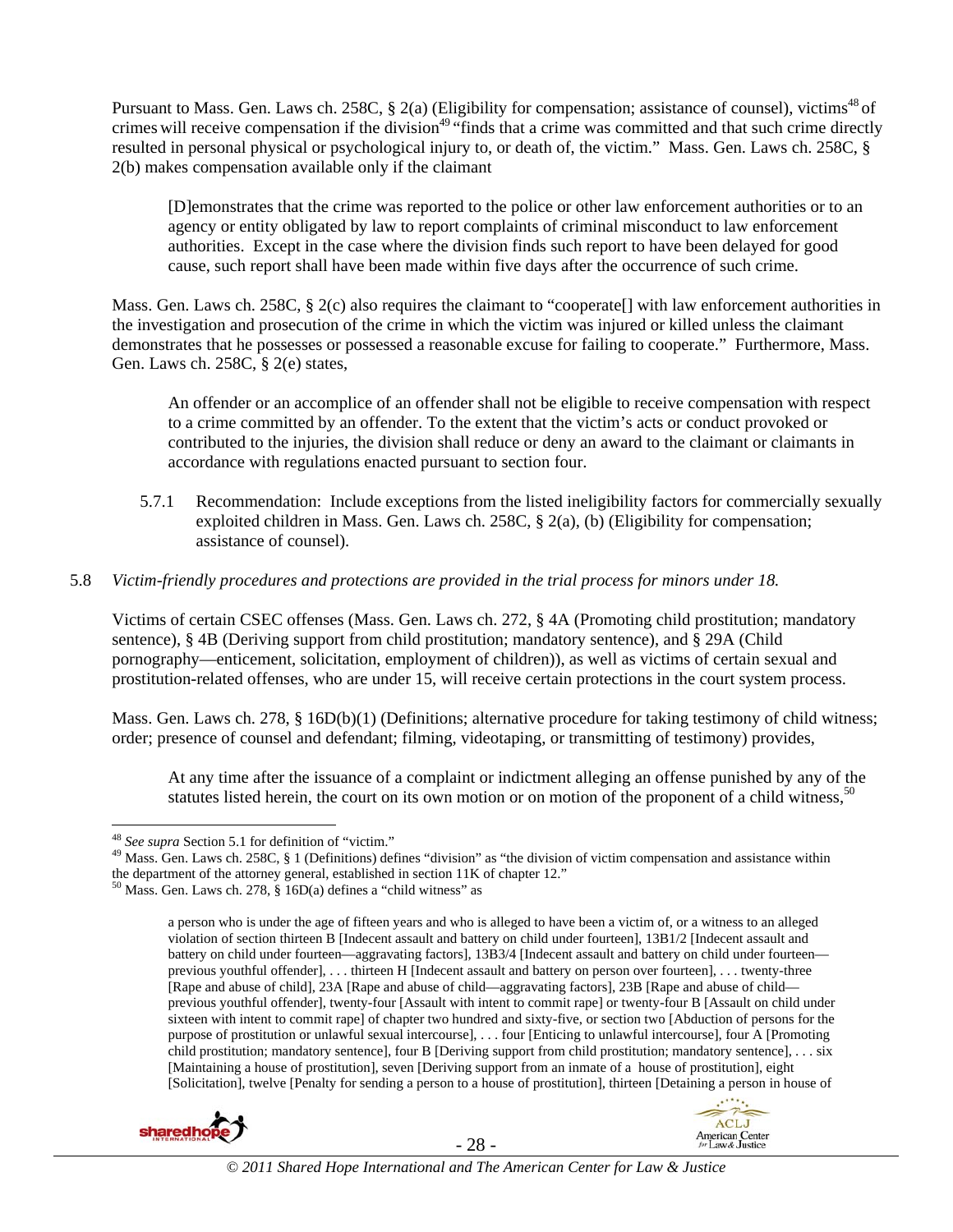Pursuant to Mass. Gen. Laws ch. 258C, § 2(a) (Eligibility for compensation; assistance of counsel), victims[48] of crimes will receive compensation if the division[49] "finds that a crime was committed and that such crime directly resulted in personal physical or psychological injury to, or death of, the victim." Mass. Gen. Laws ch. 258C, § 2(b) makes compensation available only if the claimant

> [D]emonstrates that the crime was reported to the police or other law enforcement authorities or to an agency or entity obligated by law to report complaints of criminal misconduct to law enforcement authorities. Except in the case where the division finds such report to have been delayed for good cause, such report shall have been made within five days after the occurrence of such crime.

Mass. Gen. Laws ch. 258C, § 2(c) also requires the claimant to "cooperate[] with law enforcement authorities in the investigation and prosecution of the crime in which the victim was injured or killed unless the claimant demonstrates that he possesses or possessed a reasonable excuse for failing to cooperate." Furthermore, Mass. Gen. Laws ch. 258C, § 2(e) states,

> An offender or an accomplice of an offender shall not be eligible to receive compensation with respect to a crime committed by an offender. To the extent that the victim's acts or conduct provoked or contributed to the injuries, the division shall reduce or deny an award to the claimant or claimants in accordance with regulations enacted pursuant to section four.

5.7.1 Recommendation: Include exceptions from the listed ineligibility factors for commercially sexually exploited children in Mass. Gen. Laws ch. 258C, § 2(a), (b) (Eligibility for compensation; assistance of counsel).

5.8 *Victim-friendly procedures and protections are provided in the trial process for minors under 18.*

Victims of certain CSEC offenses (Mass. Gen. Laws ch. 272, § 4A (Promoting child prostitution; mandatory sentence), § 4B (Deriving support from child prostitution; mandatory sentence), and § 29A (Child pornography—enticement, solicitation, employment of children)), as well as victims of certain sexual and prostitution-related offenses, who are under 15, will receive certain protections in the court system process.

Mass. Gen. Laws ch. 278, § 16D(b)(1) (Definitions; alternative procedure for taking testimony of child witness; order; presence of counsel and defendant; filming, videotaping, or transmitting of testimony) provides,

> At any time after the issuance of a complaint or indictment alleging an offense punished by any of the statutes listed herein, the court on its own motion or on motion of the proponent of a child witness,[50]

---

[48] *See supra* Section 5.1 for definition of "victim."

[49] Mass. Gen. Laws ch. 258C, § 1 (Definitions) defines "division" as "the division of victim compensation and assistance within the department of the attorney general, established in section 11K of chapter 12."

[50] Mass. Gen. Laws ch. 278, § 16D(a) defines a "child witness" as

> a person who is under the age of fifteen years and who is alleged to have been a victim of, or a witness to an alleged violation of section thirteen B [Indecent assault and battery on child under fourteen], 13B1/2 [Indecent assault and battery on child under fourteen—aggravating factors], 13B3/4 [Indecent assault and battery on child under fourteen—previous youthful offender], . . . thirteen H [Indecent assault and battery on person over fourteen], . . . twenty-three [Rape and abuse of child], 23A [Rape and abuse of child—aggravating factors], 23B [Rape and abuse of child—previous youthful offender], twenty-four [Assault with intent to commit rape] or twenty-four B [Assault on child under sixteen with intent to commit rape] of chapter two hundred and sixty-five, or section two [Abduction of persons for the purpose of prostitution or unlawful sexual intercourse], . . . four [Enticing to unlawful intercourse], four A [Promoting child prostitution; mandatory sentence], four B [Deriving support from child prostitution; mandatory sentence], . . . six [Maintaining a house of prostitution], seven [Deriving support from an inmate of a house of prostitution], eight [Solicitation], twelve [Penalty for sending a person to a house of prostitution], thirteen [Detaining a person in house of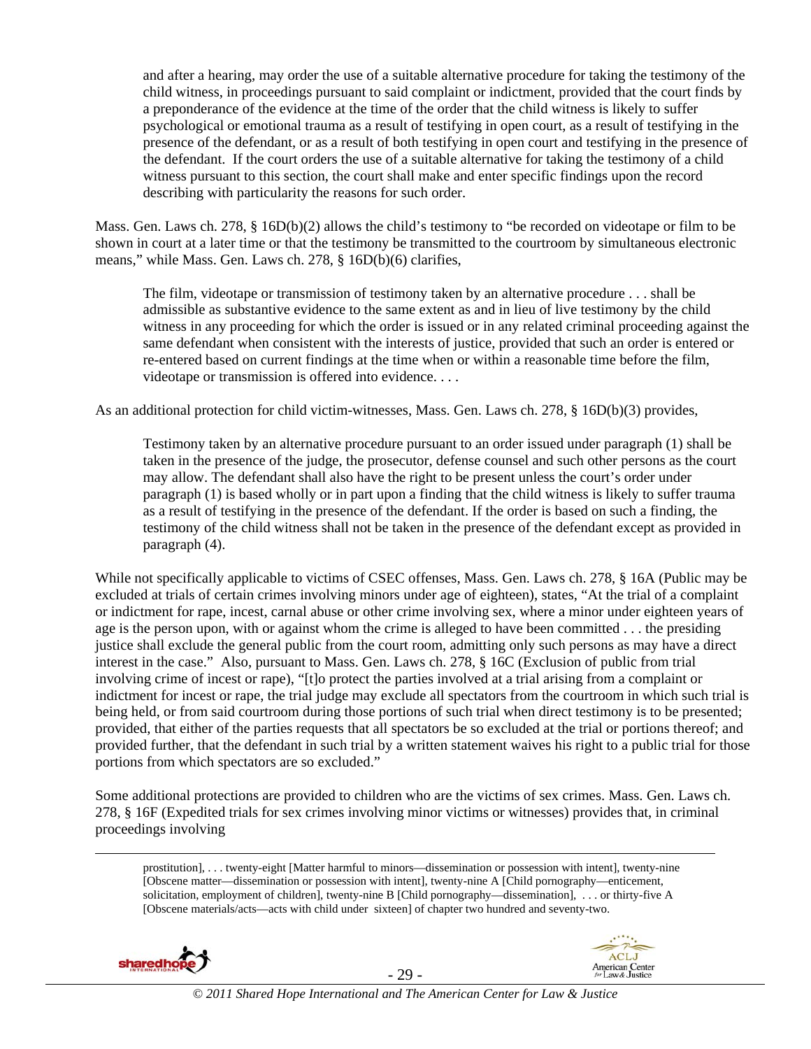and after a hearing, may order the use of a suitable alternative procedure for taking the testimony of the child witness, in proceedings pursuant to said complaint or indictment, provided that the court finds by a preponderance of the evidence at the time of the order that the child witness is likely to suffer psychological or emotional trauma as a result of testifying in open court, as a result of testifying in the presence of the defendant, or as a result of both testifying in open court and testifying in the presence of the defendant. If the court orders the use of a suitable alternative for taking the testimony of a child witness pursuant to this section, the court shall make and enter specific findings upon the record describing with particularity the reasons for such order.

Mass. Gen. Laws ch. 278, § 16D(b)(2) allows the child's testimony to "be recorded on videotape or film to be shown in court at a later time or that the testimony be transmitted to the courtroom by simultaneous electronic means," while Mass. Gen. Laws ch. 278, § 16D(b)(6) clarifies,

> The film, videotape or transmission of testimony taken by an alternative procedure . . . shall be admissible as substantive evidence to the same extent as and in lieu of live testimony by the child witness in any proceeding for which the order is issued or in any related criminal proceeding against the same defendant when consistent with the interests of justice, provided that such an order is entered or re-entered based on current findings at the time when or within a reasonable time before the film, videotape or transmission is offered into evidence. . . .

As an additional protection for child victim-witnesses, Mass. Gen. Laws ch. 278, § 16D(b)(3) provides,

> Testimony taken by an alternative procedure pursuant to an order issued under paragraph (1) shall be taken in the presence of the judge, the prosecutor, defense counsel and such other persons as the court may allow. The defendant shall also have the right to be present unless the court's order under paragraph (1) is based wholly or in part upon a finding that the child witness is likely to suffer trauma as a result of testifying in the presence of the defendant. If the order is based on such a finding, the testimony of the child witness shall not be taken in the presence of the defendant except as provided in paragraph (4).

While not specifically applicable to victims of CSEC offenses, Mass. Gen. Laws ch. 278, § 16A (Public may be excluded at trials of certain crimes involving minors under age of eighteen), states, "At the trial of a complaint or indictment for rape, incest, carnal abuse or other crime involving sex, where a minor under eighteen years of age is the person upon, with or against whom the crime is alleged to have been committed . . . the presiding justice shall exclude the general public from the court room, admitting only such persons as may have a direct interest in the case." Also, pursuant to Mass. Gen. Laws ch. 278, § 16C (Exclusion of public from trial involving crime of incest or rape), "[t]o protect the parties involved at a trial arising from a complaint or indictment for incest or rape, the trial judge may exclude all spectators from the courtroom in which such trial is being held, or from said courtroom during those portions of such trial when direct testimony is to be presented; provided, that either of the parties requests that all spectators be so excluded at the trial or portions thereof; and provided further, that the defendant in such trial by a written statement waives his right to a public trial for those portions from which spectators are so excluded."

Some additional protections are provided to children who are the victims of sex crimes. Mass. Gen. Laws ch. 278, § 16F (Expedited trials for sex crimes involving minor victims or witnesses) provides that, in criminal proceedings involving

---

prostitution], . . . twenty-eight [Matter harmful to minors—dissemination or possession with intent], twenty-nine [Obscene matter—dissemination or possession with intent], twenty-nine A [Child pornography—enticement, solicitation, employment of children], twenty-nine B [Child pornography—dissemination], . . . or thirty-five A [Obscene materials/acts—acts with child under sixteen] of chapter two hundred and seventy-two.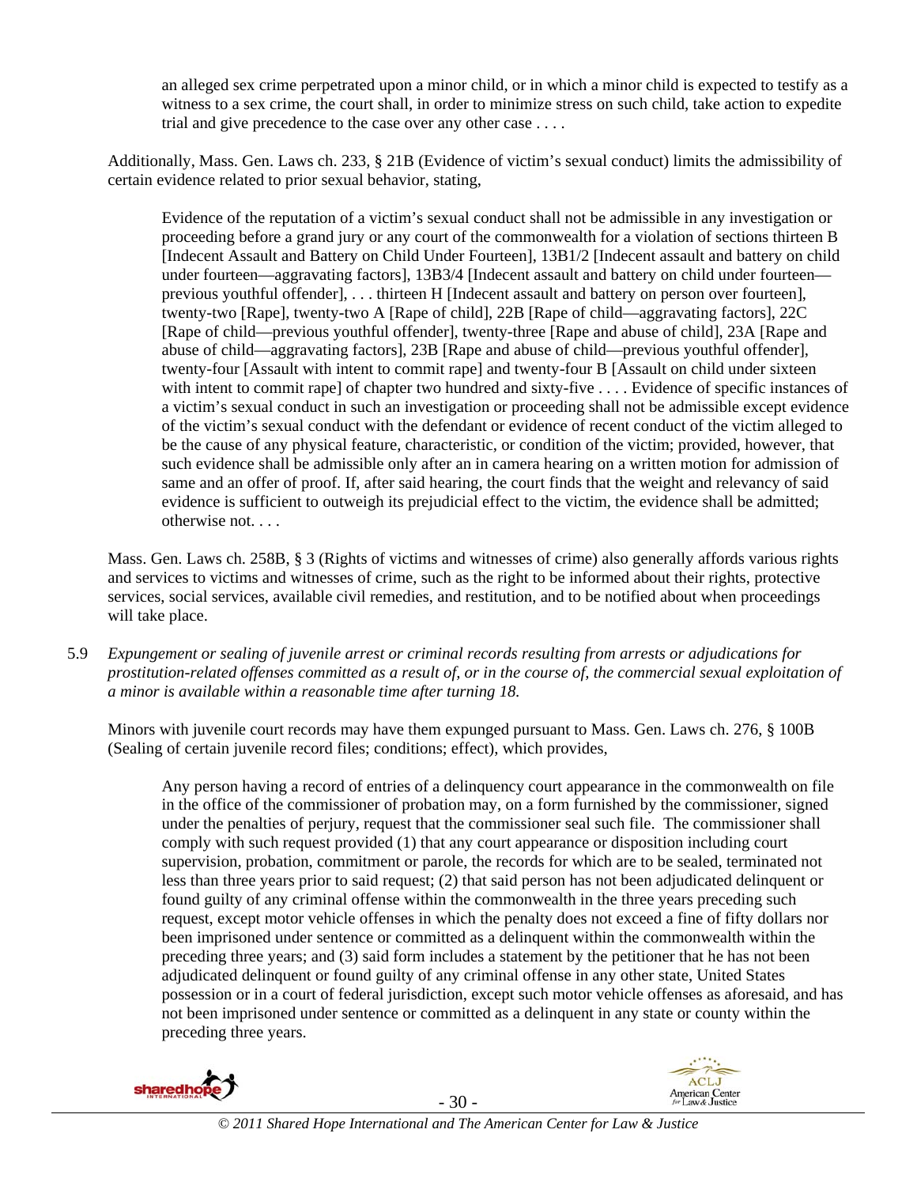> an alleged sex crime perpetrated upon a minor child, or in which a minor child is expected to testify as a witness to a sex crime, the court shall, in order to minimize stress on such child, take action to expedite trial and give precedence to the case over any other case . . . .

Additionally, Mass. Gen. Laws ch. 233, § 21B (Evidence of victim's sexual conduct) limits the admissibility of certain evidence related to prior sexual behavior, stating,

> Evidence of the reputation of a victim's sexual conduct shall not be admissible in any investigation or proceeding before a grand jury or any court of the commonwealth for a violation of sections thirteen B [Indecent Assault and Battery on Child Under Fourteen], 13B1/2 [Indecent assault and battery on child under fourteen—aggravating factors], 13B3/4 [Indecent assault and battery on child under fourteen—previous youthful offender], . . . thirteen H [Indecent assault and battery on person over fourteen], twenty-two [Rape], twenty-two A [Rape of child], 22B [Rape of child—aggravating factors], 22C [Rape of child—previous youthful offender], twenty-three [Rape and abuse of child], 23A [Rape and abuse of child—aggravating factors], 23B [Rape and abuse of child—previous youthful offender], twenty-four [Assault with intent to commit rape] and twenty-four B [Assault on child under sixteen with intent to commit rape] of chapter two hundred and sixty-five . . . . Evidence of specific instances of a victim's sexual conduct in such an investigation or proceeding shall not be admissible except evidence of the victim's sexual conduct with the defendant or evidence of recent conduct of the victim alleged to be the cause of any physical feature, characteristic, or condition of the victim; provided, however, that such evidence shall be admissible only after an in camera hearing on a written motion for admission of same and an offer of proof. If, after said hearing, the court finds that the weight and relevancy of said evidence is sufficient to outweigh its prejudicial effect to the victim, the evidence shall be admitted; otherwise not. . . .

Mass. Gen. Laws ch. 258B, § 3 (Rights of victims and witnesses of crime) also generally affords various rights and services to victims and witnesses of crime, such as the right to be informed about their rights, protective services, social services, available civil remedies, and restitution, and to be notified about when proceedings will take place.

5.9 *Expungement or sealing of juvenile arrest or criminal records resulting from arrests or adjudications for prostitution-related offenses committed as a result of, or in the course of, the commercial sexual exploitation of a minor is available within a reasonable time after turning 18.*

Minors with juvenile court records may have them expunged pursuant to Mass. Gen. Laws ch. 276, § 100B (Sealing of certain juvenile record files; conditions; effect), which provides,

> Any person having a record of entries of a delinquency court appearance in the commonwealth on file in the office of the commissioner of probation may, on a form furnished by the commissioner, signed under the penalties of perjury, request that the commissioner seal such file. The commissioner shall comply with such request provided (1) that any court appearance or disposition including court supervision, probation, commitment or parole, the records for which are to be sealed, terminated not less than three years prior to said request; (2) that said person has not been adjudicated delinquent or found guilty of any criminal offense within the commonwealth in the three years preceding such request, except motor vehicle offenses in which the penalty does not exceed a fine of fifty dollars nor been imprisoned under sentence or committed as a delinquent within the commonwealth within the preceding three years; and (3) said form includes a statement by the petitioner that he has not been adjudicated delinquent or found guilty of any criminal offense in any other state, United States possession or in a court of federal jurisdiction, except such motor vehicle offenses as aforesaid, and has not been imprisoned under sentence or committed as a delinquent in any state or county within the preceding three years.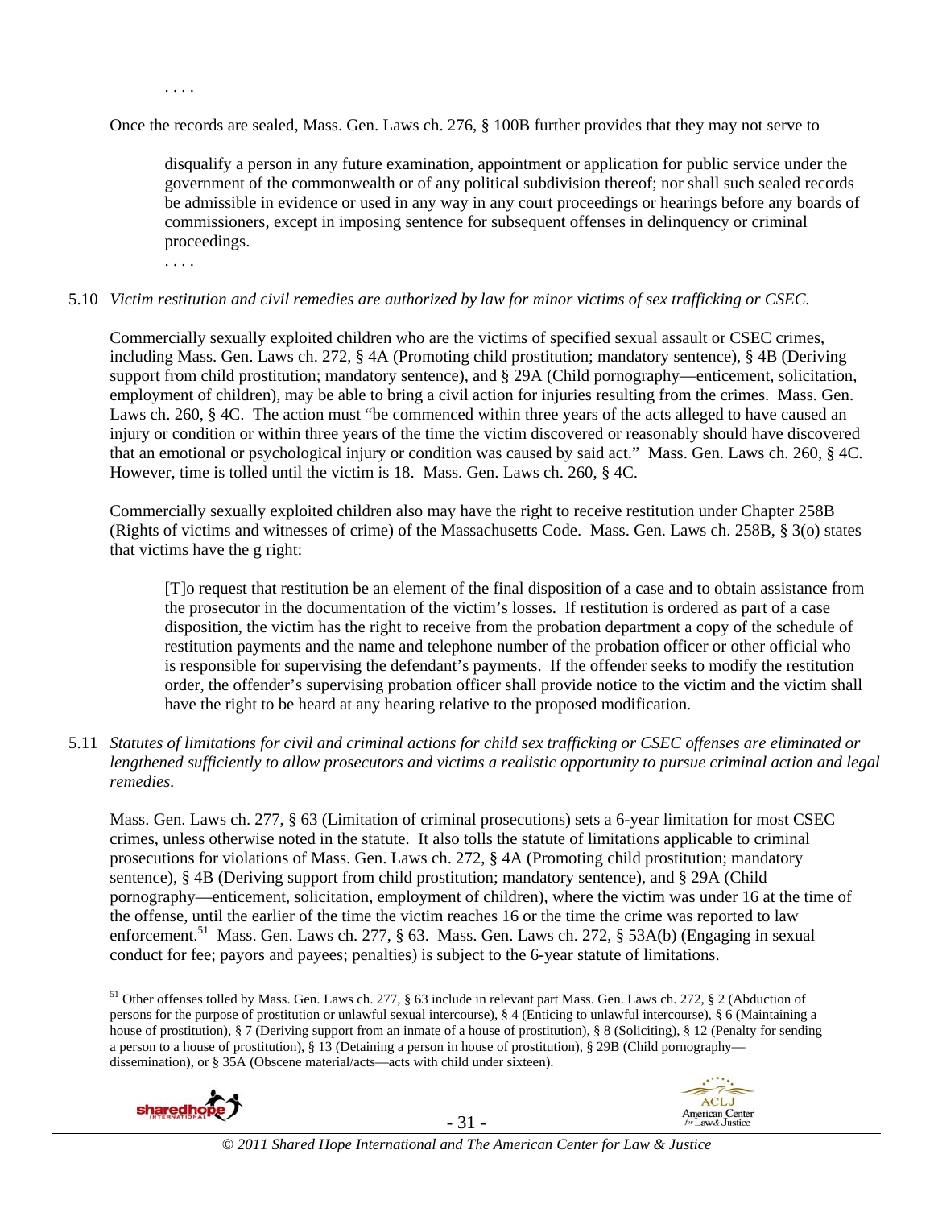. . . .

Once the records are sealed, Mass. Gen. Laws ch. 276, § 100B further provides that they may not serve to

> disqualify a person in any future examination, appointment or application for public service under the government of the commonwealth or of any political subdivision thereof; nor shall such sealed records be admissible in evidence or used in any way in any court proceedings or hearings before any boards of commissioners, except in imposing sentence for subsequent offenses in delinquency or criminal proceedings.
>
> . . . .

5.10 *Victim restitution and civil remedies are authorized by law for minor victims of sex trafficking or CSEC.*

Commercially sexually exploited children who are the victims of specified sexual assault or CSEC crimes, including Mass. Gen. Laws ch. 272, § 4A (Promoting child prostitution; mandatory sentence), § 4B (Deriving support from child prostitution; mandatory sentence), and § 29A (Child pornography—enticement, solicitation, employment of children), may be able to bring a civil action for injuries resulting from the crimes. Mass. Gen. Laws ch. 260, § 4C. The action must "be commenced within three years of the acts alleged to have caused an injury or condition or within three years of the time the victim discovered or reasonably should have discovered that an emotional or psychological injury or condition was caused by said act." Mass. Gen. Laws ch. 260, § 4C. However, time is tolled until the victim is 18. Mass. Gen. Laws ch. 260, § 4C.

Commercially sexually exploited children also may have the right to receive restitution under Chapter 258B (Rights of victims and witnesses of crime) of the Massachusetts Code. Mass. Gen. Laws ch. 258B, § 3(o) states that victims have the g right:

> [T]o request that restitution be an element of the final disposition of a case and to obtain assistance from the prosecutor in the documentation of the victim's losses. If restitution is ordered as part of a case disposition, the victim has the right to receive from the probation department a copy of the schedule of restitution payments and the name and telephone number of the probation officer or other official who is responsible for supervising the defendant's payments. If the offender seeks to modify the restitution order, the offender's supervising probation officer shall provide notice to the victim and the victim shall have the right to be heard at any hearing relative to the proposed modification.

5.11 *Statutes of limitations for civil and criminal actions for child sex trafficking or CSEC offenses are eliminated or lengthened sufficiently to allow prosecutors and victims a realistic opportunity to pursue criminal action and legal remedies.*

Mass. Gen. Laws ch. 277, § 63 (Limitation of criminal prosecutions) sets a 6-year limitation for most CSEC crimes, unless otherwise noted in the statute. It also tolls the statute of limitations applicable to criminal prosecutions for violations of Mass. Gen. Laws ch. 272, § 4A (Promoting child prostitution; mandatory sentence), § 4B (Deriving support from child prostitution; mandatory sentence), and § 29A (Child pornography—enticement, solicitation, employment of children), where the victim was under 16 at the time of the offense, until the earlier of the time the victim reaches 16 or the time the crime was reported to law enforcement.[51] Mass. Gen. Laws ch. 277, § 63. Mass. Gen. Laws ch. 272, § 53A(b) (Engaging in sexual conduct for fee; payors and payees; penalties) is subject to the 6-year statute of limitations.

---

[51] Other offenses tolled by Mass. Gen. Laws ch. 277, § 63 include in relevant part Mass. Gen. Laws ch. 272, § 2 (Abduction of persons for the purpose of prostitution or unlawful sexual intercourse), § 4 (Enticing to unlawful intercourse), § 6 (Maintaining a house of prostitution), § 7 (Deriving support from an inmate of a house of prostitution), § 8 (Soliciting), § 12 (Penalty for sending a person to a house of prostitution), § 13 (Detaining a person in house of prostitution), § 29B (Child pornography—dissemination), or § 35A (Obscene material/acts—acts with child under sixteen).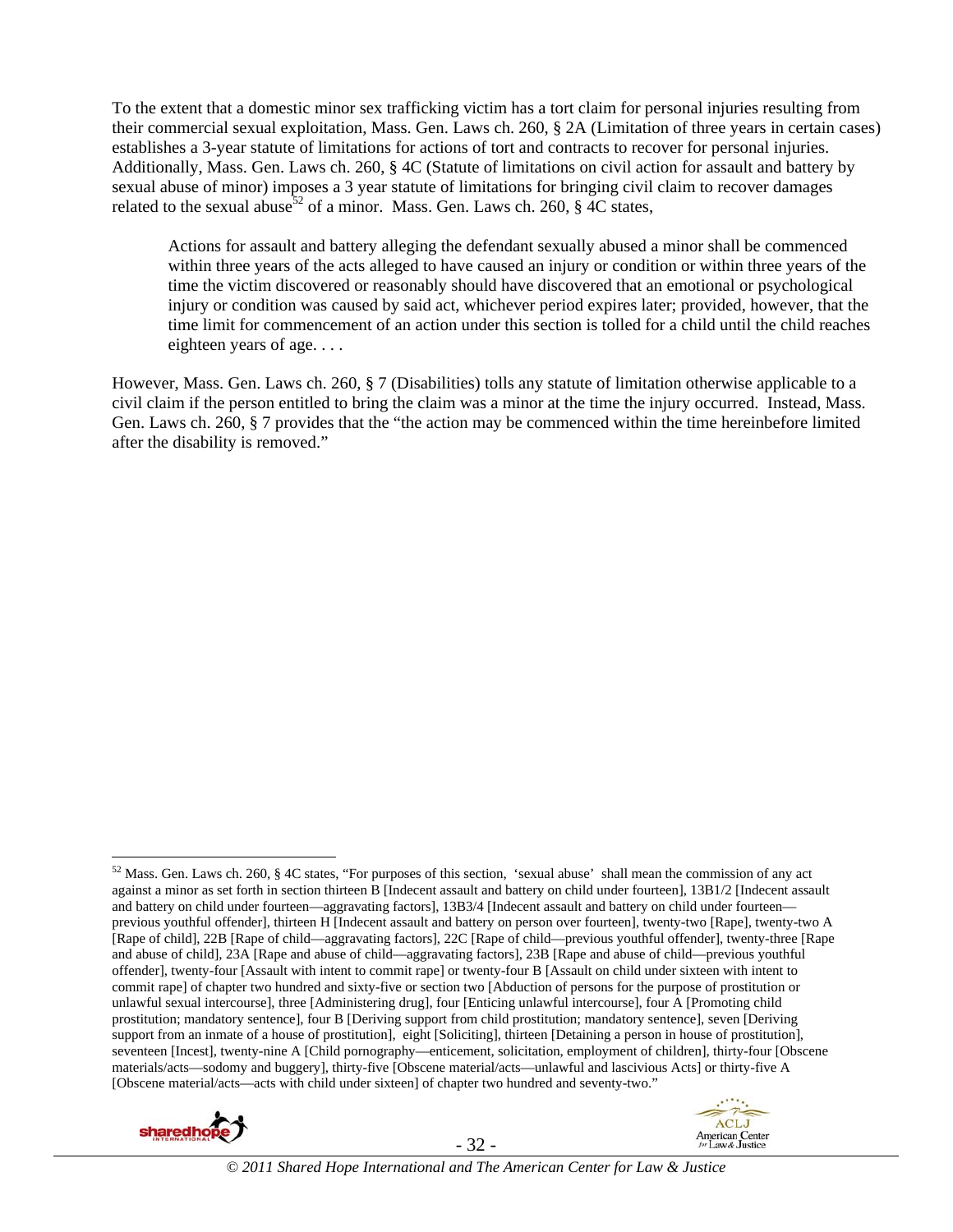To the extent that a domestic minor sex trafficking victim has a tort claim for personal injuries resulting from their commercial sexual exploitation, Mass. Gen. Laws ch. 260, § 2A (Limitation of three years in certain cases) establishes a 3-year statute of limitations for actions of tort and contracts to recover for personal injuries. Additionally, Mass. Gen. Laws ch. 260, § 4C (Statute of limitations on civil action for assault and battery by sexual abuse of minor) imposes a 3 year statute of limitations for bringing civil claim to recover damages related to the sexual abuse[52] of a minor. Mass. Gen. Laws ch. 260, § 4C states,

> Actions for assault and battery alleging the defendant sexually abused a minor shall be commenced within three years of the acts alleged to have caused an injury or condition or within three years of the time the victim discovered or reasonably should have discovered that an emotional or psychological injury or condition was caused by said act, whichever period expires later; provided, however, that the time limit for commencement of an action under this section is tolled for a child until the child reaches eighteen years of age. . . .

However, Mass. Gen. Laws ch. 260, § 7 (Disabilities) tolls any statute of limitation otherwise applicable to a civil claim if the person entitled to bring the claim was a minor at the time the injury occurred. Instead, Mass. Gen. Laws ch. 260, § 7 provides that the "the action may be commenced within the time hereinbefore limited after the disability is removed."

---

[52] Mass. Gen. Laws ch. 260, § 4C states, "For purposes of this section, 'sexual abuse' shall mean the commission of any act against a minor as set forth in section thirteen B [Indecent assault and battery on child under fourteen], 13B1/2 [Indecent assault and battery on child under fourteen—aggravating factors], 13B3/4 [Indecent assault and battery on child under fourteen—previous youthful offender], thirteen H [Indecent assault and battery on person over fourteen], twenty-two [Rape], twenty-two A [Rape of child], 22B [Rape of child—aggravating factors], 22C [Rape of child—previous youthful offender], twenty-three [Rape and abuse of child], 23A [Rape and abuse of child—aggravating factors], 23B [Rape and abuse of child—previous youthful offender], twenty-four [Assault with intent to commit rape] or twenty-four B [Assault on child under sixteen with intent to commit rape] of chapter two hundred and sixty-five or section two [Abduction of persons for the purpose of prostitution or unlawful sexual intercourse], three [Administering drug], four [Enticing unlawful intercourse], four A [Promoting child prostitution; mandatory sentence], four B [Deriving support from child prostitution; mandatory sentence], seven [Deriving support from an inmate of a house of prostitution], eight [Soliciting], thirteen [Detaining a person in house of prostitution], seventeen [Incest], twenty-nine A [Child pornography—enticement, solicitation, employment of children], thirty-four [Obscene materials/acts—sodomy and buggery], thirty-five [Obscene material/acts—unlawful and lascivious Acts] or thirty-five A [Obscene material/acts—acts with child under sixteen] of chapter two hundred and seventy-two."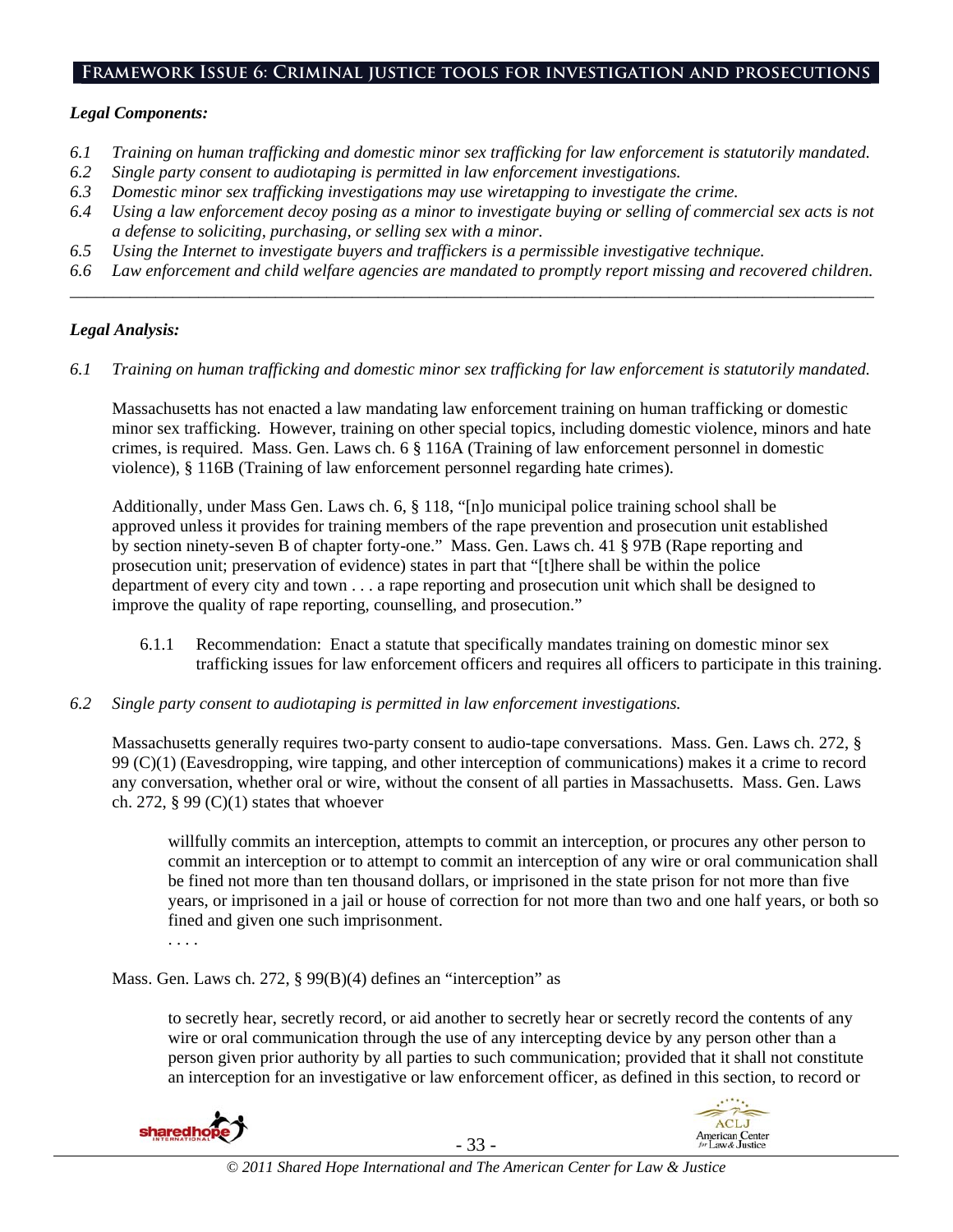## Framework Issue 6: Criminal justice tools for investigation and prosecutions

### *Legal Components:*

*6.1 Training on human trafficking and domestic minor sex trafficking for law enforcement is statutorily mandated.*
*6.2 Single party consent to audiotaping is permitted in law enforcement investigations.*
*6.3 Domestic minor sex trafficking investigations may use wiretapping to investigate the crime.*
*6.4 Using a law enforcement decoy posing as a minor to investigate buying or selling of commercial sex acts is not a defense to soliciting, purchasing, or selling sex with a minor.*
*6.5 Using the Internet to investigate buyers and traffickers is a permissible investigative technique.*
*6.6 Law enforcement and child welfare agencies are mandated to promptly report missing and recovered children.*

---

### *Legal Analysis:*

*6.1 Training on human trafficking and domestic minor sex trafficking for law enforcement is statutorily mandated.*

Massachusetts has not enacted a law mandating law enforcement training on human trafficking or domestic minor sex trafficking. However, training on other special topics, including domestic violence, minors and hate crimes, is required. Mass. Gen. Laws ch. 6 § 116A (Training of law enforcement personnel in domestic violence), § 116B (Training of law enforcement personnel regarding hate crimes).

Additionally, under Mass Gen. Laws ch. 6, § 118, "[n]o municipal police training school shall be approved unless it provides for training members of the rape prevention and prosecution unit established by section ninety-seven B of chapter forty-one." Mass. Gen. Laws ch. 41 § 97B (Rape reporting and prosecution unit; preservation of evidence) states in part that "[t]here shall be within the police department of every city and town . . . a rape reporting and prosecution unit which shall be designed to improve the quality of rape reporting, counselling, and prosecution."

6.1.1 Recommendation: Enact a statute that specifically mandates training on domestic minor sex trafficking issues for law enforcement officers and requires all officers to participate in this training.

*6.2 Single party consent to audiotaping is permitted in law enforcement investigations.*

Massachusetts generally requires two-party consent to audio-tape conversations. Mass. Gen. Laws ch. 272, § 99 (C)(1) (Eavesdropping, wire tapping, and other interception of communications) makes it a crime to record any conversation, whether oral or wire, without the consent of all parties in Massachusetts. Mass. Gen. Laws ch. 272, § 99 (C)(1) states that whoever

> willfully commits an interception, attempts to commit an interception, or procures any other person to commit an interception or to attempt to commit an interception of any wire or oral communication shall be fined not more than ten thousand dollars, or imprisoned in the state prison for not more than five years, or imprisoned in a jail or house of correction for not more than two and one half years, or both so fined and given one such imprisonment.
> . . . .

Mass. Gen. Laws ch. 272, § 99(B)(4) defines an "interception" as

> to secretly hear, secretly record, or aid another to secretly hear or secretly record the contents of any wire or oral communication through the use of any intercepting device by any person other than a person given prior authority by all parties to such communication; provided that it shall not constitute an interception for an investigative or law enforcement officer, as defined in this section, to record or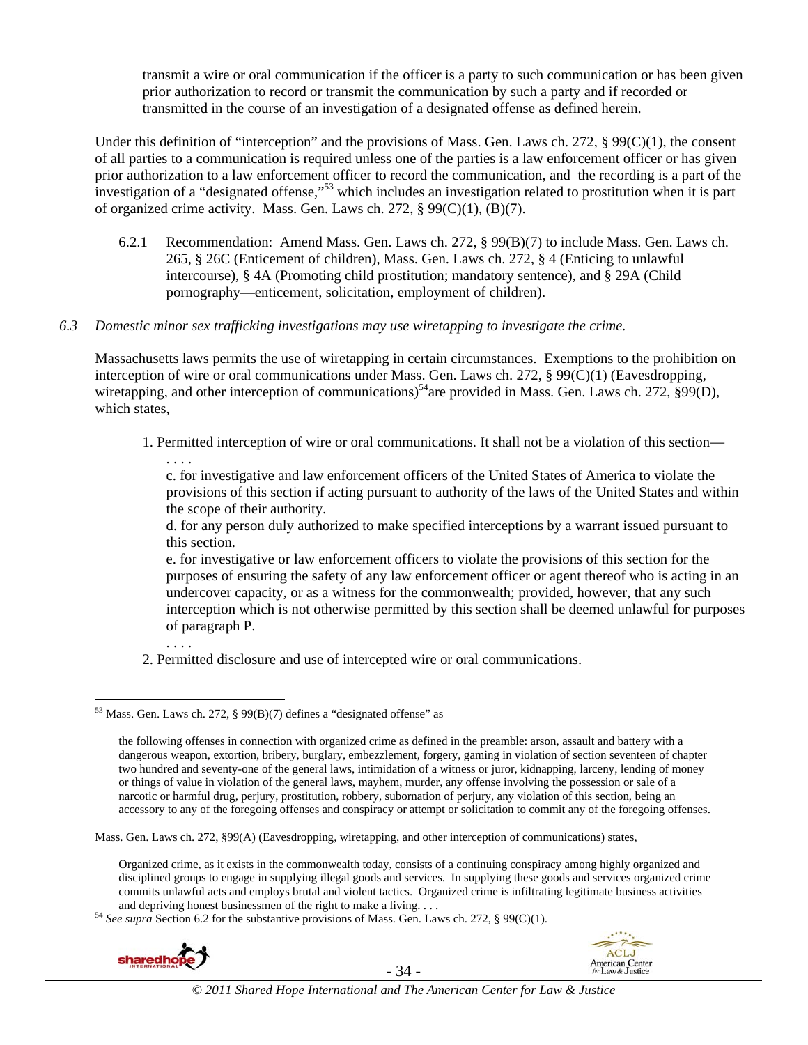transmit a wire or oral communication if the officer is a party to such communication or has been given prior authorization to record or transmit the communication by such a party and if recorded or transmitted in the course of an investigation of a designated offense as defined herein.

Under this definition of "interception" and the provisions of Mass. Gen. Laws ch. 272, § 99(C)(1), the consent of all parties to a communication is required unless one of the parties is a law enforcement officer or has given prior authorization to a law enforcement officer to record the communication, and the recording is a part of the investigation of a "designated offense,"[53] which includes an investigation related to prostitution when it is part of organized crime activity. Mass. Gen. Laws ch. 272, § 99(C)(1), (B)(7).

6.2.1 Recommendation: Amend Mass. Gen. Laws ch. 272, § 99(B)(7) to include Mass. Gen. Laws ch. 265, § 26C (Enticement of children), Mass. Gen. Laws ch. 272, § 4 (Enticing to unlawful intercourse), § 4A (Promoting child prostitution; mandatory sentence), and § 29A (Child pornography—enticement, solicitation, employment of children).

*6.3 Domestic minor sex trafficking investigations may use wiretapping to investigate the crime.*

Massachusetts laws permits the use of wiretapping in certain circumstances. Exemptions to the prohibition on interception of wire or oral communications under Mass. Gen. Laws ch. 272, § 99(C)(1) (Eavesdropping, wiretapping, and other interception of communications)[54]are provided in Mass. Gen. Laws ch. 272, §99(D), which states,

> 1. Permitted interception of wire or oral communications. It shall not be a violation of this section—
>
> . . . .
>
> c. for investigative and law enforcement officers of the United States of America to violate the provisions of this section if acting pursuant to authority of the laws of the United States and within the scope of their authority.
>
> d. for any person duly authorized to make specified interceptions by a warrant issued pursuant to this section.
>
> e. for investigative or law enforcement officers to violate the provisions of this section for the purposes of ensuring the safety of any law enforcement officer or agent thereof who is acting in an undercover capacity, or as a witness for the commonwealth; provided, however, that any such interception which is not otherwise permitted by this section shall be deemed unlawful for purposes of paragraph P.
>
> . . . .
>
> 2. Permitted disclosure and use of intercepted wire or oral communications.

---

[53] Mass. Gen. Laws ch. 272, § 99(B)(7) defines a "designated offense" as

> the following offenses in connection with organized crime as defined in the preamble: arson, assault and battery with a dangerous weapon, extortion, bribery, burglary, embezzlement, forgery, gaming in violation of section seventeen of chapter two hundred and seventy-one of the general laws, intimidation of a witness or juror, kidnapping, larceny, lending of money or things of value in violation of the general laws, mayhem, murder, any offense involving the possession or sale of a narcotic or harmful drug, perjury, prostitution, robbery, subornation of perjury, any violation of this section, being an accessory to any of the foregoing offenses and conspiracy or attempt or solicitation to commit any of the foregoing offenses.

Mass. Gen. Laws ch. 272, §99(A) (Eavesdropping, wiretapping, and other interception of communications) states,

> Organized crime, as it exists in the commonwealth today, consists of a continuing conspiracy among highly organized and disciplined groups to engage in supplying illegal goods and services. In supplying these goods and services organized crime commits unlawful acts and employs brutal and violent tactics. Organized crime is infiltrating legitimate business activities and depriving honest businessmen of the right to make a living. . . .

[54] *See supra* Section 6.2 for the substantive provisions of Mass. Gen. Laws ch. 272, § 99(C)(1).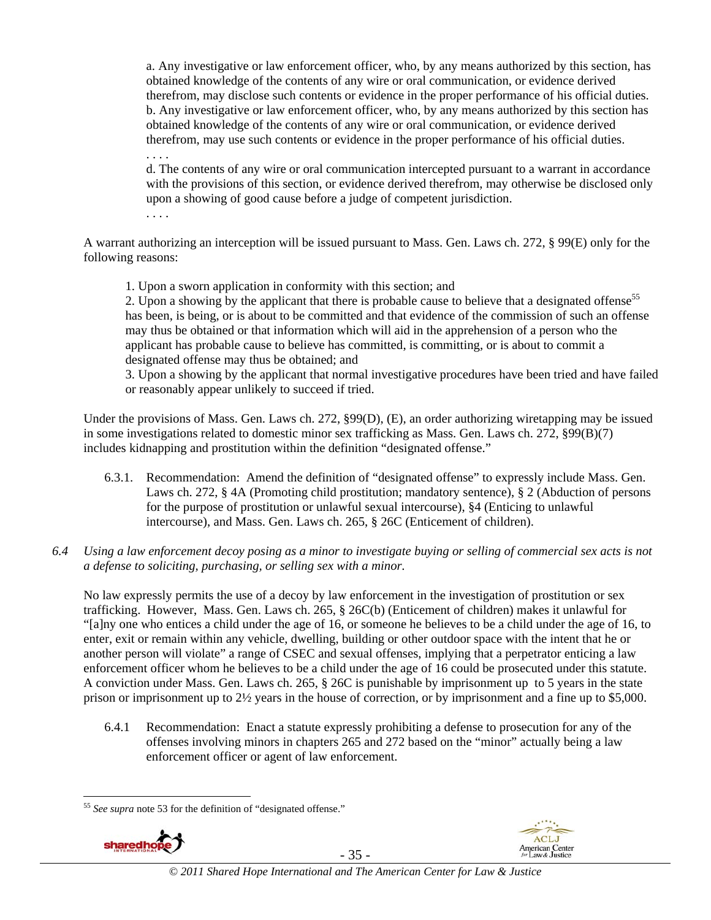> a. Any investigative or law enforcement officer, who, by any means authorized by this section, has obtained knowledge of the contents of any wire or oral communication, or evidence derived therefrom, may disclose such contents or evidence in the proper performance of his official duties.
> b. Any investigative or law enforcement officer, who, by any means authorized by this section has obtained knowledge of the contents of any wire or oral communication, or evidence derived therefrom, may use such contents or evidence in the proper performance of his official duties.
> . . . .
> d. The contents of any wire or oral communication intercepted pursuant to a warrant in accordance with the provisions of this section, or evidence derived therefrom, may otherwise be disclosed only upon a showing of good cause before a judge of competent jurisdiction.
> . . . .

A warrant authorizing an interception will be issued pursuant to Mass. Gen. Laws ch. 272, § 99(E) only for the following reasons:

> 1. Upon a sworn application in conformity with this section; and
> 2. Upon a showing by the applicant that there is probable cause to believe that a designated offense[55] has been, is being, or is about to be committed and that evidence of the commission of such an offense may thus be obtained or that information which will aid in the apprehension of a person who the applicant has probable cause to believe has committed, is committing, or is about to commit a designated offense may thus be obtained; and
> 3. Upon a showing by the applicant that normal investigative procedures have been tried and have failed or reasonably appear unlikely to succeed if tried.

Under the provisions of Mass. Gen. Laws ch. 272, §99(D), (E), an order authorizing wiretapping may be issued in some investigations related to domestic minor sex trafficking as Mass. Gen. Laws ch. 272, §99(B)(7) includes kidnapping and prostitution within the definition "designated offense."

6.3.1. Recommendation: Amend the definition of "designated offense" to expressly include Mass. Gen. Laws ch. 272, § 4A (Promoting child prostitution; mandatory sentence), § 2 (Abduction of persons for the purpose of prostitution or unlawful sexual intercourse), §4 (Enticing to unlawful intercourse), and Mass. Gen. Laws ch. 265, § 26C (Enticement of children).

*6.4 Using a law enforcement decoy posing as a minor to investigate buying or selling of commercial sex acts is not a defense to soliciting, purchasing, or selling sex with a minor.*

No law expressly permits the use of a decoy by law enforcement in the investigation of prostitution or sex trafficking. However, Mass. Gen. Laws ch. 265, § 26C(b) (Enticement of children) makes it unlawful for "[a]ny one who entices a child under the age of 16, or someone he believes to be a child under the age of 16, to enter, exit or remain within any vehicle, dwelling, building or other outdoor space with the intent that he or another person will violate" a range of CSEC and sexual offenses, implying that a perpetrator enticing a law enforcement officer whom he believes to be a child under the age of 16 could be prosecuted under this statute. A conviction under Mass. Gen. Laws ch. 265, § 26C is punishable by imprisonment up to 5 years in the state prison or imprisonment up to 2½ years in the house of correction, or by imprisonment and a fine up to $5,000.

6.4.1 Recommendation: Enact a statute expressly prohibiting a defense to prosecution for any of the offenses involving minors in chapters 265 and 272 based on the "minor" actually being a law enforcement officer or agent of law enforcement.

---

[55] *See supra* note 53 for the definition of "designated offense."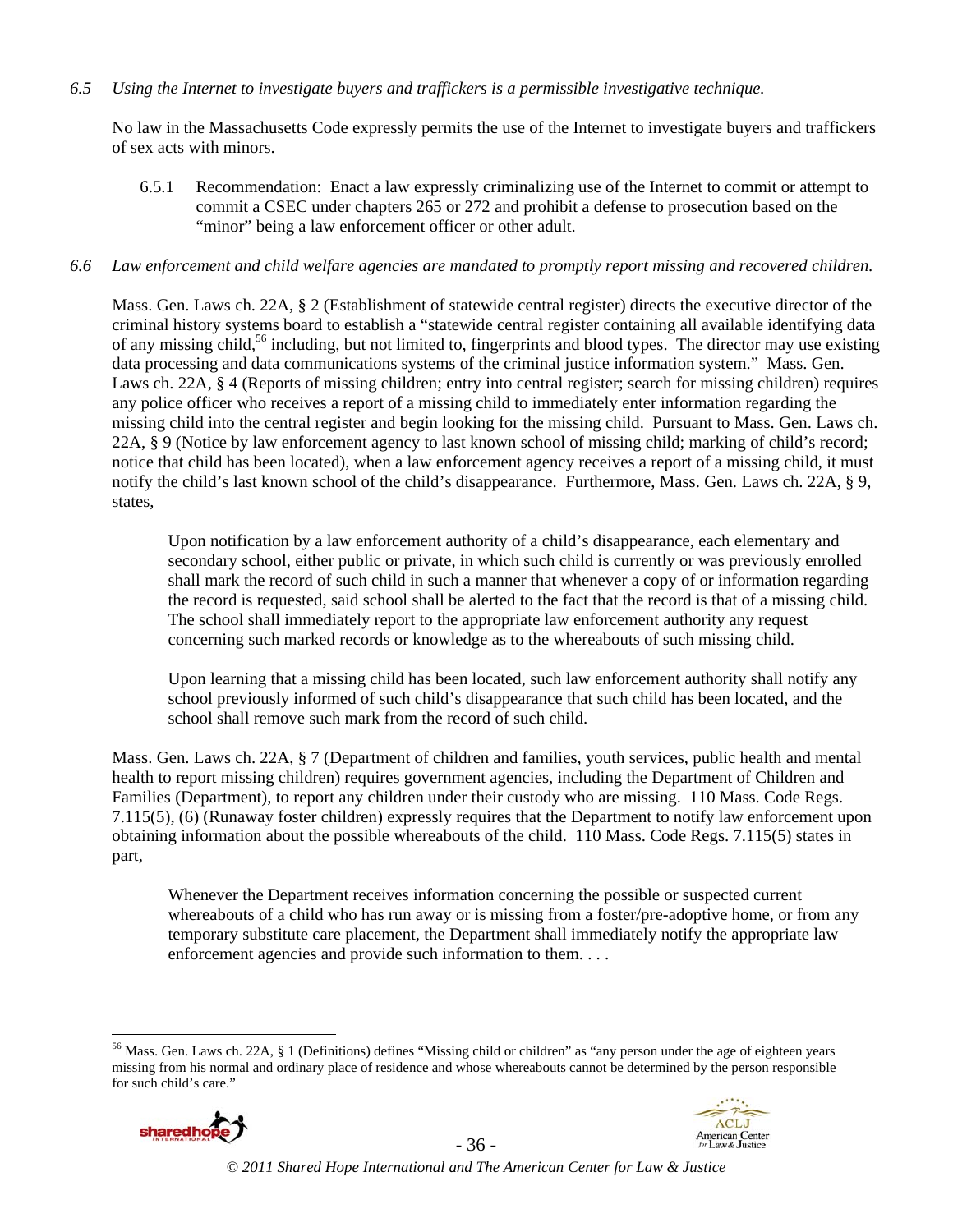*6.5 Using the Internet to investigate buyers and traffickers is a permissible investigative technique.*

No law in the Massachusetts Code expressly permits the use of the Internet to investigate buyers and traffickers of sex acts with minors.

> 6.5.1 Recommendation: Enact a law expressly criminalizing use of the Internet to commit or attempt to commit a CSEC under chapters 265 or 272 and prohibit a defense to prosecution based on the "minor" being a law enforcement officer or other adult.

*6.6 Law enforcement and child welfare agencies are mandated to promptly report missing and recovered children.*

Mass. Gen. Laws ch. 22A, § 2 (Establishment of statewide central register) directs the executive director of the criminal history systems board to establish a "statewide central register containing all available identifying data of any missing child,[56] including, but not limited to, fingerprints and blood types. The director may use existing data processing and data communications systems of the criminal justice information system." Mass. Gen. Laws ch. 22A, § 4 (Reports of missing children; entry into central register; search for missing children) requires any police officer who receives a report of a missing child to immediately enter information regarding the missing child into the central register and begin looking for the missing child. Pursuant to Mass. Gen. Laws ch. 22A, § 9 (Notice by law enforcement agency to last known school of missing child; marking of child's record; notice that child has been located), when a law enforcement agency receives a report of a missing child, it must notify the child's last known school of the child's disappearance. Furthermore, Mass. Gen. Laws ch. 22A, § 9, states,

> Upon notification by a law enforcement authority of a child's disappearance, each elementary and secondary school, either public or private, in which such child is currently or was previously enrolled shall mark the record of such child in such a manner that whenever a copy of or information regarding the record is requested, said school shall be alerted to the fact that the record is that of a missing child. The school shall immediately report to the appropriate law enforcement authority any request concerning such marked records or knowledge as to the whereabouts of such missing child.
>
> Upon learning that a missing child has been located, such law enforcement authority shall notify any school previously informed of such child's disappearance that such child has been located, and the school shall remove such mark from the record of such child.

Mass. Gen. Laws ch. 22A, § 7 (Department of children and families, youth services, public health and mental health to report missing children) requires government agencies, including the Department of Children and Families (Department), to report any children under their custody who are missing. 110 Mass. Code Regs. 7.115(5), (6) (Runaway foster children) expressly requires that the Department to notify law enforcement upon obtaining information about the possible whereabouts of the child. 110 Mass. Code Regs. 7.115(5) states in part,

> Whenever the Department receives information concerning the possible or suspected current whereabouts of a child who has run away or is missing from a foster/pre-adoptive home, or from any temporary substitute care placement, the Department shall immediately notify the appropriate law enforcement agencies and provide such information to them. . . .

---

[56] Mass. Gen. Laws ch. 22A, § 1 (Definitions) defines "Missing child or children" as "any person under the age of eighteen years missing from his normal and ordinary place of residence and whose whereabouts cannot be determined by the person responsible for such child's care."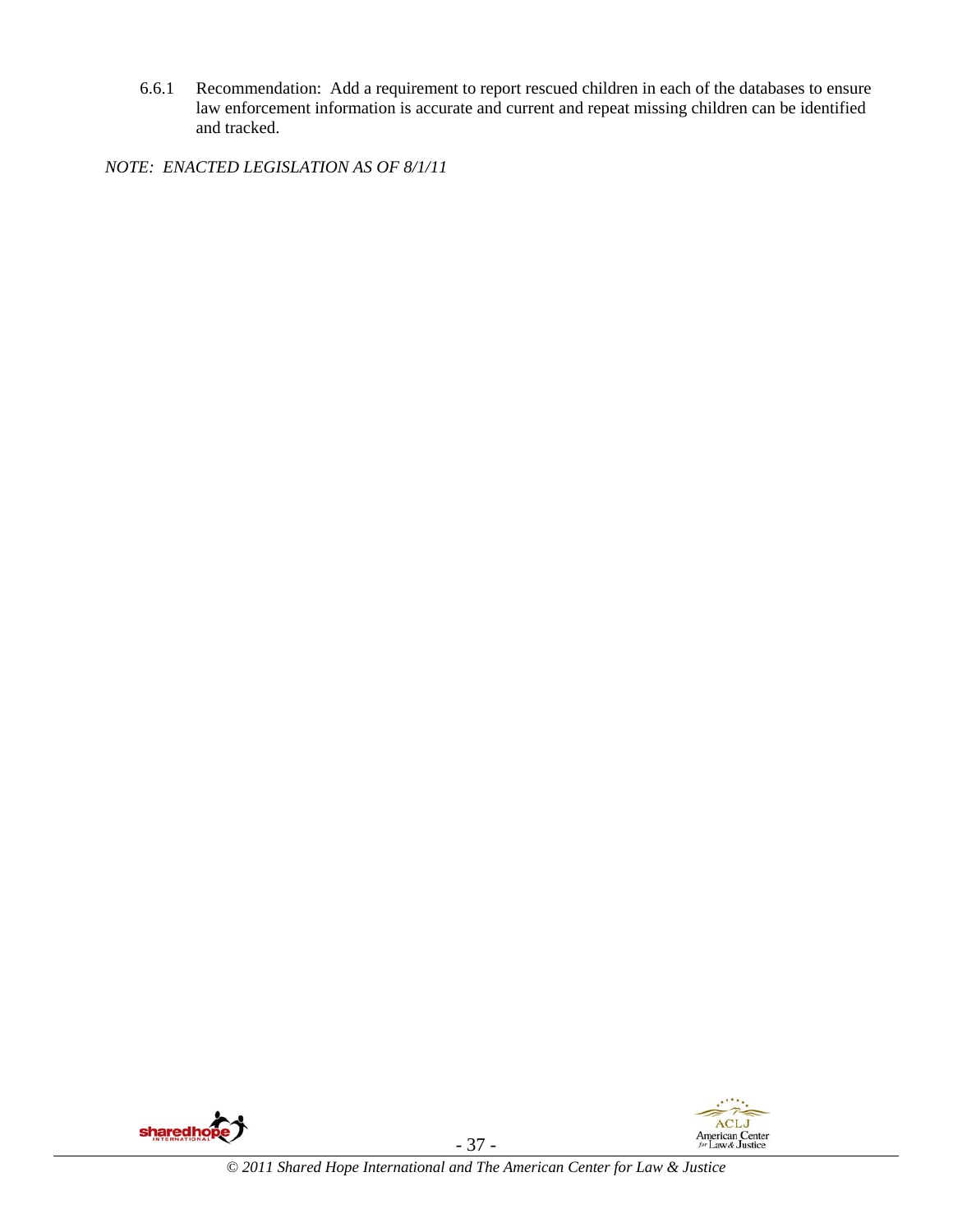6.6.1 Recommendation: Add a requirement to report rescued children in each of the databases to ensure law enforcement information is accurate and current and repeat missing children can be identified and tracked.

*NOTE: ENACTED LEGISLATION AS OF 8/1/11*